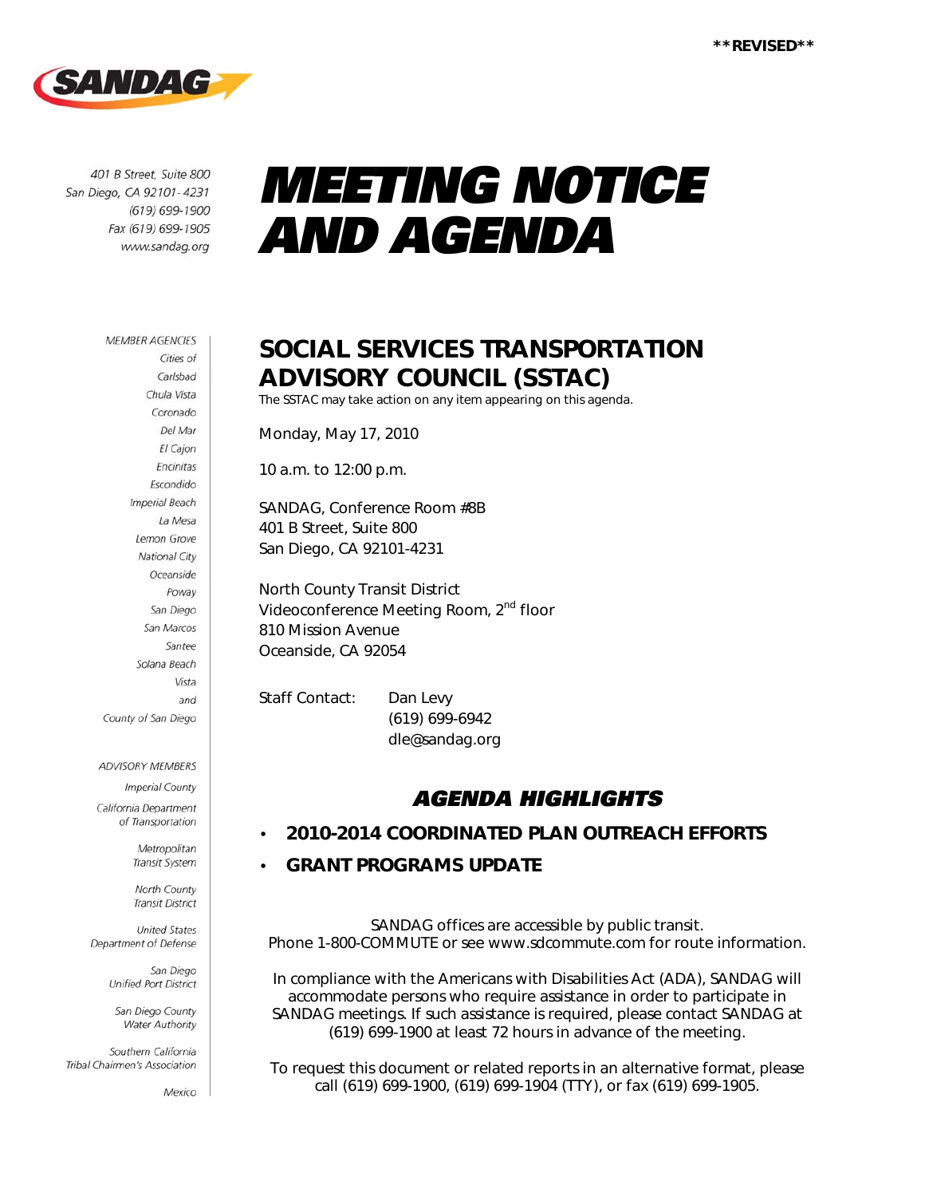**REVISED**

SANDAG

401 B Street, Suite 800
San Diego, CA 92101-4231
(619) 699-1900
Fax (619) 699-1905
www.sandag.org

# MEETING NOTICE AND AGENDA

MEMBER AGENCIES
Cities of
Carlsbad
Chula Vista
Coronado
Del Mar
El Cajon
Encinitas
Escondido
Imperial Beach
La Mesa
Lemon Grove
National City
Oceanside
Poway
San Diego
San Marcos
Santee
Solana Beach
Vista
and
County of San Diego

ADVISORY MEMBERS
Imperial County
California Department of Transportation
Metropolitan Transit System
North County Transit District
United States Department of Defense
San Diego Unified Port District
San Diego County Water Authority
Southern California Tribal Chairmen's Association
Mexico

## SOCIAL SERVICES TRANSPORTATION ADVISORY COUNCIL (SSTAC)

The SSTAC may take action on any item appearing on this agenda.

Monday, May 17, 2010

10 a.m. to 12:00 p.m.

SANDAG, Conference Room #8B
401 B Street, Suite 800
San Diego, CA 92101-4231

North County Transit District
Videoconference Meeting Room, 2nd floor
810 Mission Avenue
Oceanside, CA 92054

Staff Contact: Dan Levy
(619) 699-6942
dle@sandag.org

## AGENDA HIGHLIGHTS

- **2010-2014 COORDINATED PLAN OUTREACH EFFORTS**
- **GRANT PROGRAMS UPDATE**

SANDAG offices are accessible by public transit.
Phone 1-800-COMMUTE or see www.sdcommute.com for route information.

In compliance with the Americans with Disabilities Act (ADA), SANDAG will accommodate persons who require assistance in order to participate in SANDAG meetings. If such assistance is required, please contact SANDAG at (619) 699-1900 at least 72 hours in advance of the meeting.

To request this document or related reports in an alternative format, please call (619) 699-1900, (619) 699-1904 (TTY), or fax (619) 699-1905.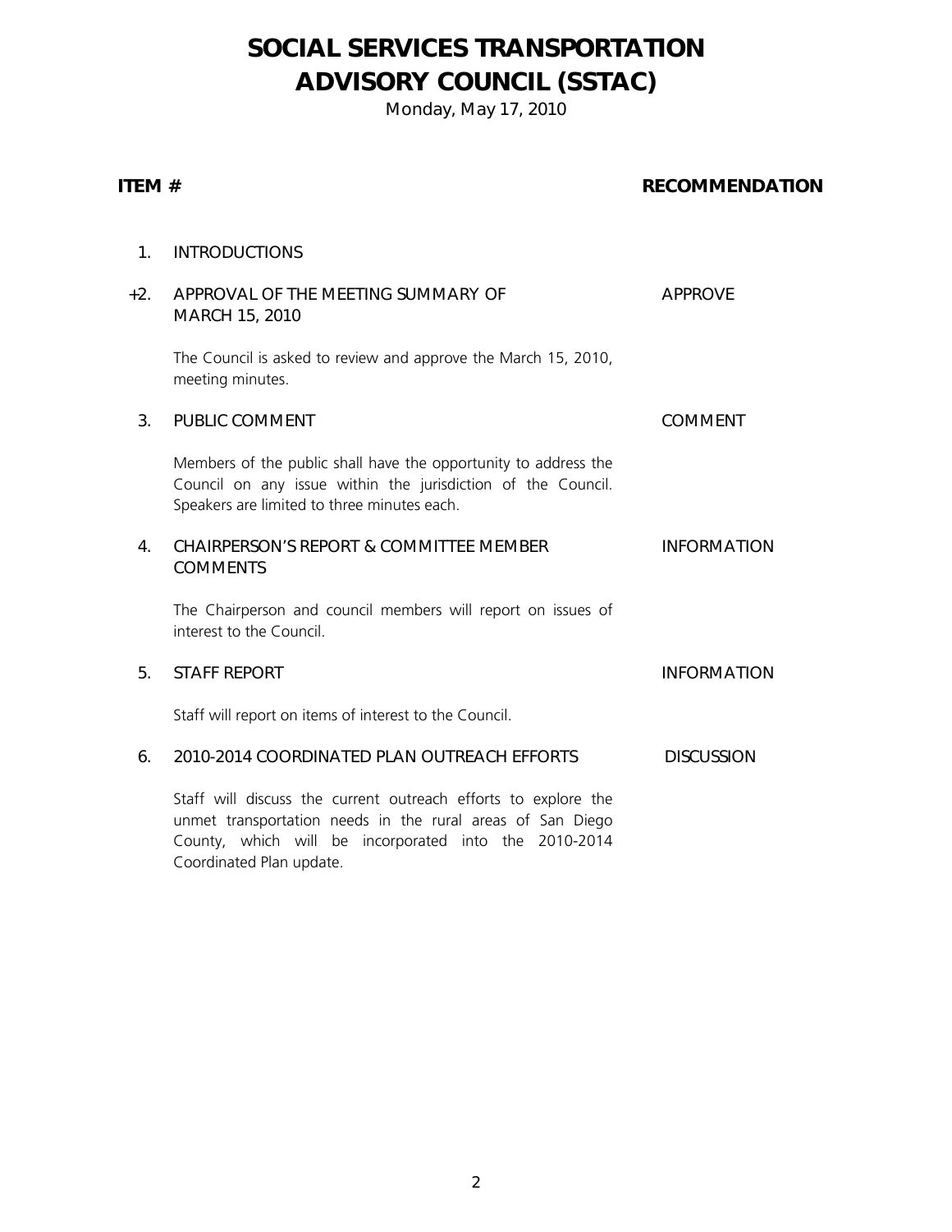# SOCIAL SERVICES TRANSPORTATION ADVISORY COUNCIL (SSTAC)

Monday, May 17, 2010

| ITEM # | | RECOMMENDATION |
|---|---|---|
| 1. | INTRODUCTIONS | |
| +2. | APPROVAL OF THE MEETING SUMMARY OF MARCH 15, 2010<br><br>The Council is asked to review and approve the March 15, 2010, meeting minutes. | APPROVE |
| 3. | PUBLIC COMMENT<br><br>Members of the public shall have the opportunity to address the Council on any issue within the jurisdiction of the Council. Speakers are limited to three minutes each. | COMMENT |
| 4. | CHAIRPERSON'S REPORT & COMMITTEE MEMBER COMMENTS<br><br>The Chairperson and council members will report on issues of interest to the Council. | INFORMATION |
| 5. | STAFF REPORT<br><br>Staff will report on items of interest to the Council. | INFORMATION |
| 6. | 2010-2014 COORDINATED PLAN OUTREACH EFFORTS<br><br>Staff will discuss the current outreach efforts to explore the unmet transportation needs in the rural areas of San Diego County, which will be incorporated into the 2010-2014 Coordinated Plan update. | DISCUSSION |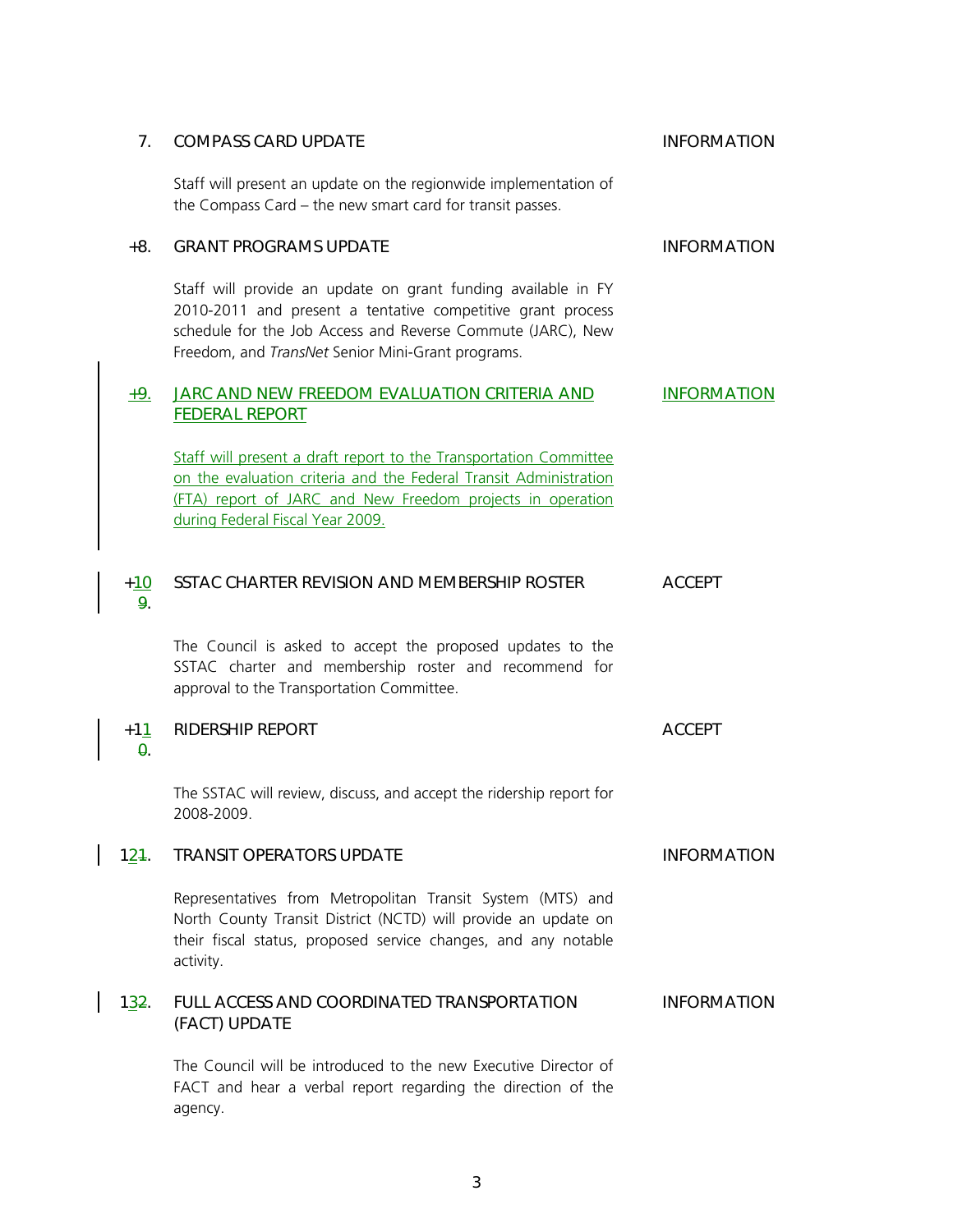7. COMPASS CARD UPDATE — INFORMATION

Staff will present an update on the regionwide implementation of the Compass Card – the new smart card for transit passes.

+8. GRANT PROGRAMS UPDATE — INFORMATION

Staff will provide an update on grant funding available in FY 2010-2011 and present a tentative competitive grant process schedule for the Job Access and Reverse Commute (JARC), New Freedom, and *TransNet* Senior Mini-Grant programs.

+9. JARC AND NEW FREEDOM EVALUATION CRITERIA AND FEDERAL REPORT — INFORMATION

Staff will present a draft report to the Transportation Committee on the evaluation criteria and the Federal Transit Administration (FTA) report of JARC and New Freedom projects in operation during Federal Fiscal Year 2009.

+10. SSTAC CHARTER REVISION AND MEMBERSHIP ROSTER — ACCEPT

The Council is asked to accept the proposed updates to the SSTAC charter and membership roster and recommend for approval to the Transportation Committee.

+11. RIDERSHIP REPORT — ACCEPT

The SSTAC will review, discuss, and accept the ridership report for 2008-2009.

12. TRANSIT OPERATORS UPDATE — INFORMATION

Representatives from Metropolitan Transit System (MTS) and North County Transit District (NCTD) will provide an update on their fiscal status, proposed service changes, and any notable activity.

13. FULL ACCESS AND COORDINATED TRANSPORTATION (FACT) UPDATE — INFORMATION

The Council will be introduced to the new Executive Director of FACT and hear a verbal report regarding the direction of the agency.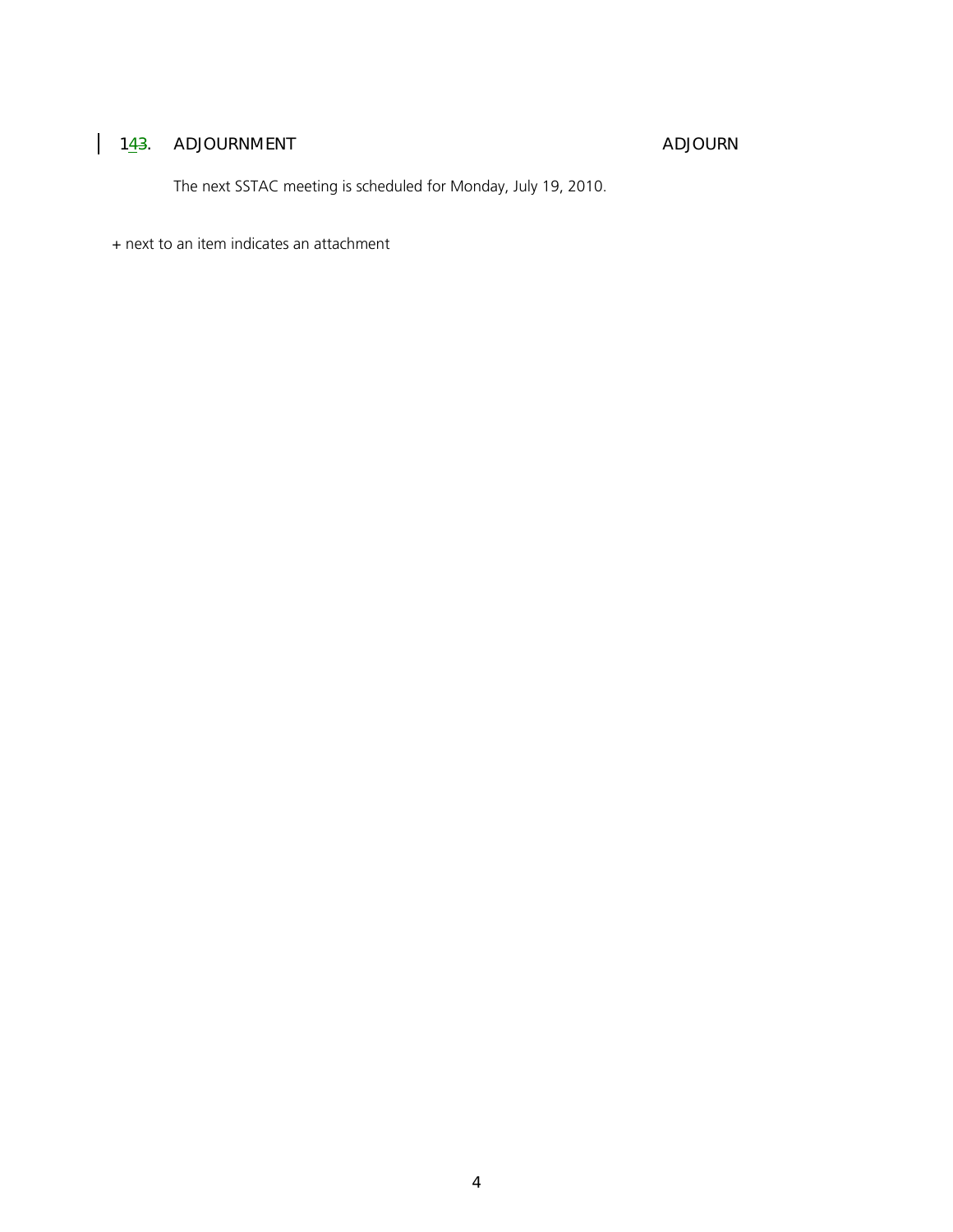143. ADJOURNMENT ADJOURN

The next SSTAC meeting is scheduled for Monday, July 19, 2010.

+ next to an item indicates an attachment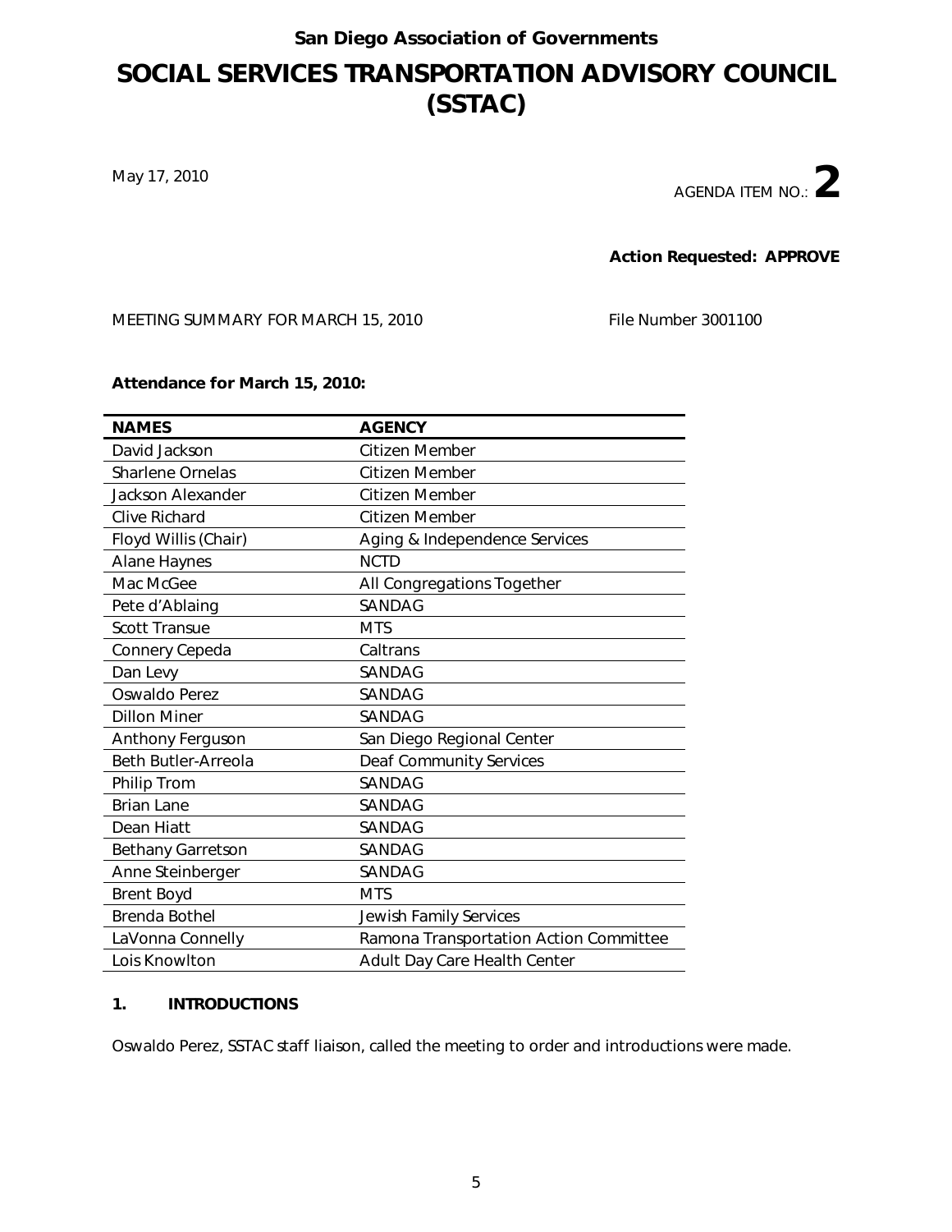San Diego Association of Governments

# SOCIAL SERVICES TRANSPORTATION ADVISORY COUNCIL (SSTAC)

May 17, 2010

AGENDA ITEM NO.: **2**

**Action Requested: APPROVE**

MEETING SUMMARY FOR MARCH 15, 2010

File Number 3001100

**Attendance for March 15, 2010:**

| NAMES | AGENCY |
|---|---|
| David Jackson | Citizen Member |
| Sharlene Ornelas | Citizen Member |
| Jackson Alexander | Citizen Member |
| Clive Richard | Citizen Member |
| Floyd Willis (Chair) | Aging & Independence Services |
| Alane Haynes | NCTD |
| Mac McGee | All Congregations Together |
| Pete d'Ablaing | SANDAG |
| Scott Transue | MTS |
| Connery Cepeda | Caltrans |
| Dan Levy | SANDAG |
| Oswaldo Perez | SANDAG |
| Dillon Miner | SANDAG |
| Anthony Ferguson | San Diego Regional Center |
| Beth Butler-Arreola | Deaf Community Services |
| Philip Trom | SANDAG |
| Brian Lane | SANDAG |
| Dean Hiatt | SANDAG |
| Bethany Garretson | SANDAG |
| Anne Steinberger | SANDAG |
| Brent Boyd | MTS |
| Brenda Bothel | Jewish Family Services |
| LaVonna Connelly | Ramona Transportation Action Committee |
| Lois Knowlton | Adult Day Care Health Center |

## 1. INTRODUCTIONS

Oswaldo Perez, SSTAC staff liaison, called the meeting to order and introductions were made.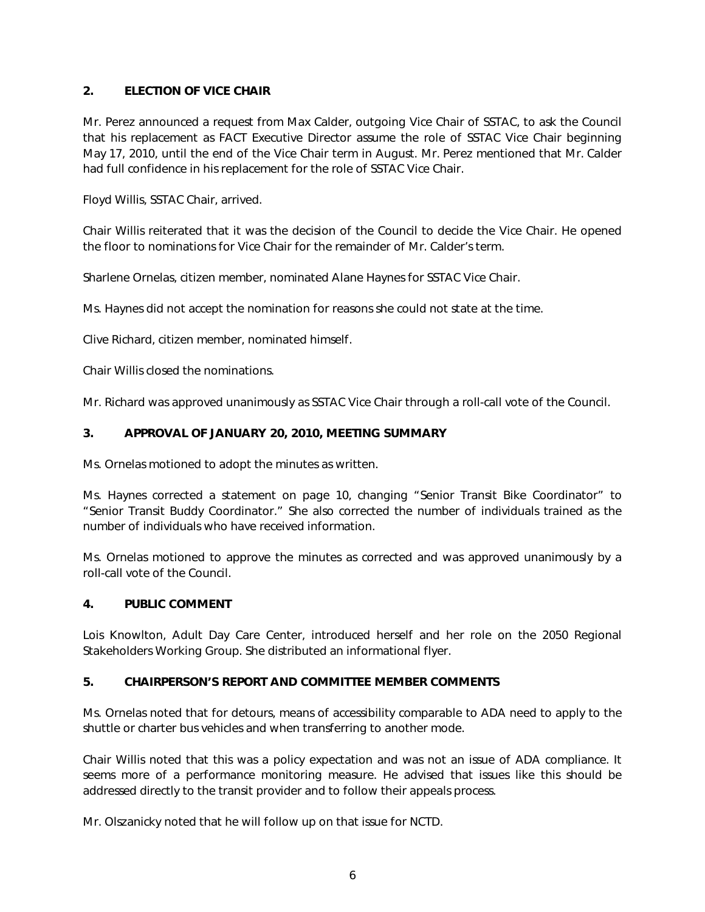## 2. ELECTION OF VICE CHAIR

Mr. Perez announced a request from Max Calder, outgoing Vice Chair of SSTAC, to ask the Council that his replacement as FACT Executive Director assume the role of SSTAC Vice Chair beginning May 17, 2010, until the end of the Vice Chair term in August. Mr. Perez mentioned that Mr. Calder had full confidence in his replacement for the role of SSTAC Vice Chair.

Floyd Willis, SSTAC Chair, arrived.

Chair Willis reiterated that it was the decision of the Council to decide the Vice Chair. He opened the floor to nominations for Vice Chair for the remainder of Mr. Calder's term.

Sharlene Ornelas, citizen member, nominated Alane Haynes for SSTAC Vice Chair.

Ms. Haynes did not accept the nomination for reasons she could not state at the time.

Clive Richard, citizen member, nominated himself.

Chair Willis closed the nominations.

Mr. Richard was approved unanimously as SSTAC Vice Chair through a roll-call vote of the Council.

## 3. APPROVAL OF JANUARY 20, 2010, MEETING SUMMARY

Ms. Ornelas motioned to adopt the minutes as written.

Ms. Haynes corrected a statement on page 10, changing "Senior Transit Bike Coordinator" to "Senior Transit Buddy Coordinator." She also corrected the number of individuals trained as the number of individuals who have received information.

Ms. Ornelas motioned to approve the minutes as corrected and was approved unanimously by a roll-call vote of the Council.

## 4. PUBLIC COMMENT

Lois Knowlton, Adult Day Care Center, introduced herself and her role on the 2050 Regional Stakeholders Working Group. She distributed an informational flyer.

## 5. CHAIRPERSON'S REPORT AND COMMITTEE MEMBER COMMENTS

Ms. Ornelas noted that for detours, means of accessibility comparable to ADA need to apply to the shuttle or charter bus vehicles and when transferring to another mode.

Chair Willis noted that this was a policy expectation and was not an issue of ADA compliance. It seems more of a performance monitoring measure. He advised that issues like this should be addressed directly to the transit provider and to follow their appeals process.

Mr. Olszanicky noted that he will follow up on that issue for NCTD.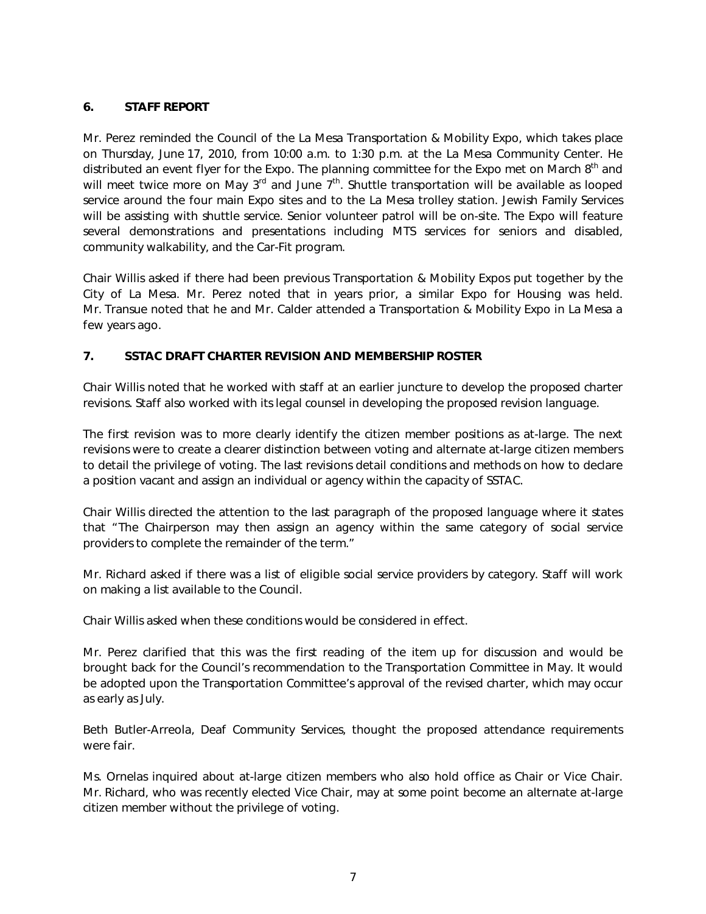**6. STAFF REPORT**

Mr. Perez reminded the Council of the La Mesa Transportation & Mobility Expo, which takes place on Thursday, June 17, 2010, from 10:00 a.m. to 1:30 p.m. at the La Mesa Community Center. He distributed an event flyer for the Expo. The planning committee for the Expo met on March 8th and will meet twice more on May 3rd and June 7th. Shuttle transportation will be available as looped service around the four main Expo sites and to the La Mesa trolley station. Jewish Family Services will be assisting with shuttle service. Senior volunteer patrol will be on-site. The Expo will feature several demonstrations and presentations including MTS services for seniors and disabled, community walkability, and the Car-Fit program.

Chair Willis asked if there had been previous Transportation & Mobility Expos put together by the City of La Mesa. Mr. Perez noted that in years prior, a similar Expo for Housing was held. Mr. Transue noted that he and Mr. Calder attended a Transportation & Mobility Expo in La Mesa a few years ago.

**7. SSTAC DRAFT CHARTER REVISION AND MEMBERSHIP ROSTER**

Chair Willis noted that he worked with staff at an earlier juncture to develop the proposed charter revisions. Staff also worked with its legal counsel in developing the proposed revision language.

The first revision was to more clearly identify the citizen member positions as at-large. The next revisions were to create a clearer distinction between voting and alternate at-large citizen members to detail the privilege of voting. The last revisions detail conditions and methods on how to declare a position vacant and assign an individual or agency within the capacity of SSTAC.

Chair Willis directed the attention to the last paragraph of the proposed language where it states that "The Chairperson may then assign an agency within the same category of social service providers to complete the remainder of the term."

Mr. Richard asked if there was a list of eligible social service providers by category. Staff will work on making a list available to the Council.

Chair Willis asked when these conditions would be considered in effect.

Mr. Perez clarified that this was the first reading of the item up for discussion and would be brought back for the Council's recommendation to the Transportation Committee in May. It would be adopted upon the Transportation Committee's approval of the revised charter, which may occur as early as July.

Beth Butler-Arreola, Deaf Community Services, thought the proposed attendance requirements were fair.

Ms. Ornelas inquired about at-large citizen members who also hold office as Chair or Vice Chair. Mr. Richard, who was recently elected Vice Chair, may at some point become an alternate at-large citizen member without the privilege of voting.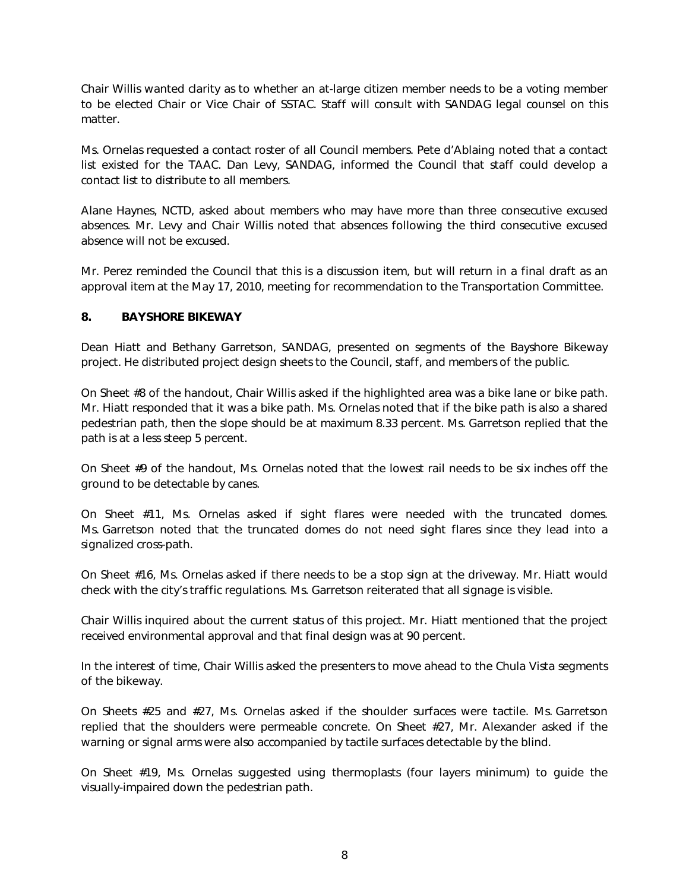Chair Willis wanted clarity as to whether an at-large citizen member needs to be a voting member to be elected Chair or Vice Chair of SSTAC. Staff will consult with SANDAG legal counsel on this matter.

Ms. Ornelas requested a contact roster of all Council members. Pete d'Ablaing noted that a contact list existed for the TAAC. Dan Levy, SANDAG, informed the Council that staff could develop a contact list to distribute to all members.

Alane Haynes, NCTD, asked about members who may have more than three consecutive excused absences. Mr. Levy and Chair Willis noted that absences following the third consecutive excused absence will not be excused.

Mr. Perez reminded the Council that this is a discussion item, but will return in a final draft as an approval item at the May 17, 2010, meeting for recommendation to the Transportation Committee.

**8. BAYSHORE BIKEWAY**

Dean Hiatt and Bethany Garretson, SANDAG, presented on segments of the Bayshore Bikeway project. He distributed project design sheets to the Council, staff, and members of the public.

On Sheet #8 of the handout, Chair Willis asked if the highlighted area was a bike lane or bike path. Mr. Hiatt responded that it was a bike path. Ms. Ornelas noted that if the bike path is also a shared pedestrian path, then the slope should be at maximum 8.33 percent. Ms. Garretson replied that the path is at a less steep 5 percent.

On Sheet #9 of the handout, Ms. Ornelas noted that the lowest rail needs to be six inches off the ground to be detectable by canes.

On Sheet #11, Ms. Ornelas asked if sight flares were needed with the truncated domes. Ms. Garretson noted that the truncated domes do not need sight flares since they lead into a signalized cross-path.

On Sheet #16, Ms. Ornelas asked if there needs to be a stop sign at the driveway. Mr. Hiatt would check with the city's traffic regulations. Ms. Garretson reiterated that all signage is visible.

Chair Willis inquired about the current status of this project. Mr. Hiatt mentioned that the project received environmental approval and that final design was at 90 percent.

In the interest of time, Chair Willis asked the presenters to move ahead to the Chula Vista segments of the bikeway.

On Sheets #25 and #27, Ms. Ornelas asked if the shoulder surfaces were tactile. Ms. Garretson replied that the shoulders were permeable concrete. On Sheet #27, Mr. Alexander asked if the warning or signal arms were also accompanied by tactile surfaces detectable by the blind.

On Sheet #19, Ms. Ornelas suggested using thermoplasts (four layers minimum) to guide the visually-impaired down the pedestrian path.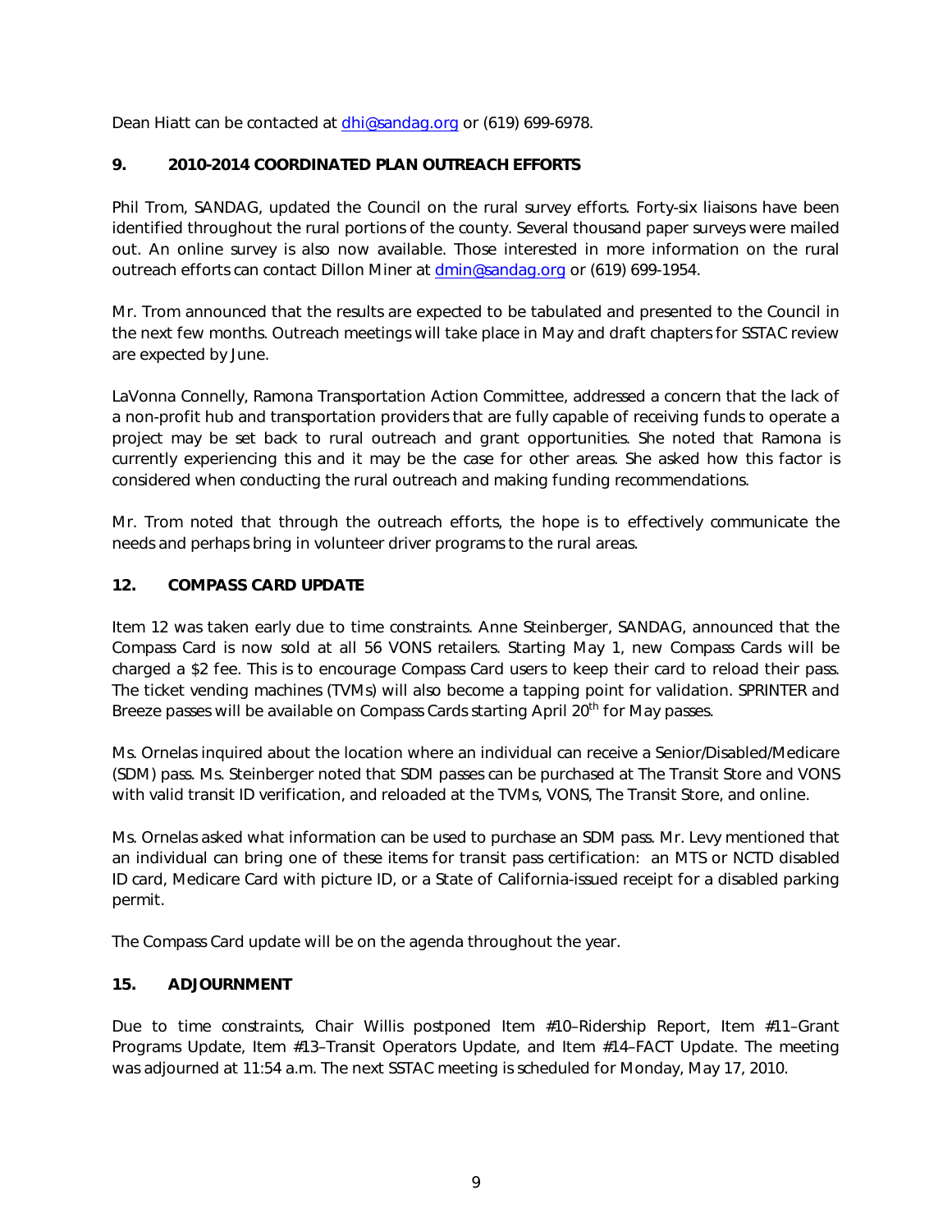Dean Hiatt can be contacted at dhi@sandag.org or (619) 699-6978.

### 9. 2010-2014 COORDINATED PLAN OUTREACH EFFORTS

Phil Trom, SANDAG, updated the Council on the rural survey efforts. Forty-six liaisons have been identified throughout the rural portions of the county. Several thousand paper surveys were mailed out. An online survey is also now available. Those interested in more information on the rural outreach efforts can contact Dillon Miner at dmin@sandag.org or (619) 699-1954.

Mr. Trom announced that the results are expected to be tabulated and presented to the Council in the next few months. Outreach meetings will take place in May and draft chapters for SSTAC review are expected by June.

LaVonna Connelly, Ramona Transportation Action Committee, addressed a concern that the lack of a non-profit hub and transportation providers that are fully capable of receiving funds to operate a project may be set back to rural outreach and grant opportunities. She noted that Ramona is currently experiencing this and it may be the case for other areas. She asked how this factor is considered when conducting the rural outreach and making funding recommendations.

Mr. Trom noted that through the outreach efforts, the hope is to effectively communicate the needs and perhaps bring in volunteer driver programs to the rural areas.

### 12. COMPASS CARD UPDATE

Item 12 was taken early due to time constraints. Anne Steinberger, SANDAG, announced that the Compass Card is now sold at all 56 VONS retailers. Starting May 1, new Compass Cards will be charged a $2 fee. This is to encourage Compass Card users to keep their card to reload their pass. The ticket vending machines (TVMs) will also become a tapping point for validation. SPRINTER and Breeze passes will be available on Compass Cards starting April 20th for May passes.

Ms. Ornelas inquired about the location where an individual can receive a Senior/Disabled/Medicare (SDM) pass. Ms. Steinberger noted that SDM passes can be purchased at The Transit Store and VONS with valid transit ID verification, and reloaded at the TVMs, VONS, The Transit Store, and online.

Ms. Ornelas asked what information can be used to purchase an SDM pass. Mr. Levy mentioned that an individual can bring one of these items for transit pass certification: an MTS or NCTD disabled ID card, Medicare Card with picture ID, or a State of California-issued receipt for a disabled parking permit.

The Compass Card update will be on the agenda throughout the year.

### 15. ADJOURNMENT

Due to time constraints, Chair Willis postponed Item #10–Ridership Report, Item #11–Grant Programs Update, Item #13–Transit Operators Update, and Item #14–FACT Update. The meeting was adjourned at 11:54 a.m. The next SSTAC meeting is scheduled for Monday, May 17, 2010.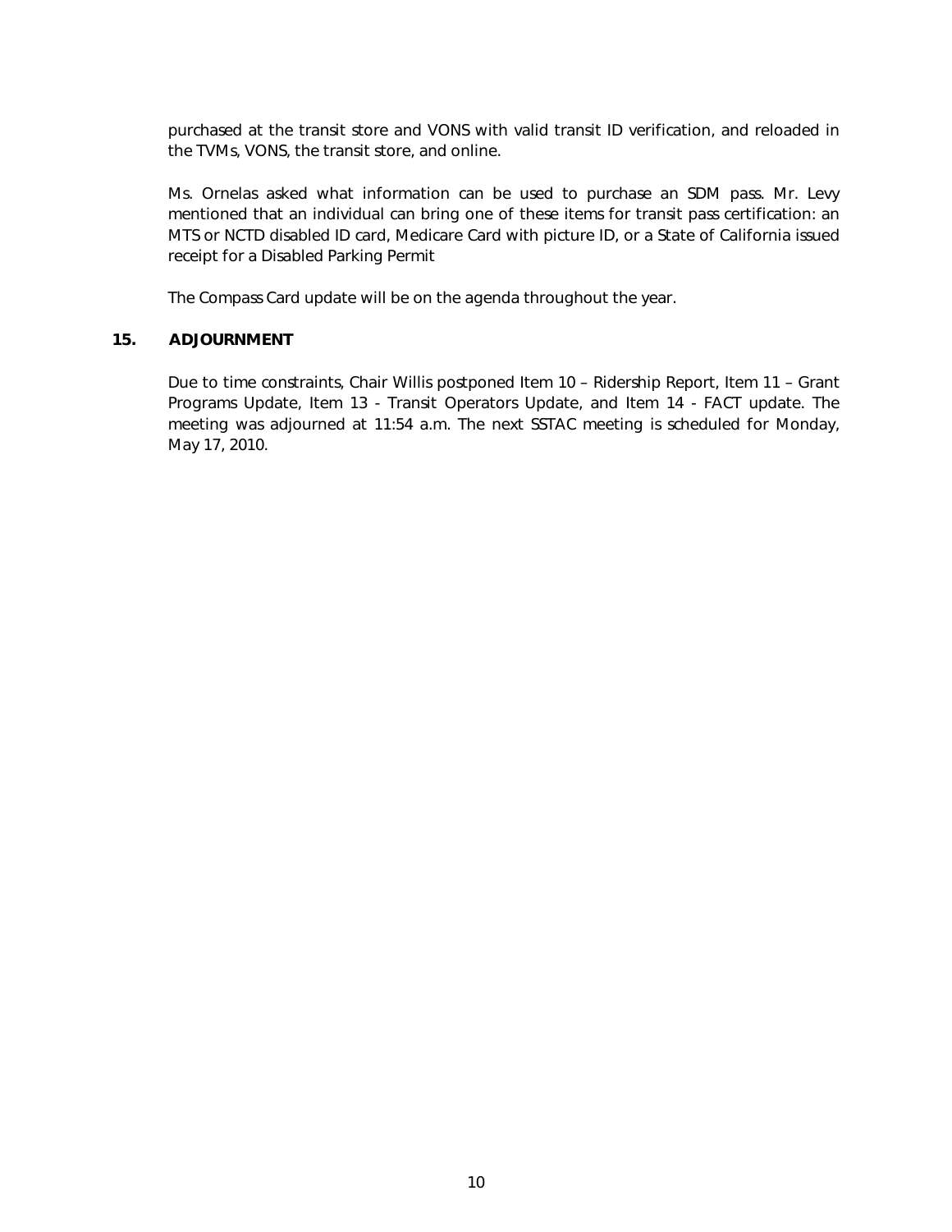purchased at the transit store and VONS with valid transit ID verification, and reloaded in the TVMs, VONS, the transit store, and online.

Ms. Ornelas asked what information can be used to purchase an SDM pass. Mr. Levy mentioned that an individual can bring one of these items for transit pass certification: an MTS or NCTD disabled ID card, Medicare Card with picture ID, or a State of California issued receipt for a Disabled Parking Permit

The Compass Card update will be on the agenda throughout the year.

**15. ADJOURNMENT**

Due to time constraints, Chair Willis postponed Item 10 – Ridership Report, Item 11 – Grant Programs Update, Item 13 - Transit Operators Update, and Item 14 - FACT update. The meeting was adjourned at 11:54 a.m. The next SSTAC meeting is scheduled for Monday, May 17, 2010.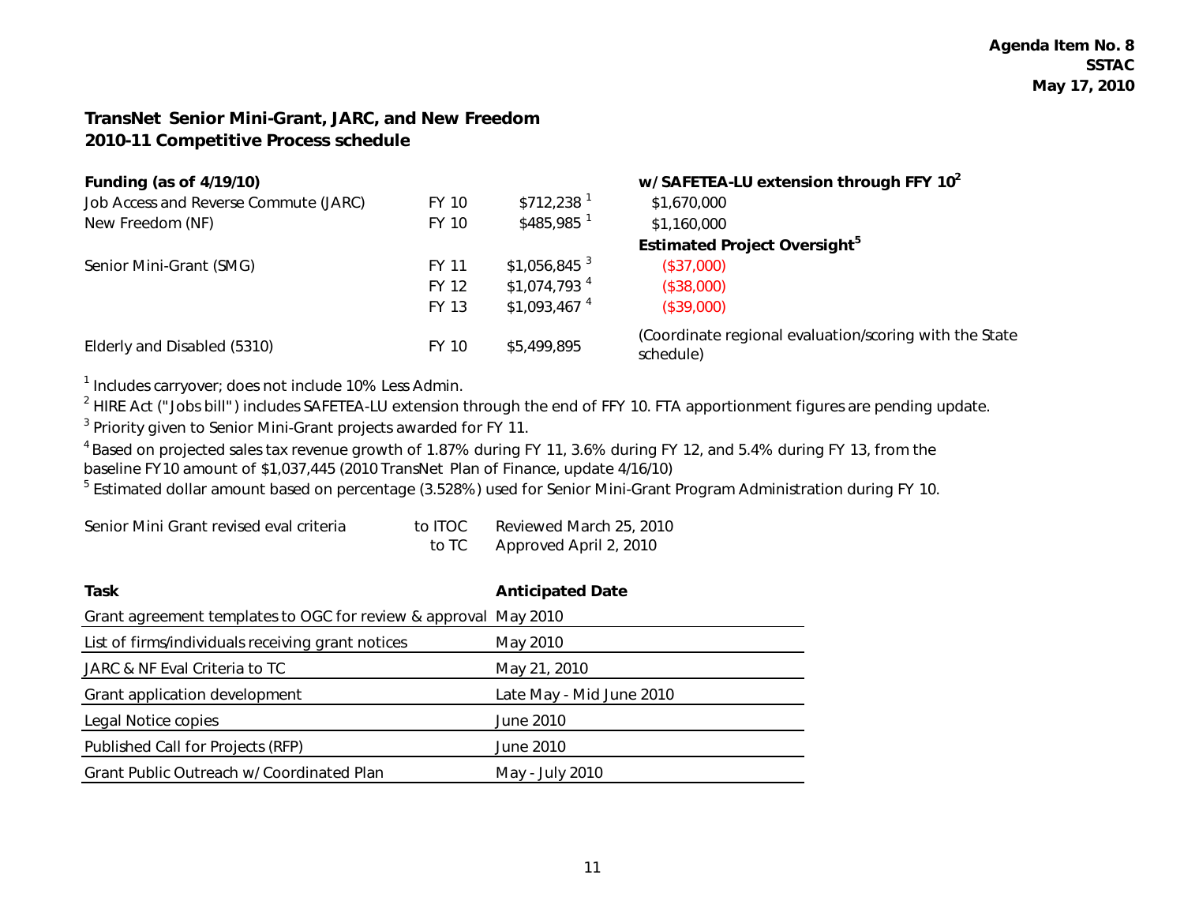Agenda Item No. 8
SSTAC
May 17, 2010

## TransNet Senior Mini-Grant, JARC, and New Freedom
## 2010-11 Competitive Process schedule

| Funding (as of 4/19/10) | | | w/ SAFETEA-LU extension through FFY 10[2] |
|---|---|---|---|
| Job Access and Reverse Commute (JARC) | FY 10 | $712,238 [1] | $1,670,000 |
| New Freedom (NF) | FY 10 | $485,985 [1] | $1,160,000 |
| | | | **Estimated Project Oversight[5]** |
| Senior Mini-Grant (SMG) | FY 11 | $1,056,845 [3] | ($37,000) |
| | FY 12 | $1,074,793 [4] | ($38,000) |
| | FY 13 | $1,093,467 [4] | ($39,000) |
| Elderly and Disabled (5310) | FY 10 | $5,499,895 | (Coordinate regional evaluation/scoring with the State schedule) |

[1] Includes carryover; does not include 10% Less Admin.

[2] HIRE Act ("Jobs bill") includes SAFETEA-LU extension through the end of FFY 10. FTA apportionment figures are pending update.

[3] Priority given to Senior Mini-Grant projects awarded for FY 11.

[4] Based on projected sales tax revenue growth of 1.87% during FY 11, 3.6% during FY 12, and 5.4% during FY 13, from the baseline FY10 amount of $1,037,445 (2010 TransNet Plan of Finance, update 4/16/10)

[5] Estimated dollar amount based on percentage (3.528%) used for Senior Mini-Grant Program Administration during FY 10.

| | | |
|---|---|---|
| Senior Mini Grant revised eval criteria | to ITOC | Reviewed March 25, 2010 |
| | to TC | Approved April 2, 2010 |

| Task | Anticipated Date |
|---|---|
| Grant agreement templates to OGC for review & approval | May 2010 |
| List of firms/individuals receiving grant notices | May 2010 |
| JARC & NF Eval Criteria to TC | May 21, 2010 |
| Grant application development | Late May - Mid June 2010 |
| Legal Notice copies | June 2010 |
| Published Call for Projects (RFP) | June 2010 |
| Grant Public Outreach w/ Coordinated Plan | May - July 2010 |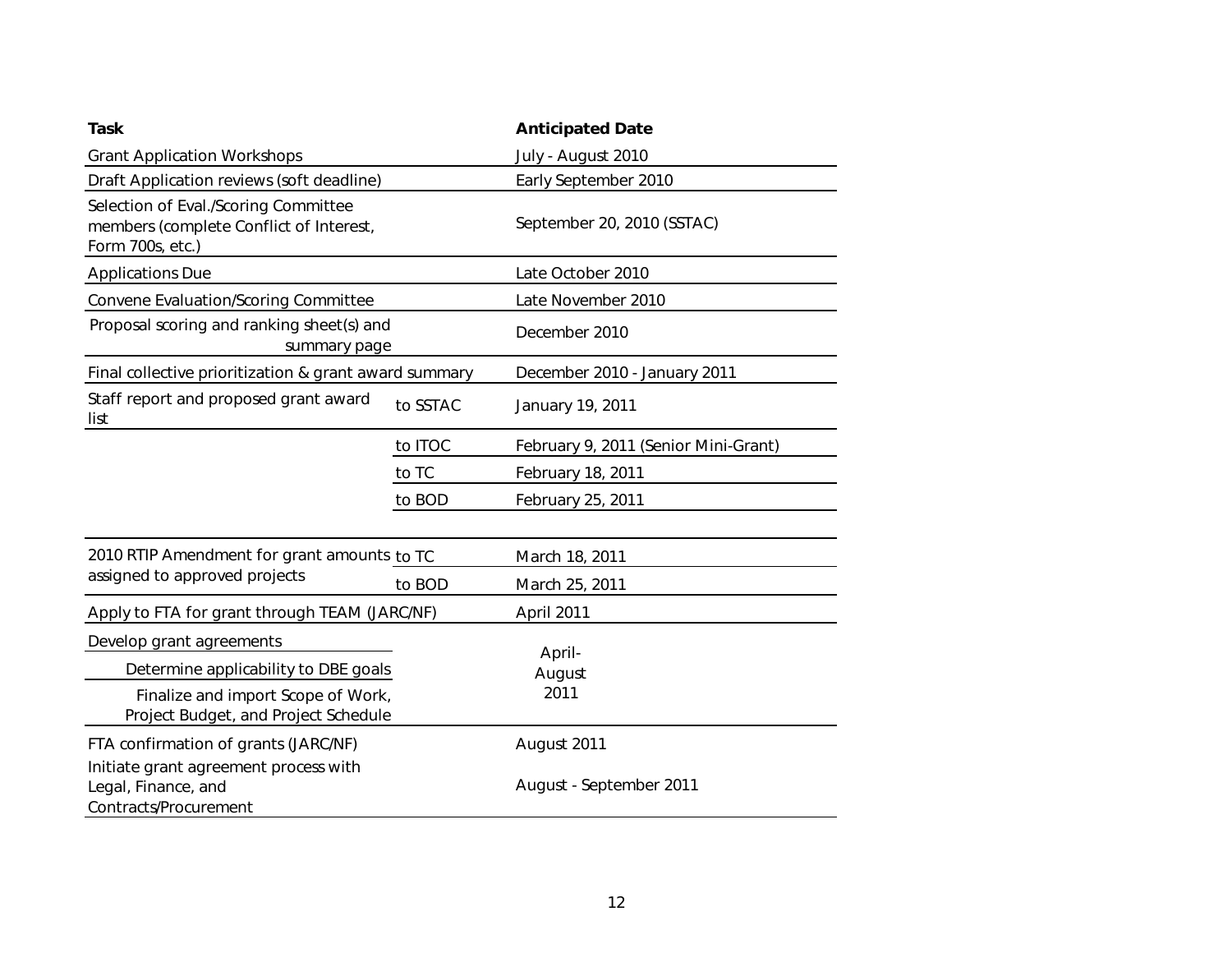| Task | | Anticipated Date |
|---|---|---|
| Grant Application Workshops | | July - August 2010 |
| Draft Application reviews (soft deadline) | | Early September 2010 |
| Selection of Eval./Scoring Committee members (complete Conflict of Interest, Form 700s, etc.) | | September 20, 2010 (SSTAC) |
| Applications Due | | Late October 2010 |
| Convene Evaluation/Scoring Committee | | Late November 2010 |
| Proposal scoring and ranking sheet(s) and summary page | | December 2010 |
| Final collective prioritization & grant award summary | | December 2010 - January 2011 |
| Staff report and proposed grant award list | to SSTAC | January 19, 2011 |
| | to ITOC | February 9, 2011 (Senior Mini-Grant) |
| | to TC | February 18, 2011 |
| | to BOD | February 25, 2011 |
| 2010 RTIP Amendment for grant amounts assigned to approved projects | to TC | March 18, 2011 |
| | to BOD | March 25, 2011 |
| Apply to FTA for grant through TEAM (JARC/NF) | | April 2011 |
| Develop grant agreements<br>Determine applicability to DBE goals<br>Finalize and import Scope of Work, Project Budget, and Project Schedule | | April-August 2011 |
| FTA confirmation of grants (JARC/NF) | | August 2011 |
| Initiate grant agreement process with Legal, Finance, and Contracts/Procurement | | August - September 2011 |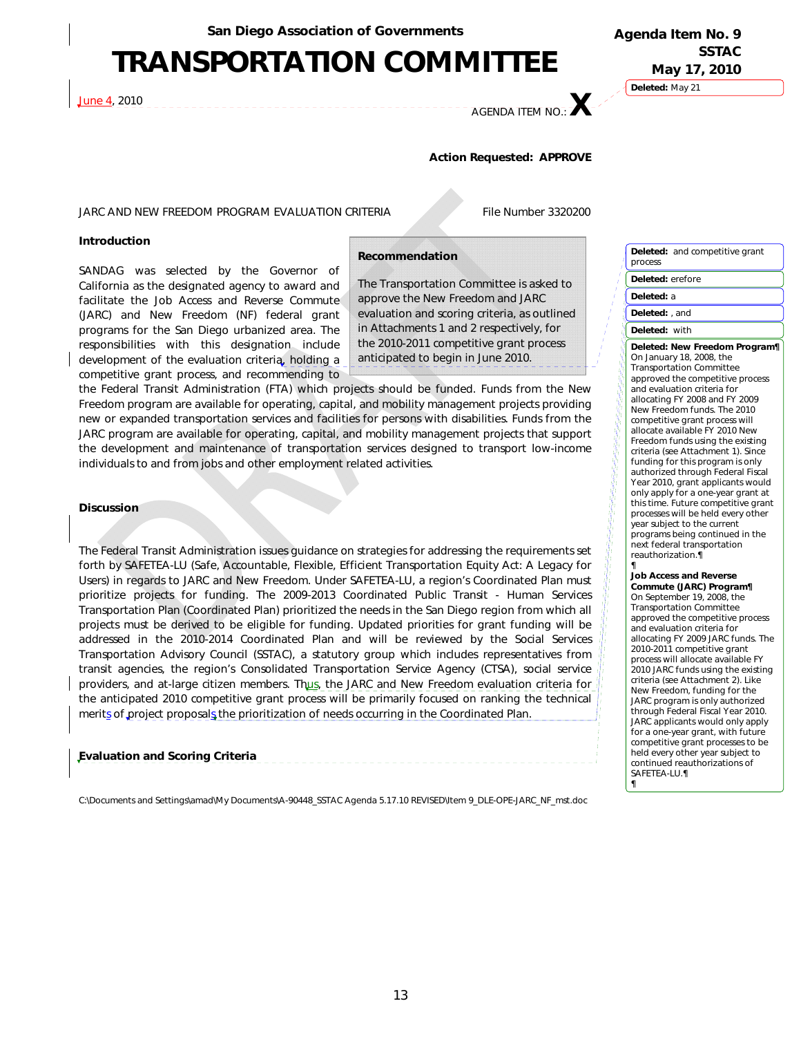Agenda Item No. 9
SSTAC
May 17, 2010

San Diego Association of Governments

# TRANSPORTATION COMMITTEE

June 4, 2010

AGENDA ITEM NO.: X

**Action Requested: APPROVE**

JARC AND NEW FREEDOM PROGRAM EVALUATION CRITERIA File Number 3320200

**Introduction**

SANDAG was selected by the Governor of California as the designated agency to award and facilitate the Job Access and Reverse Commute (JARC) and New Freedom (NF) federal grant programs for the San Diego urbanized area. The responsibilities with this designation include development of the evaluation criteria, holding a competitive grant process, and recommending to the Federal Transit Administration (FTA) which projects should be funded. Funds from the New Freedom program are available for operating, capital, and mobility management projects providing new or expanded transportation services and facilities for persons with disabilities. Funds from the JARC program are available for operating, capital, and mobility management projects that support the development and maintenance of transportation services designed to transport low-income individuals to and from jobs and other employment related activities.

**Recommendation**

The Transportation Committee is asked to approve the New Freedom and JARC evaluation and scoring criteria, as outlined in Attachments 1 and 2 respectively, for the 2010-2011 competitive grant process anticipated to begin in June 2010.

**Discussion**

The Federal Transit Administration issues guidance on strategies for addressing the requirements set forth by SAFETEA-LU (Safe, Accountable, Flexible, Efficient Transportation Equity Act: A Legacy for Users) in regards to JARC and New Freedom. Under SAFETEA-LU, a region's Coordinated Plan must prioritize projects for funding. The 2009-2013 Coordinated Public Transit - Human Services Transportation Plan (Coordinated Plan) prioritized the needs in the San Diego region from which all projects must be derived to be eligible for funding. Updated priorities for grant funding will be addressed in the 2010-2014 Coordinated Plan and will be reviewed by the Social Services Transportation Advisory Council (SSTAC), a statutory group which includes representatives from transit agencies, the region's Consolidated Transportation Service Agency (CTSA), social service providers, and at-large citizen members. Thus, the JARC and New Freedom evaluation criteria for the anticipated 2010 competitive grant process will be primarily focused on ranking the technical merits of project proposals the prioritization of needs occurring in the Coordinated Plan.

**Evaluation and Scoring Criteria**

Deleted: May 21

Deleted: and competitive grant process

Deleted: erefore

Deleted: a

Deleted: , and

Deleted: with

**Deleted: New Freedom Program**

On January 18, 2008, the Transportation Committee approved the competitive process and evaluation criteria for allocating FY 2008 and FY 2009 New Freedom funds. The 2010 competitive grant process will allocate available FY 2010 New Freedom funds using the existing criteria (see Attachment 1). Since funding for this program is only authorized through Federal Fiscal Year 2010, grant applicants would only apply for a one-year grant at this time. Future competitive grant processes will be held every other year subject to the current programs being continued in the next federal transportation reauthorization.

**Job Access and Reverse Commute (JARC) Program**

On September 19, 2008, the Transportation Committee approved the competitive process and evaluation criteria for allocating FY 2009 JARC funds. The 2010-2011 competitive grant process will allocate available FY 2010 JARC funds using the existing criteria (see Attachment 2). Like New Freedom, funding for the JARC program is only authorized through Federal Fiscal Year 2010. JARC applicants would only apply for a one-year grant, with future competitive grant processes to be held every other year subject to continued reauthorizations of SAFETEA-LU.

C:\Documents and Settings\amad\My Documents\A-90448_SSTAC Agenda 5.17.10 REVISED\Item 9_DLE-OPE-JARC_NF_mst.doc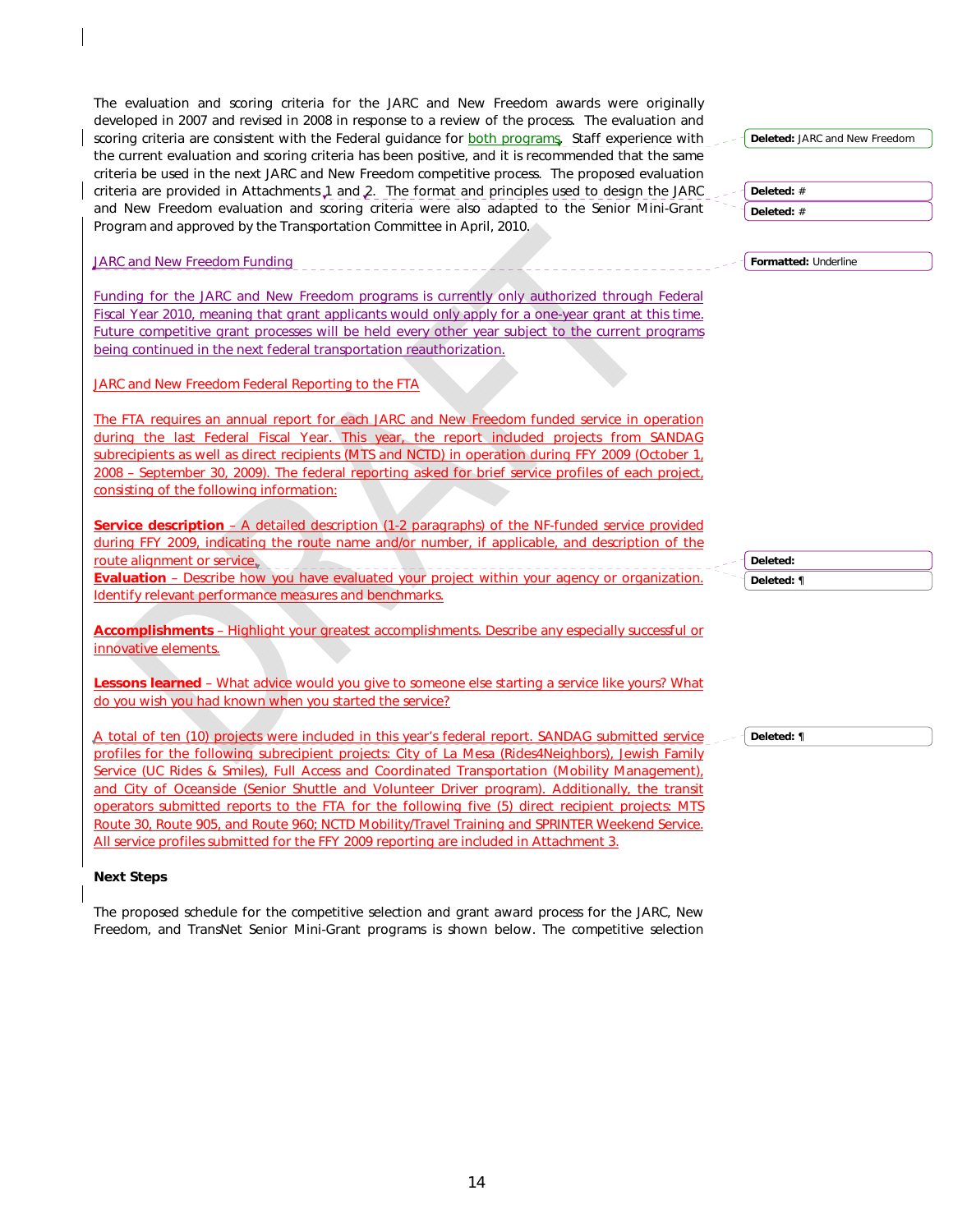The evaluation and scoring criteria for the JARC and New Freedom awards were originally developed in 2007 and revised in 2008 in response to a review of the process. The evaluation and scoring criteria are consistent with the Federal guidance for both programs. Staff experience with the current evaluation and scoring criteria has been positive, and it is recommended that the same criteria be used in the next JARC and New Freedom competitive process. The proposed evaluation criteria are provided in Attachments 1 and 2. The format and principles used to design the JARC and New Freedom evaluation and scoring criteria were also adapted to the Senior Mini-Grant Program and approved by the Transportation Committee in April, 2010.

JARC and New Freedom Funding

Funding for the JARC and New Freedom programs is currently only authorized through Federal Fiscal Year 2010, meaning that grant applicants would only apply for a one-year grant at this time. Future competitive grant processes will be held every other year subject to the current programs being continued in the next federal transportation reauthorization.

JARC and New Freedom Federal Reporting to the FTA

The FTA requires an annual report for each JARC and New Freedom funded service in operation during the last Federal Fiscal Year. This year, the report included projects from SANDAG subrecipients as well as direct recipients (MTS and NCTD) in operation during FFY 2009 (October 1, 2008 – September 30, 2009). The federal reporting asked for brief service profiles of each project, consisting of the following information:

**Service description** – A detailed description (1-2 paragraphs) of the NF-funded service provided during FFY 2009, indicating the route name and/or number, if applicable, and description of the route alignment or service.

**Evaluation** – Describe how you have evaluated your project within your agency or organization. Identify relevant performance measures and benchmarks.

**Accomplishments** – Highlight your greatest accomplishments. Describe any especially successful or innovative elements.

**Lessons learned** – What advice would you give to someone else starting a service like yours? What do you wish you had known when you started the service?

A total of ten (10) projects were included in this year's federal report. SANDAG submitted service profiles for the following subrecipient projects: City of La Mesa (Rides4Neighbors), Jewish Family Service (UC Rides & Smiles), Full Access and Coordinated Transportation (Mobility Management), and City of Oceanside (Senior Shuttle and Volunteer Driver program). Additionally, the transit operators submitted reports to the FTA for the following five (5) direct recipient projects: MTS Route 30, Route 905, and Route 960; NCTD Mobility/Travel Training and SPRINTER Weekend Service. All service profiles submitted for the FFY 2009 reporting are included in Attachment 3.

**Next Steps**

The proposed schedule for the competitive selection and grant award process for the JARC, New Freedom, and TransNet Senior Mini-Grant programs is shown below. The competitive selection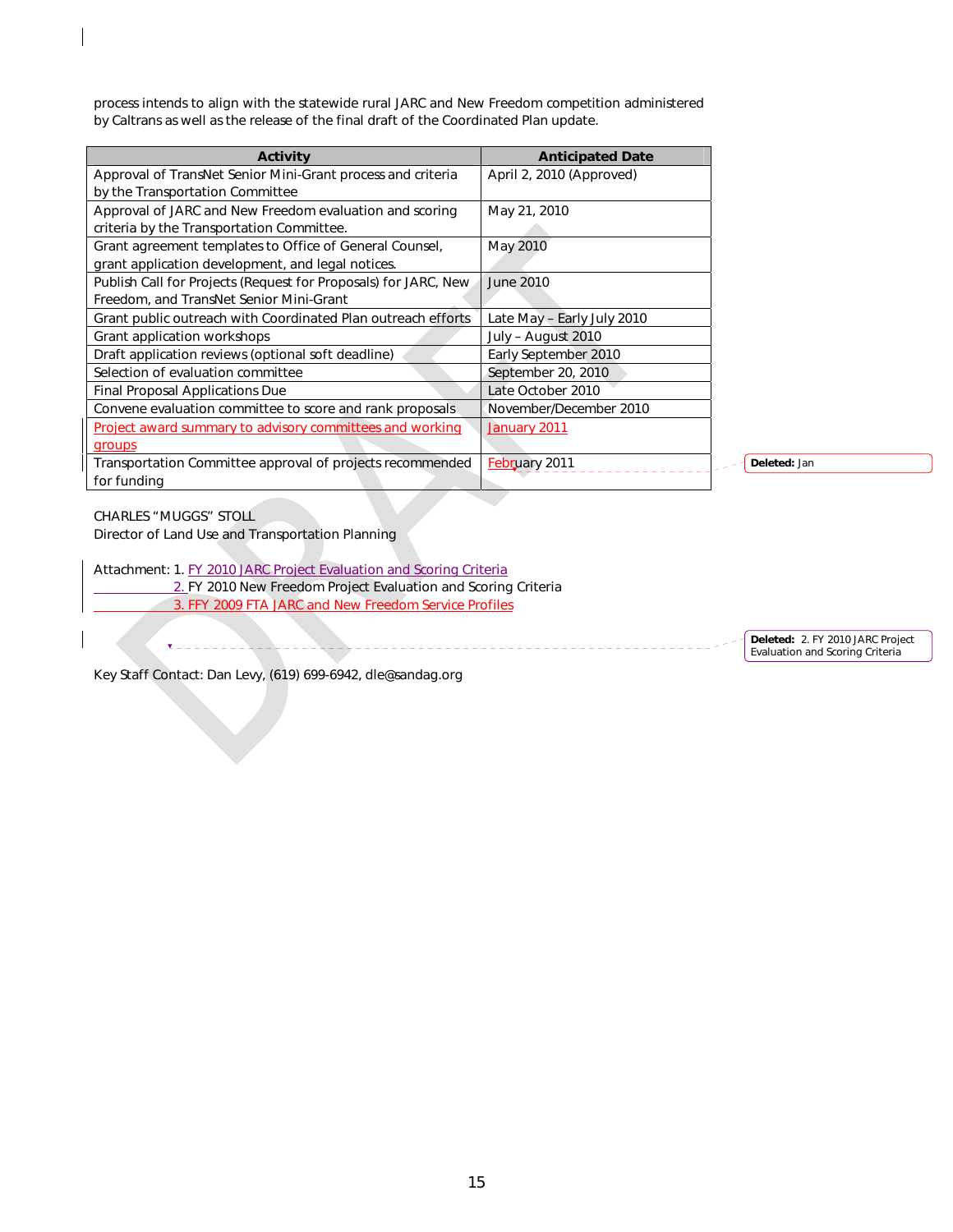process intends to align with the statewide rural JARC and New Freedom competition administered by Caltrans as well as the release of the final draft of the Coordinated Plan update.

| Activity | Anticipated Date |
|---|---|
| Approval of TransNet Senior Mini-Grant process and criteria by the Transportation Committee | April 2, 2010 (Approved) |
| Approval of JARC and New Freedom evaluation and scoring criteria by the Transportation Committee. | May 21, 2010 |
| Grant agreement templates to Office of General Counsel, grant application development, and legal notices. | May 2010 |
| Publish Call for Projects (Request for Proposals) for JARC, New Freedom, and TransNet Senior Mini-Grant | June 2010 |
| Grant public outreach with Coordinated Plan outreach efforts | Late May – Early July 2010 |
| Grant application workshops | July – August 2010 |
| Draft application reviews (optional soft deadline) | Early September 2010 |
| Selection of evaluation committee | September 20, 2010 |
| Final Proposal Applications Due | Late October 2010 |
| Convene evaluation committee to score and rank proposals | November/December 2010 |
| Project award summary to advisory committees and working groups | January 2011 |
| Transportation Committee approval of projects recommended for funding | February 2011 |

CHARLES "MUGGS" STOLL
Director of Land Use and Transportation Planning

Attachment: 1. FY 2010 JARC Project Evaluation and Scoring Criteria
2. FY 2010 New Freedom Project Evaluation and Scoring Criteria
3. FFY 2009 FTA JARC and New Freedom Service Profiles

Key Staff Contact: Dan Levy, (619) 699-6942, dle@sandag.org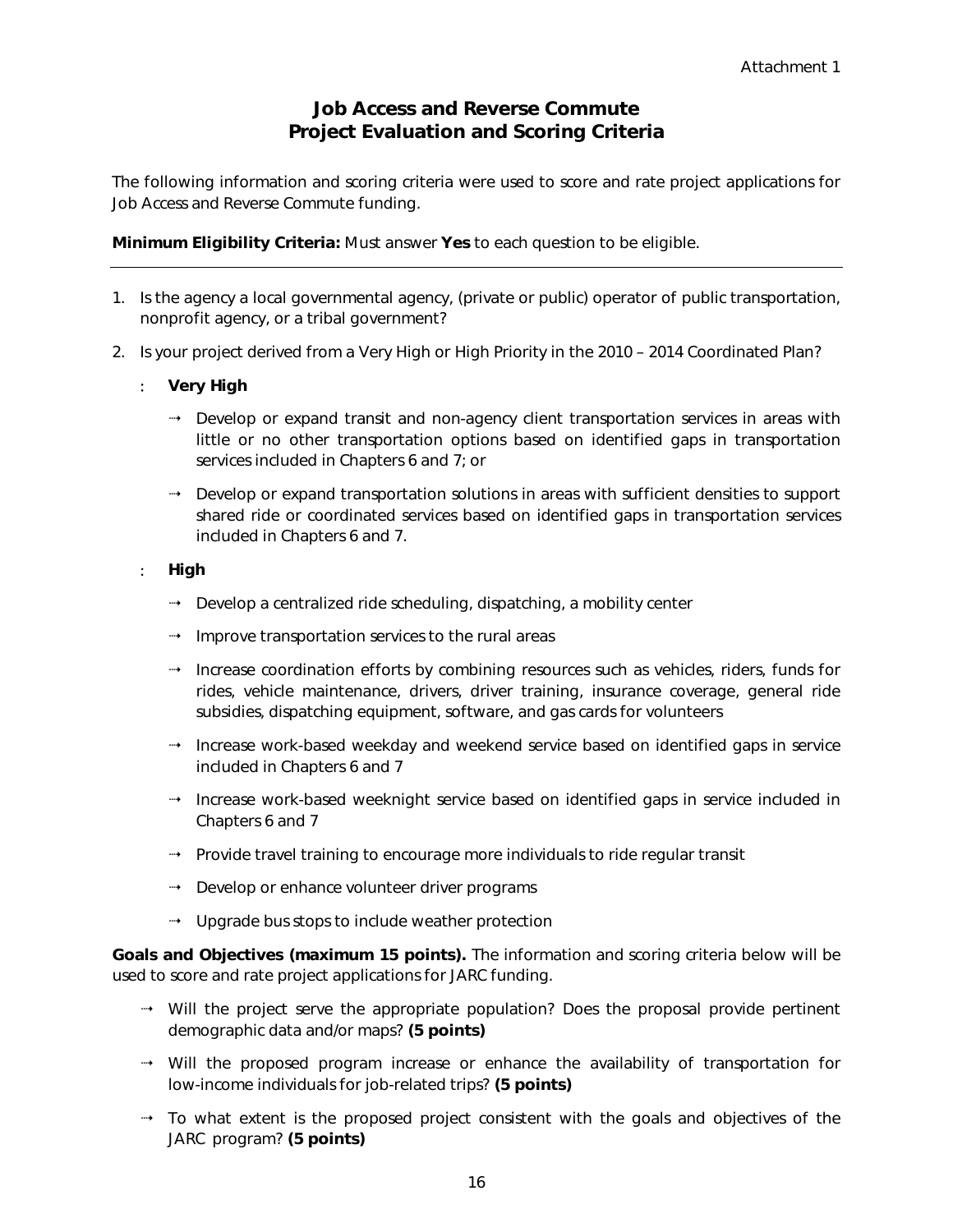Attachment 1

# Job Access and Reverse Commute Project Evaluation and Scoring Criteria

The following information and scoring criteria were used to score and rate project applications for Job Access and Reverse Commute funding.

**Minimum Eligibility Criteria:** Must answer **Yes** to each question to be eligible.

---

1. Is the agency a local governmental agency, (private or public) operator of public transportation, nonprofit agency, or a tribal government?
2. Is your project derived from a Very High or High Priority in the 2010 – 2014 Coordinated Plan?

   - **Very High**
     - Develop or expand transit and non-agency client transportation services in areas with little or no other transportation options based on identified gaps in transportation services included in Chapters 6 and 7; or
     - Develop or expand transportation solutions in areas with sufficient densities to support shared ride or coordinated services based on identified gaps in transportation services included in Chapters 6 and 7.
   - **High**
     - Develop a centralized ride scheduling, dispatching, a mobility center
     - Improve transportation services to the rural areas
     - Increase coordination efforts by combining resources such as vehicles, riders, funds for rides, vehicle maintenance, drivers, driver training, insurance coverage, general ride subsidies, dispatching equipment, software, and gas cards for volunteers
     - Increase work-based weekday and weekend service based on identified gaps in service included in Chapters 6 and 7
     - Increase work-based weeknight service based on identified gaps in service included in Chapters 6 and 7
     - Provide travel training to encourage more individuals to ride regular transit
     - Develop or enhance volunteer driver programs
     - Upgrade bus stops to include weather protection

**Goals and Objectives (maximum 15 points).** The information and scoring criteria below will be used to score and rate project applications for JARC funding.

- Will the project serve the appropriate population? Does the proposal provide pertinent demographic data and/or maps? **(5 points)**
- Will the proposed program increase or enhance the availability of transportation for low-income individuals for job-related trips? **(5 points)**
- To what extent is the proposed project consistent with the goals and objectives of the JARC program? **(5 points)**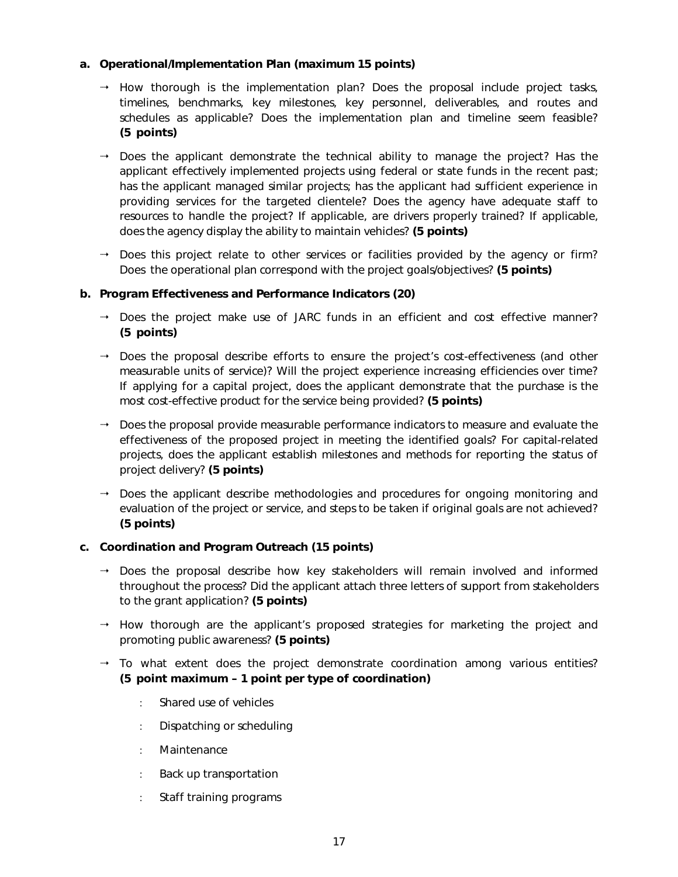**a. Operational/Implementation Plan (maximum 15 points)**

- How thorough is the implementation plan? Does the proposal include project tasks, timelines, benchmarks, key milestones, key personnel, deliverables, and routes and schedules as applicable? Does the implementation plan and timeline seem feasible? **(5 points)**

- Does the applicant demonstrate the technical ability to manage the project? Has the applicant effectively implemented projects using federal or state funds in the recent past; has the applicant managed similar projects; has the applicant had sufficient experience in providing services for the targeted clientele? Does the agency have adequate staff to resources to handle the project? If applicable, are drivers properly trained? If applicable, does the agency display the ability to maintain vehicles? **(5 points)**

- Does this project relate to other services or facilities provided by the agency or firm? Does the operational plan correspond with the project goals/objectives? **(5 points)**

**b. Program Effectiveness and Performance Indicators (20)**

- Does the project make use of JARC funds in an efficient and cost effective manner? **(5 points)**

- Does the proposal describe efforts to ensure the project's cost-effectiveness (and other measurable units of service)? Will the project experience increasing efficiencies over time? If applying for a capital project, does the applicant demonstrate that the purchase is the most cost-effective product for the service being provided? **(5 points)**

- Does the proposal provide measurable performance indicators to measure and evaluate the effectiveness of the proposed project in meeting the identified goals? For capital-related projects, does the applicant establish milestones and methods for reporting the status of project delivery? **(5 points)**

- Does the applicant describe methodologies and procedures for ongoing monitoring and evaluation of the project or service, and steps to be taken if original goals are not achieved? **(5 points)**

**c. Coordination and Program Outreach (15 points)**

- Does the proposal describe how key stakeholders will remain involved and informed throughout the process? Did the applicant attach three letters of support from stakeholders to the grant application? **(5 points)**

- How thorough are the applicant's proposed strategies for marketing the project and promoting public awareness? **(5 points)**

- To what extent does the project demonstrate coordination among various entities? **(5 point maximum – 1 point per type of coordination)**

  - Shared use of vehicles
  - Dispatching or scheduling
  - Maintenance
  - Back up transportation
  - Staff training programs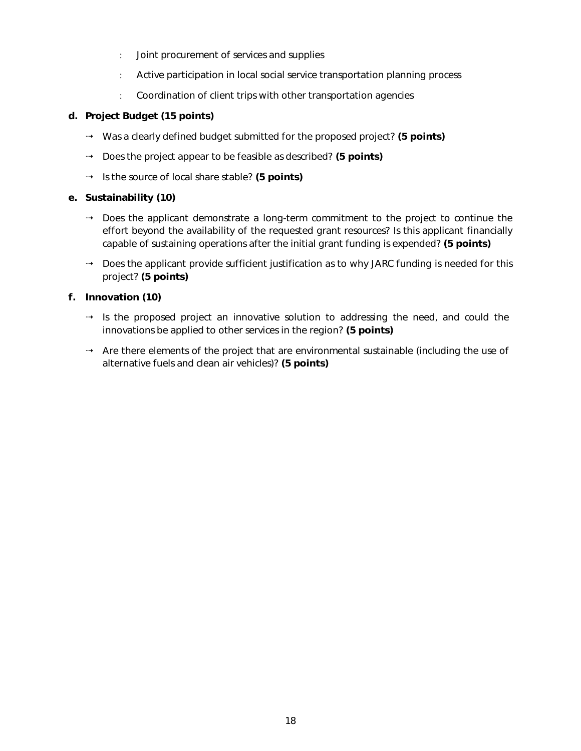- Joint procurement of services and supplies
- Active participation in local social service transportation planning process
- Coordination of client trips with other transportation agencies

**d. Project Budget (15 points)**

- Was a clearly defined budget submitted for the proposed project? **(5 points)**
- Does the project appear to be feasible as described? **(5 points)**
- Is the source of local share stable? **(5 points)**

**e. Sustainability (10)**

- Does the applicant demonstrate a long-term commitment to the project to continue the effort beyond the availability of the requested grant resources? Is this applicant financially capable of sustaining operations after the initial grant funding is expended? **(5 points)**
- Does the applicant provide sufficient justification as to why JARC funding is needed for this project? **(5 points)**

**f. Innovation (10)**

- Is the proposed project an innovative solution to addressing the need, and could the innovations be applied to other services in the region? **(5 points)**
- Are there elements of the project that are environmental sustainable (including the use of alternative fuels and clean air vehicles)? **(5 points)**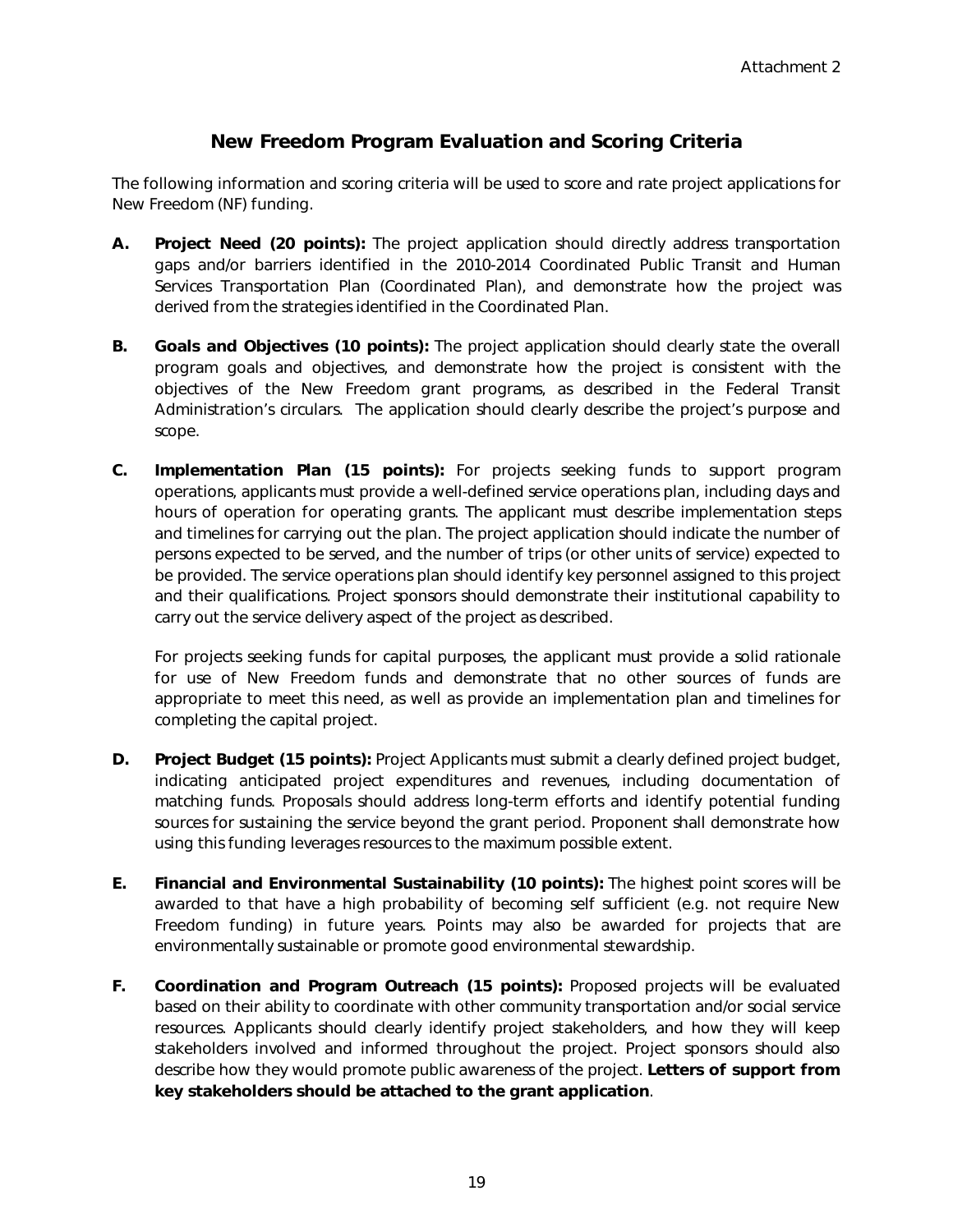Attachment 2

## New Freedom Program Evaluation and Scoring Criteria

The following information and scoring criteria will be used to score and rate project applications for New Freedom (NF) funding.

**A. Project Need (20 points):** The project application should directly address transportation gaps and/or barriers identified in the 2010-2014 Coordinated Public Transit and Human Services Transportation Plan (Coordinated Plan), and demonstrate how the project was derived from the strategies identified in the Coordinated Plan.

**B. Goals and Objectives (10 points):** The project application should clearly state the overall program goals and objectives, and demonstrate how the project is consistent with the objectives of the New Freedom grant programs, as described in the Federal Transit Administration's circulars. The application should clearly describe the project's purpose and scope.

**C. Implementation Plan (15 points):** For projects seeking funds to support program operations, applicants must provide a well-defined service operations plan, including days and hours of operation for operating grants. The applicant must describe implementation steps and timelines for carrying out the plan. The project application should indicate the number of persons expected to be served, and the number of trips (or other units of service) expected to be provided. The service operations plan should identify key personnel assigned to this project and their qualifications. Project sponsors should demonstrate their institutional capability to carry out the service delivery aspect of the project as described.

For projects seeking funds for capital purposes, the applicant must provide a solid rationale for use of New Freedom funds and demonstrate that no other sources of funds are appropriate to meet this need, as well as provide an implementation plan and timelines for completing the capital project.

**D. Project Budget (15 points):** Project Applicants must submit a clearly defined project budget, indicating anticipated project expenditures and revenues, including documentation of matching funds. Proposals should address long-term efforts and identify potential funding sources for sustaining the service beyond the grant period. Proponent shall demonstrate how using this funding leverages resources to the maximum possible extent.

**E. Financial and Environmental Sustainability (10 points):** The highest point scores will be awarded to that have a high probability of becoming self sufficient (e.g. not require New Freedom funding) in future years. Points may also be awarded for projects that are environmentally sustainable or promote good environmental stewardship.

**F. Coordination and Program Outreach (15 points):** Proposed projects will be evaluated based on their ability to coordinate with other community transportation and/or social service resources. Applicants should clearly identify project stakeholders, and how they will keep stakeholders involved and informed throughout the project. Project sponsors should also describe how they would promote public awareness of the project. **Letters of support from key stakeholders should be attached to the grant application**.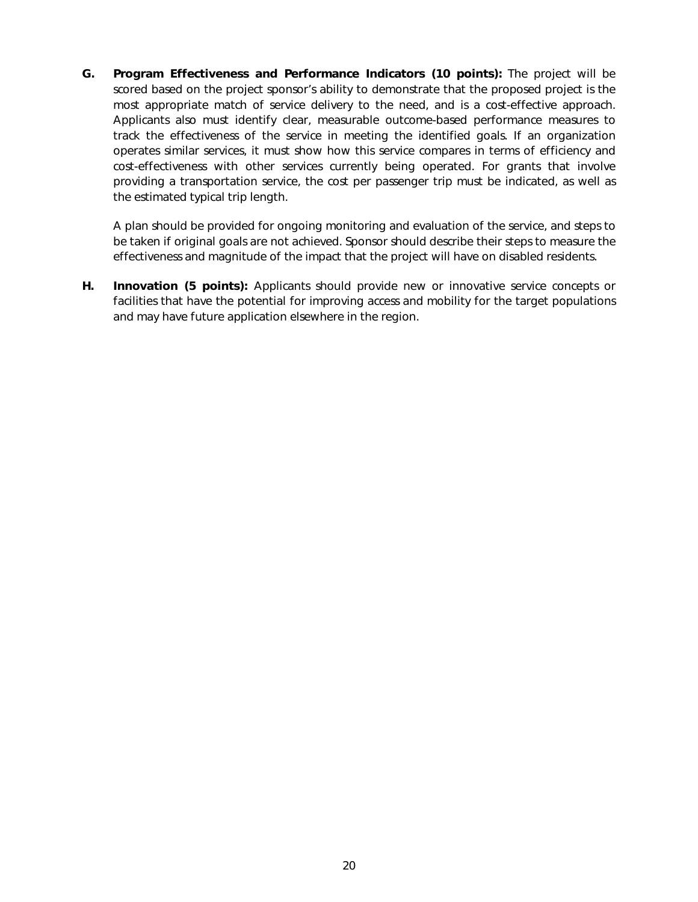**G. Program Effectiveness and Performance Indicators (10 points):** The project will be scored based on the project sponsor's ability to demonstrate that the proposed project is the most appropriate match of service delivery to the need, and is a cost-effective approach. Applicants also must identify clear, measurable outcome-based performance measures to track the effectiveness of the service in meeting the identified goals. If an organization operates similar services, it must show how this service compares in terms of efficiency and cost-effectiveness with other services currently being operated. For grants that involve providing a transportation service, the cost per passenger trip must be indicated, as well as the estimated typical trip length.

A plan should be provided for ongoing monitoring and evaluation of the service, and steps to be taken if original goals are not achieved. Sponsor should describe their steps to measure the effectiveness and magnitude of the impact that the project will have on disabled residents.

**H. Innovation (5 points):** Applicants should provide new or innovative service concepts or facilities that have the potential for improving access and mobility for the target populations and may have future application elsewhere in the region.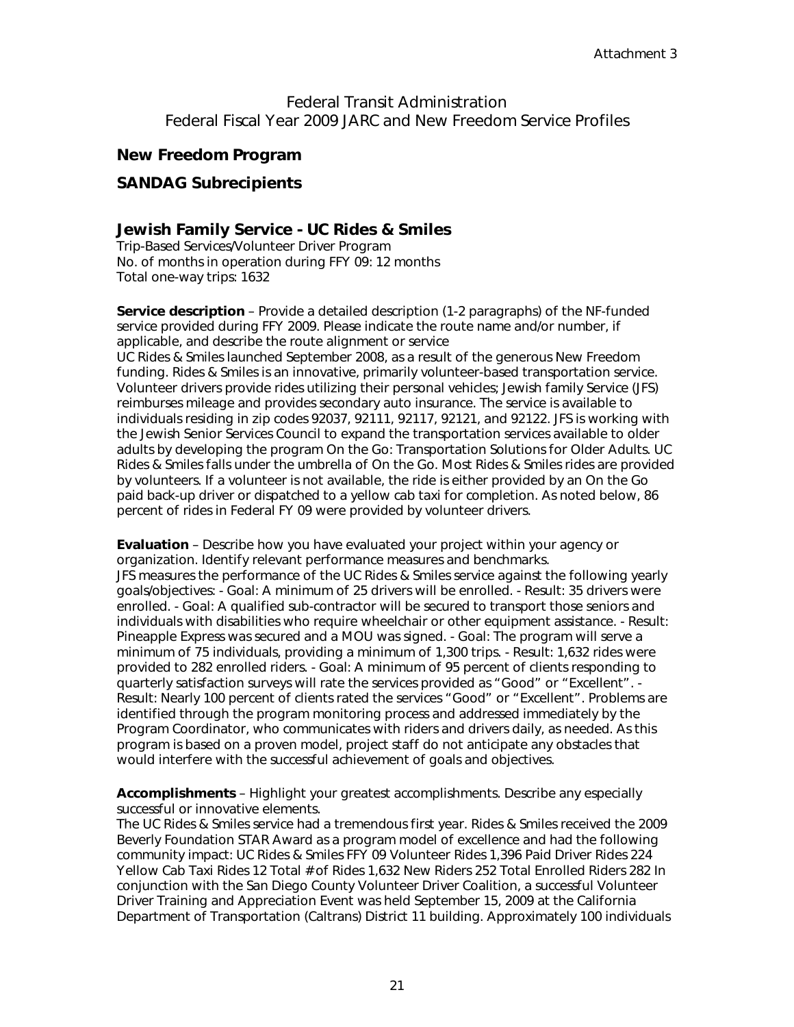Federal Transit Administration
Federal Fiscal Year 2009 JARC and New Freedom Service Profiles

## New Freedom Program

## SANDAG Subrecipients

### Jewish Family Service - UC Rides & Smiles

Trip-Based Services/Volunteer Driver Program
No. of months in operation during FFY 09: 12 months
Total one-way trips: 1632

**Service description** – Provide a detailed description (1-2 paragraphs) of the NF-funded service provided during FFY 2009. Please indicate the route name and/or number, if applicable, and describe the route alignment or service
UC Rides & Smiles launched September 2008, as a result of the generous New Freedom funding. Rides & Smiles is an innovative, primarily volunteer-based transportation service. Volunteer drivers provide rides utilizing their personal vehicles; Jewish family Service (JFS) reimburses mileage and provides secondary auto insurance. The service is available to individuals residing in zip codes 92037, 92111, 92117, 92121, and 92122. JFS is working with the Jewish Senior Services Council to expand the transportation services available to older adults by developing the program On the Go: Transportation Solutions for Older Adults. UC Rides & Smiles falls under the umbrella of On the Go. Most Rides & Smiles rides are provided by volunteers. If a volunteer is not available, the ride is either provided by an On the Go paid back-up driver or dispatched to a yellow cab taxi for completion. As noted below, 86 percent of rides in Federal FY 09 were provided by volunteer drivers.

**Evaluation** – Describe how you have evaluated your project within your agency or organization. Identify relevant performance measures and benchmarks.
JFS measures the performance of the UC Rides & Smiles service against the following yearly goals/objectives: - Goal: A minimum of 25 drivers will be enrolled. - Result: 35 drivers were enrolled. - Goal: A qualified sub-contractor will be secured to transport those seniors and individuals with disabilities who require wheelchair or other equipment assistance. - Result: Pineapple Express was secured and a MOU was signed. - Goal: The program will serve a minimum of 75 individuals, providing a minimum of 1,300 trips. - Result: 1,632 rides were provided to 282 enrolled riders. - Goal: A minimum of 95 percent of clients responding to quarterly satisfaction surveys will rate the services provided as "Good" or "Excellent". - Result: Nearly 100 percent of clients rated the services "Good" or "Excellent". Problems are identified through the program monitoring process and addressed immediately by the Program Coordinator, who communicates with riders and drivers daily, as needed. As this program is based on a proven model, project staff do not anticipate any obstacles that would interfere with the successful achievement of goals and objectives.

**Accomplishments** – Highlight your greatest accomplishments. Describe any especially successful or innovative elements.
The UC Rides & Smiles service had a tremendous first year. Rides & Smiles received the 2009 Beverly Foundation STAR Award as a program model of excellence and had the following community impact: UC Rides & Smiles FFY 09 Volunteer Rides 1,396 Paid Driver Rides 224 Yellow Cab Taxi Rides 12 Total # of Rides 1,632 New Riders 252 Total Enrolled Riders 282 In conjunction with the San Diego County Volunteer Driver Coalition, a successful Volunteer Driver Training and Appreciation Event was held September 15, 2009 at the California Department of Transportation (Caltrans) District 11 building. Approximately 100 individuals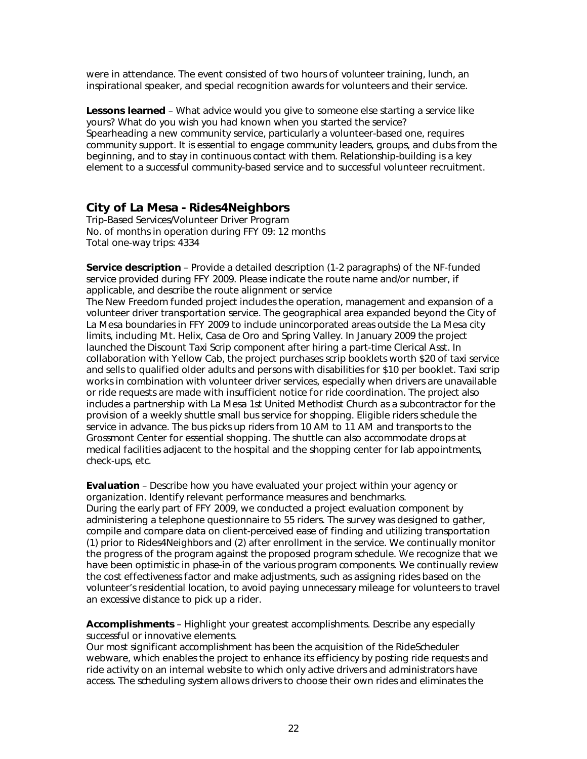were in attendance. The event consisted of two hours of volunteer training, lunch, an inspirational speaker, and special recognition awards for volunteers and their service.

**Lessons learned** – What advice would you give to someone else starting a service like yours? What do you wish you had known when you started the service?
Spearheading a new community service, particularly a volunteer-based one, requires community support. It is essential to engage community leaders, groups, and clubs from the beginning, and to stay in continuous contact with them. Relationship-building is a key element to a successful community-based service and to successful volunteer recruitment.

## City of La Mesa - Rides4Neighbors

Trip-Based Services/Volunteer Driver Program
No. of months in operation during FFY 09: 12 months
Total one-way trips: 4334

**Service description** – Provide a detailed description (1-2 paragraphs) of the NF-funded service provided during FFY 2009. Please indicate the route name and/or number, if applicable, and describe the route alignment or service
The New Freedom funded project includes the operation, management and expansion of a volunteer driver transportation service. The geographical area expanded beyond the City of La Mesa boundaries in FFY 2009 to include unincorporated areas outside the La Mesa city limits, including Mt. Helix, Casa de Oro and Spring Valley. In January 2009 the project launched the Discount Taxi Scrip component after hiring a part-time Clerical Asst. In collaboration with Yellow Cab, the project purchases scrip booklets worth $20 of taxi service and sells to qualified older adults and persons with disabilities for $10 per booklet. Taxi scrip works in combination with volunteer driver services, especially when drivers are unavailable or ride requests are made with insufficient notice for ride coordination. The project also includes a partnership with La Mesa 1st United Methodist Church as a subcontractor for the provision of a weekly shuttle small bus service for shopping. Eligible riders schedule the service in advance. The bus picks up riders from 10 AM to 11 AM and transports to the Grossmont Center for essential shopping. The shuttle can also accommodate drops at medical facilities adjacent to the hospital and the shopping center for lab appointments, check-ups, etc.

**Evaluation** – Describe how you have evaluated your project within your agency or organization. Identify relevant performance measures and benchmarks.
During the early part of FFY 2009, we conducted a project evaluation component by administering a telephone questionnaire to 55 riders. The survey was designed to gather, compile and compare data on client-perceived ease of finding and utilizing transportation (1) prior to Rides4Neighbors and (2) after enrollment in the service. We continually monitor the progress of the program against the proposed program schedule. We recognize that we have been optimistic in phase-in of the various program components. We continually review the cost effectiveness factor and make adjustments, such as assigning rides based on the volunteer's residential location, to avoid paying unnecessary mileage for volunteers to travel an excessive distance to pick up a rider.

**Accomplishments** – Highlight your greatest accomplishments. Describe any especially successful or innovative elements.
Our most significant accomplishment has been the acquisition of the RideScheduler webware, which enables the project to enhance its efficiency by posting ride requests and ride activity on an internal website to which only active drivers and administrators have access. The scheduling system allows drivers to choose their own rides and eliminates the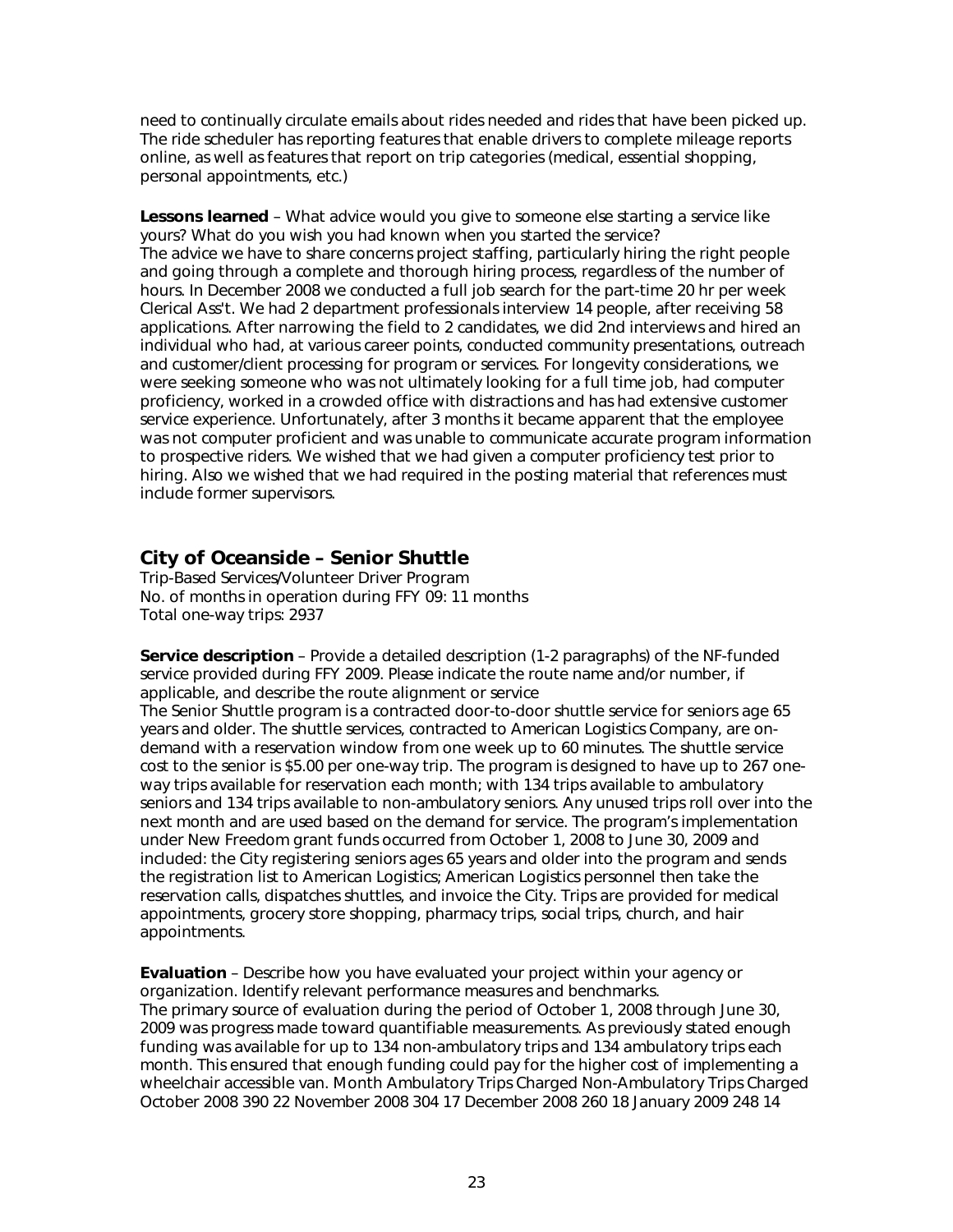need to continually circulate emails about rides needed and rides that have been picked up. The ride scheduler has reporting features that enable drivers to complete mileage reports online, as well as features that report on trip categories (medical, essential shopping, personal appointments, etc.)

**Lessons learned** – What advice would you give to someone else starting a service like yours? What do you wish you had known when you started the service?
The advice we have to share concerns project staffing, particularly hiring the right people and going through a complete and thorough hiring process, regardless of the number of hours. In December 2008 we conducted a full job search for the part-time 20 hr per week Clerical Ass't. We had 2 department professionals interview 14 people, after receiving 58 applications. After narrowing the field to 2 candidates, we did 2nd interviews and hired an individual who had, at various career points, conducted community presentations, outreach and customer/client processing for program or services. For longevity considerations, we were seeking someone who was not ultimately looking for a full time job, had computer proficiency, worked in a crowded office with distractions and has had extensive customer service experience. Unfortunately, after 3 months it became apparent that the employee was not computer proficient and was unable to communicate accurate program information to prospective riders. We wished that we had given a computer proficiency test prior to hiring. Also we wished that we had required in the posting material that references must include former supervisors.

## City of Oceanside – Senior Shuttle

Trip-Based Services/Volunteer Driver Program
No. of months in operation during FFY 09: 11 months
Total one-way trips: 2937

**Service description** – Provide a detailed description (1-2 paragraphs) of the NF-funded service provided during FFY 2009. Please indicate the route name and/or number, if applicable, and describe the route alignment or service
The Senior Shuttle program is a contracted door-to-door shuttle service for seniors age 65 years and older. The shuttle services, contracted to American Logistics Company, are on-demand with a reservation window from one week up to 60 minutes. The shuttle service cost to the senior is $5.00 per one-way trip. The program is designed to have up to 267 one-way trips available for reservation each month; with 134 trips available to ambulatory seniors and 134 trips available to non-ambulatory seniors. Any unused trips roll over into the next month and are used based on the demand for service. The program's implementation under New Freedom grant funds occurred from October 1, 2008 to June 30, 2009 and included: the City registering seniors ages 65 years and older into the program and sends the registration list to American Logistics; American Logistics personnel then take the reservation calls, dispatches shuttles, and invoice the City. Trips are provided for medical appointments, grocery store shopping, pharmacy trips, social trips, church, and hair appointments.

**Evaluation** – Describe how you have evaluated your project within your agency or organization. Identify relevant performance measures and benchmarks.
The primary source of evaluation during the period of October 1, 2008 through June 30, 2009 was progress made toward quantifiable measurements. As previously stated enough funding was available for up to 134 non-ambulatory trips and 134 ambulatory trips each month. This ensured that enough funding could pay for the higher cost of implementing a wheelchair accessible van. Month Ambulatory Trips Charged Non-Ambulatory Trips Charged October 2008 390 22 November 2008 304 17 December 2008 260 18 January 2009 248 14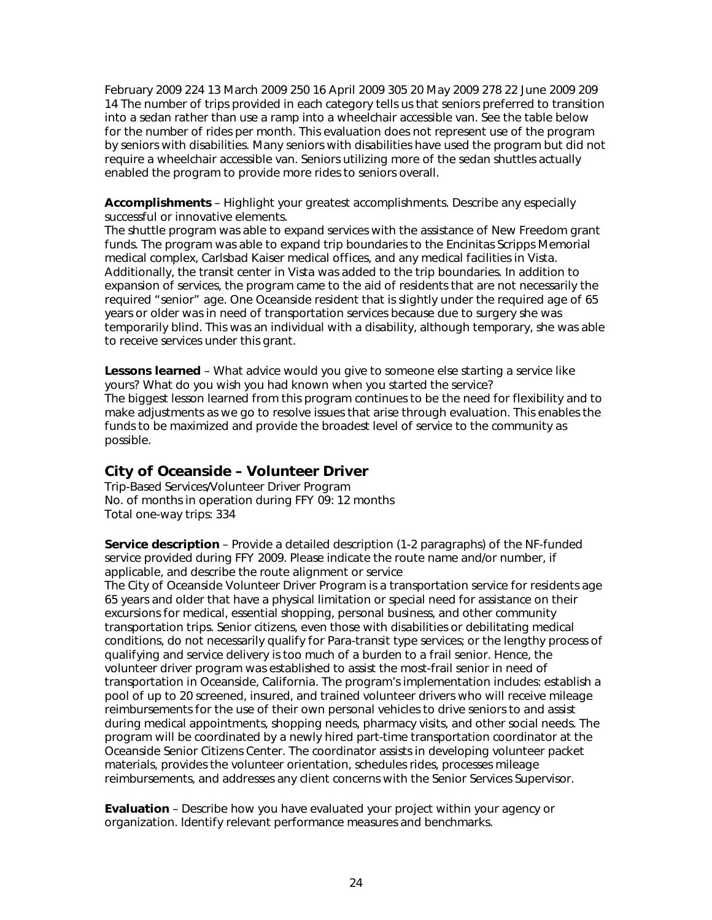February 2009 224 13 March 2009 250 16 April 2009 305 20 May 2009 278 22 June 2009 209 14 The number of trips provided in each category tells us that seniors preferred to transition into a sedan rather than use a ramp into a wheelchair accessible van. See the table below for the number of rides per month. This evaluation does not represent use of the program by seniors with disabilities. Many seniors with disabilities have used the program but did not require a wheelchair accessible van. Seniors utilizing more of the sedan shuttles actually enabled the program to provide more rides to seniors overall.

**Accomplishments** – Highlight your greatest accomplishments. Describe any especially successful or innovative elements.
The shuttle program was able to expand services with the assistance of New Freedom grant funds. The program was able to expand trip boundaries to the Encinitas Scripps Memorial medical complex, Carlsbad Kaiser medical offices, and any medical facilities in Vista. Additionally, the transit center in Vista was added to the trip boundaries. In addition to expansion of services, the program came to the aid of residents that are not necessarily the required "senior" age. One Oceanside resident that is slightly under the required age of 65 years or older was in need of transportation services because due to surgery she was temporarily blind. This was an individual with a disability, although temporary, she was able to receive services under this grant.

**Lessons learned** – What advice would you give to someone else starting a service like yours? What do you wish you had known when you started the service?
The biggest lesson learned from this program continues to be the need for flexibility and to make adjustments as we go to resolve issues that arise through evaluation. This enables the funds to be maximized and provide the broadest level of service to the community as possible.

## City of Oceanside – Volunteer Driver

Trip-Based Services/Volunteer Driver Program
No. of months in operation during FFY 09: 12 months
Total one-way trips: 334

**Service description** – Provide a detailed description (1-2 paragraphs) of the NF-funded service provided during FFY 2009. Please indicate the route name and/or number, if applicable, and describe the route alignment or service
The City of Oceanside Volunteer Driver Program is a transportation service for residents age 65 years and older that have a physical limitation or special need for assistance on their excursions for medical, essential shopping, personal business, and other community transportation trips. Senior citizens, even those with disabilities or debilitating medical conditions, do not necessarily qualify for Para-transit type services; or the lengthy process of qualifying and service delivery is too much of a burden to a frail senior. Hence, the volunteer driver program was established to assist the most-frail senior in need of transportation in Oceanside, California. The program's implementation includes: establish a pool of up to 20 screened, insured, and trained volunteer drivers who will receive mileage reimbursements for the use of their own personal vehicles to drive seniors to and assist during medical appointments, shopping needs, pharmacy visits, and other social needs. The program will be coordinated by a newly hired part-time transportation coordinator at the Oceanside Senior Citizens Center. The coordinator assists in developing volunteer packet materials, provides the volunteer orientation, schedules rides, processes mileage reimbursements, and addresses any client concerns with the Senior Services Supervisor.

**Evaluation** – Describe how you have evaluated your project within your agency or organization. Identify relevant performance measures and benchmarks.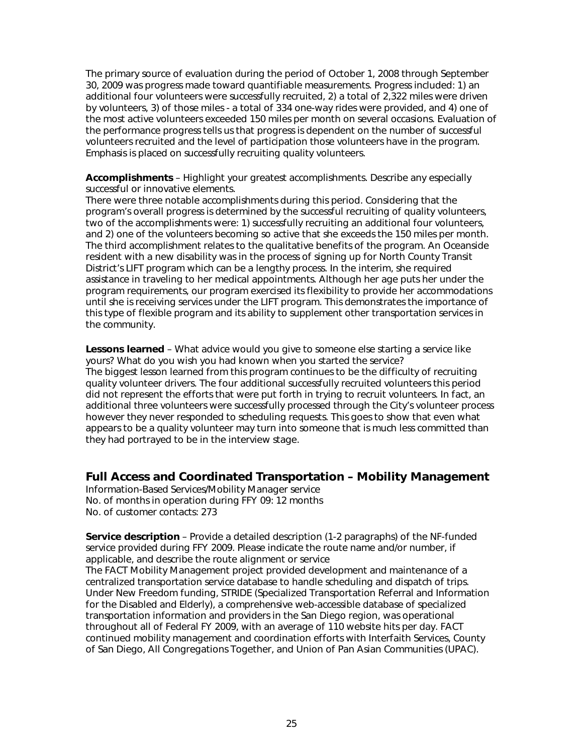The primary source of evaluation during the period of October 1, 2008 through September 30, 2009 was progress made toward quantifiable measurements. Progress included: 1) an additional four volunteers were successfully recruited, 2) a total of 2,322 miles were driven by volunteers, 3) of those miles - a total of 334 one-way rides were provided, and 4) one of the most active volunteers exceeded 150 miles per month on several occasions. Evaluation of the performance progress tells us that progress is dependent on the number of successful volunteers recruited and the level of participation those volunteers have in the program. Emphasis is placed on successfully recruiting quality volunteers.

**Accomplishments** – Highlight your greatest accomplishments. Describe any especially successful or innovative elements.
There were three notable accomplishments during this period. Considering that the program's overall progress is determined by the successful recruiting of quality volunteers, two of the accomplishments were: 1) successfully recruiting an additional four volunteers, and 2) one of the volunteers becoming so active that she exceeds the 150 miles per month. The third accomplishment relates to the qualitative benefits of the program. An Oceanside resident with a new disability was in the process of signing up for North County Transit District's LIFT program which can be a lengthy process. In the interim, she required assistance in traveling to her medical appointments. Although her age puts her under the program requirements, our program exercised its flexibility to provide her accommodations until she is receiving services under the LIFT program. This demonstrates the importance of this type of flexible program and its ability to supplement other transportation services in the community.

**Lessons learned** – What advice would you give to someone else starting a service like yours? What do you wish you had known when you started the service?
The biggest lesson learned from this program continues to be the difficulty of recruiting quality volunteer drivers. The four additional successfully recruited volunteers this period did not represent the efforts that were put forth in trying to recruit volunteers. In fact, an additional three volunteers were successfully processed through the City's volunteer process however they never responded to scheduling requests. This goes to show that even what appears to be a quality volunteer may turn into someone that is much less committed than they had portrayed to be in the interview stage.

## Full Access and Coordinated Transportation – Mobility Management

Information-Based Services/Mobility Manager service
No. of months in operation during FFY 09: 12 months
No. of customer contacts: 273

**Service description** – Provide a detailed description (1-2 paragraphs) of the NF-funded service provided during FFY 2009. Please indicate the route name and/or number, if applicable, and describe the route alignment or service
The FACT Mobility Management project provided development and maintenance of a centralized transportation service database to handle scheduling and dispatch of trips. Under New Freedom funding, STRIDE (Specialized Transportation Referral and Information for the Disabled and Elderly), a comprehensive web-accessible database of specialized transportation information and providers in the San Diego region, was operational throughout all of Federal FY 2009, with an average of 110 website hits per day. FACT continued mobility management and coordination efforts with Interfaith Services, County of San Diego, All Congregations Together, and Union of Pan Asian Communities (UPAC).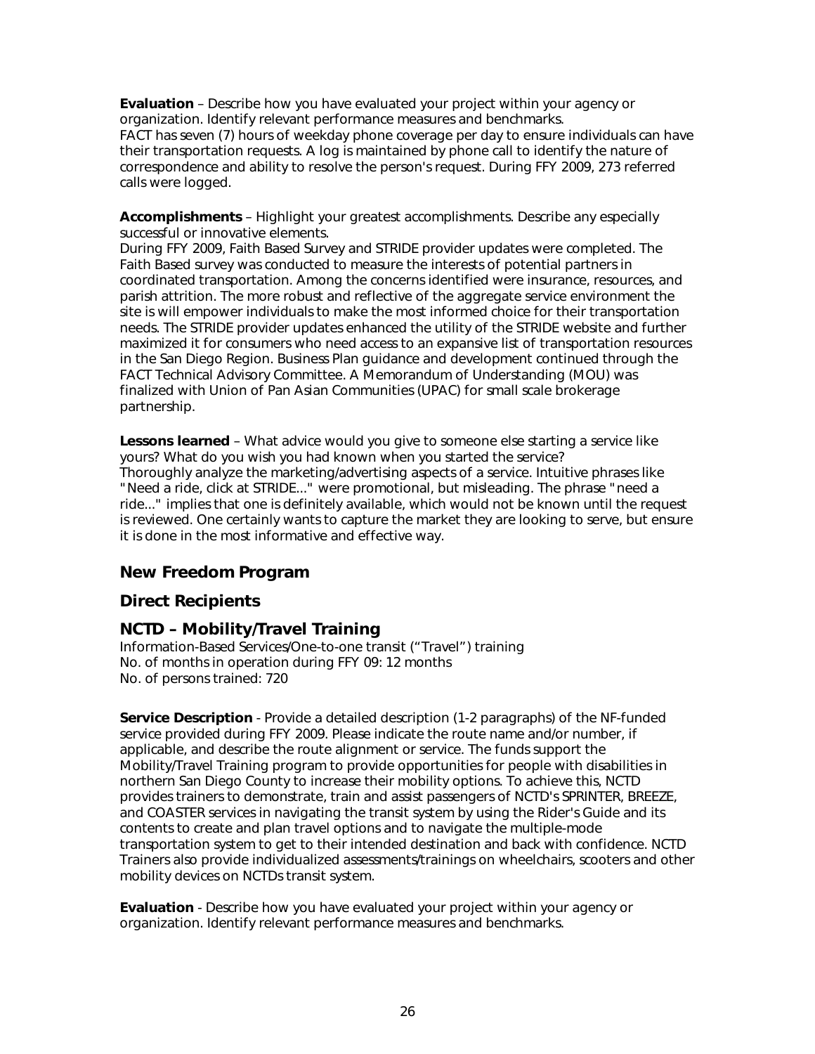**Evaluation** – Describe how you have evaluated your project within your agency or organization. Identify relevant performance measures and benchmarks.
FACT has seven (7) hours of weekday phone coverage per day to ensure individuals can have their transportation requests. A log is maintained by phone call to identify the nature of correspondence and ability to resolve the person's request. During FFY 2009, 273 referred calls were logged.

**Accomplishments** – Highlight your greatest accomplishments. Describe any especially successful or innovative elements.
During FFY 2009, Faith Based Survey and STRIDE provider updates were completed. The Faith Based survey was conducted to measure the interests of potential partners in coordinated transportation. Among the concerns identified were insurance, resources, and parish attrition. The more robust and reflective of the aggregate service environment the site is will empower individuals to make the most informed choice for their transportation needs. The STRIDE provider updates enhanced the utility of the STRIDE website and further maximized it for consumers who need access to an expansive list of transportation resources in the San Diego Region. Business Plan guidance and development continued through the FACT Technical Advisory Committee. A Memorandum of Understanding (MOU) was finalized with Union of Pan Asian Communities (UPAC) for small scale brokerage partnership.

**Lessons learned** – What advice would you give to someone else starting a service like yours? What do you wish you had known when you started the service?
Thoroughly analyze the marketing/advertising aspects of a service. Intuitive phrases like "Need a ride, click at STRIDE..." were promotional, but misleading. The phrase "need a ride..." implies that one is definitely available, which would not be known until the request is reviewed. One certainly wants to capture the market they are looking to serve, but ensure it is done in the most informative and effective way.

## New Freedom Program

## Direct Recipients

## NCTD – Mobility/Travel Training

Information-Based Services/One-to-one transit ("Travel") training
No. of months in operation during FFY 09: 12 months
No. of persons trained: 720

**Service Description** - Provide a detailed description (1-2 paragraphs) of the NF-funded service provided during FFY 2009. Please indicate the route name and/or number, if applicable, and describe the route alignment or service. The funds support the Mobility/Travel Training program to provide opportunities for people with disabilities in northern San Diego County to increase their mobility options. To achieve this, NCTD provides trainers to demonstrate, train and assist passengers of NCTD's SPRINTER, BREEZE, and COASTER services in navigating the transit system by using the Rider's Guide and its contents to create and plan travel options and to navigate the multiple-mode transportation system to get to their intended destination and back with confidence. NCTD Trainers also provide individualized assessments/trainings on wheelchairs, scooters and other mobility devices on NCTDs transit system.

**Evaluation** - Describe how you have evaluated your project within your agency or organization. Identify relevant performance measures and benchmarks.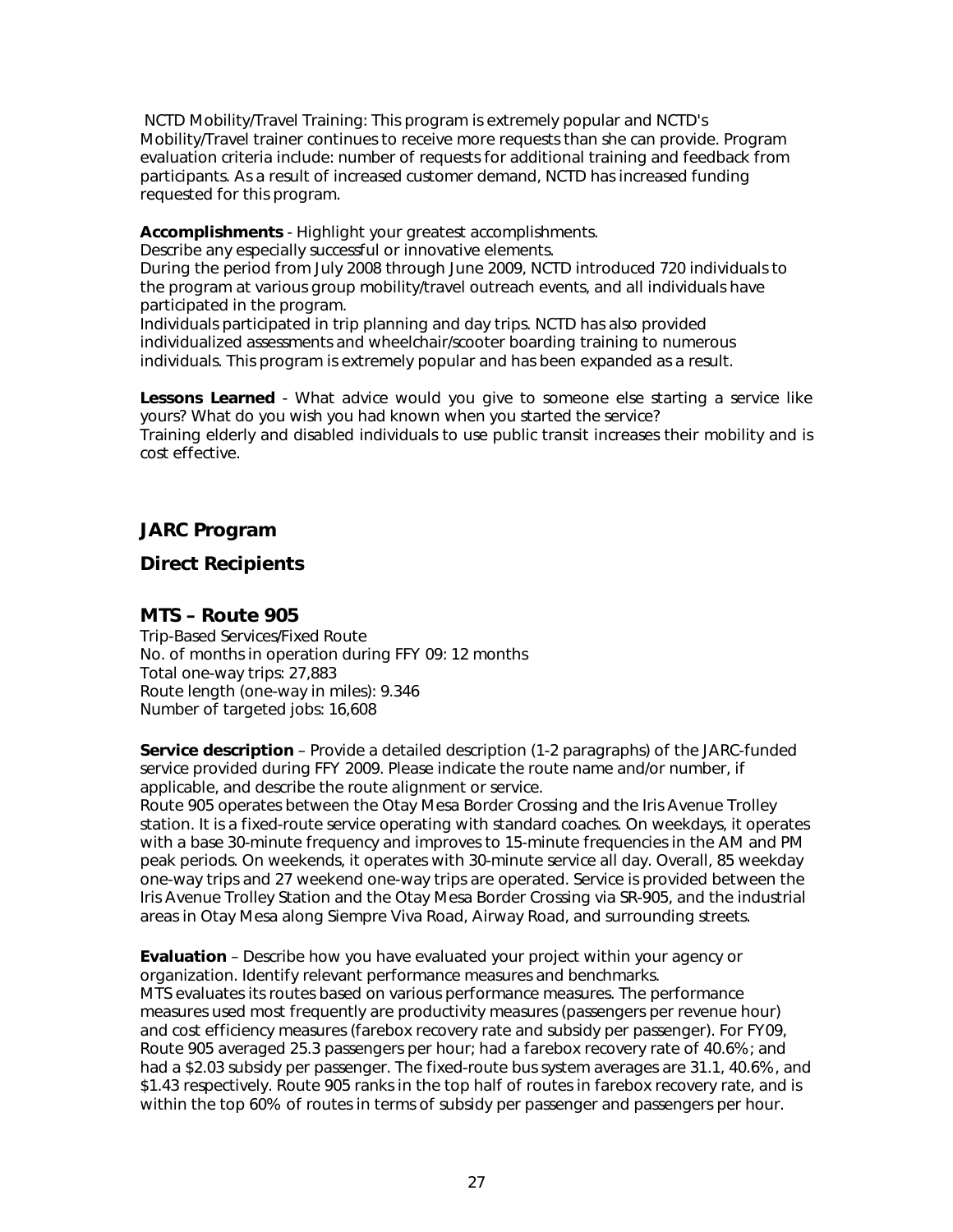NCTD Mobility/Travel Training: This program is extremely popular and NCTD's Mobility/Travel trainer continues to receive more requests than she can provide. Program evaluation criteria include: number of requests for additional training and feedback from participants. As a result of increased customer demand, NCTD has increased funding requested for this program.

**Accomplishments** - Highlight your greatest accomplishments.
Describe any especially successful or innovative elements.
During the period from July 2008 through June 2009, NCTD introduced 720 individuals to the program at various group mobility/travel outreach events, and all individuals have participated in the program.
Individuals participated in trip planning and day trips. NCTD has also provided individualized assessments and wheelchair/scooter boarding training to numerous individuals. This program is extremely popular and has been expanded as a result.

**Lessons Learned** - What advice would you give to someone else starting a service like yours? What do you wish you had known when you started the service?
Training elderly and disabled individuals to use public transit increases their mobility and is cost effective.

## JARC Program

## Direct Recipients

### MTS – Route 905

Trip-Based Services/Fixed Route
No. of months in operation during FFY 09: 12 months
Total one-way trips: 27,883
Route length (one-way in miles): 9.346
Number of targeted jobs: 16,608

**Service description** – Provide a detailed description (1-2 paragraphs) of the JARC-funded service provided during FFY 2009. Please indicate the route name and/or number, if applicable, and describe the route alignment or service.
Route 905 operates between the Otay Mesa Border Crossing and the Iris Avenue Trolley station. It is a fixed-route service operating with standard coaches. On weekdays, it operates with a base 30-minute frequency and improves to 15-minute frequencies in the AM and PM peak periods. On weekends, it operates with 30-minute service all day. Overall, 85 weekday one-way trips and 27 weekend one-way trips are operated. Service is provided between the Iris Avenue Trolley Station and the Otay Mesa Border Crossing via SR-905, and the industrial areas in Otay Mesa along Siempre Viva Road, Airway Road, and surrounding streets.

**Evaluation** – Describe how you have evaluated your project within your agency or organization. Identify relevant performance measures and benchmarks.
MTS evaluates its routes based on various performance measures. The performance measures used most frequently are productivity measures (passengers per revenue hour) and cost efficiency measures (farebox recovery rate and subsidy per passenger). For FY09, Route 905 averaged 25.3 passengers per hour; had a farebox recovery rate of 40.6%; and had a $2.03 subsidy per passenger. The fixed-route bus system averages are 31.1, 40.6%, and $1.43 respectively. Route 905 ranks in the top half of routes in farebox recovery rate, and is within the top 60% of routes in terms of subsidy per passenger and passengers per hour.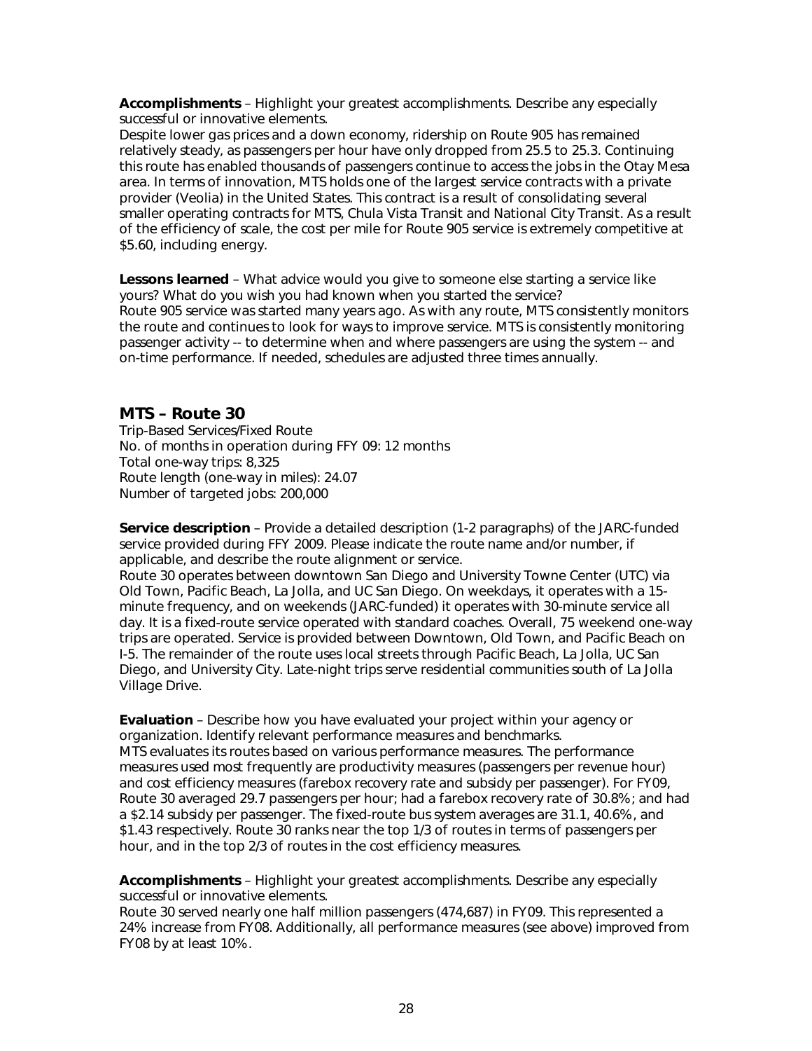**Accomplishments** – Highlight your greatest accomplishments. Describe any especially successful or innovative elements.

Despite lower gas prices and a down economy, ridership on Route 905 has remained relatively steady, as passengers per hour have only dropped from 25.5 to 25.3. Continuing this route has enabled thousands of passengers continue to access the jobs in the Otay Mesa area. In terms of innovation, MTS holds one of the largest service contracts with a private provider (Veolia) in the United States. This contract is a result of consolidating several smaller operating contracts for MTS, Chula Vista Transit and National City Transit. As a result of the efficiency of scale, the cost per mile for Route 905 service is extremely competitive at $5.60, including energy.

**Lessons learned** – What advice would you give to someone else starting a service like yours? What do you wish you had known when you started the service?

Route 905 service was started many years ago. As with any route, MTS consistently monitors the route and continues to look for ways to improve service. MTS is consistently monitoring passenger activity -- to determine when and where passengers are using the system -- and on-time performance. If needed, schedules are adjusted three times annually.

## MTS – Route 30

Trip-Based Services/Fixed Route
No. of months in operation during FFY 09: 12 months
Total one-way trips: 8,325
Route length (one-way in miles): 24.07
Number of targeted jobs: 200,000

**Service description** – Provide a detailed description (1-2 paragraphs) of the JARC-funded service provided during FFY 2009. Please indicate the route name and/or number, if applicable, and describe the route alignment or service.

Route 30 operates between downtown San Diego and University Towne Center (UTC) via Old Town, Pacific Beach, La Jolla, and UC San Diego. On weekdays, it operates with a 15-minute frequency, and on weekends (JARC-funded) it operates with 30-minute service all day. It is a fixed-route service operated with standard coaches. Overall, 75 weekend one-way trips are operated. Service is provided between Downtown, Old Town, and Pacific Beach on I-5. The remainder of the route uses local streets through Pacific Beach, La Jolla, UC San Diego, and University City. Late-night trips serve residential communities south of La Jolla Village Drive.

**Evaluation** – Describe how you have evaluated your project within your agency or organization. Identify relevant performance measures and benchmarks.

MTS evaluates its routes based on various performance measures. The performance measures used most frequently are productivity measures (passengers per revenue hour) and cost efficiency measures (farebox recovery rate and subsidy per passenger). For FY09, Route 30 averaged 29.7 passengers per hour; had a farebox recovery rate of 30.8%; and had a $2.14 subsidy per passenger. The fixed-route bus system averages are 31.1, 40.6%, and $1.43 respectively. Route 30 ranks near the top 1/3 of routes in terms of passengers per hour, and in the top 2/3 of routes in the cost efficiency measures.

**Accomplishments** – Highlight your greatest accomplishments. Describe any especially successful or innovative elements.

Route 30 served nearly one half million passengers (474,687) in FY09. This represented a 24% increase from FY08. Additionally, all performance measures (see above) improved from FY08 by at least 10%.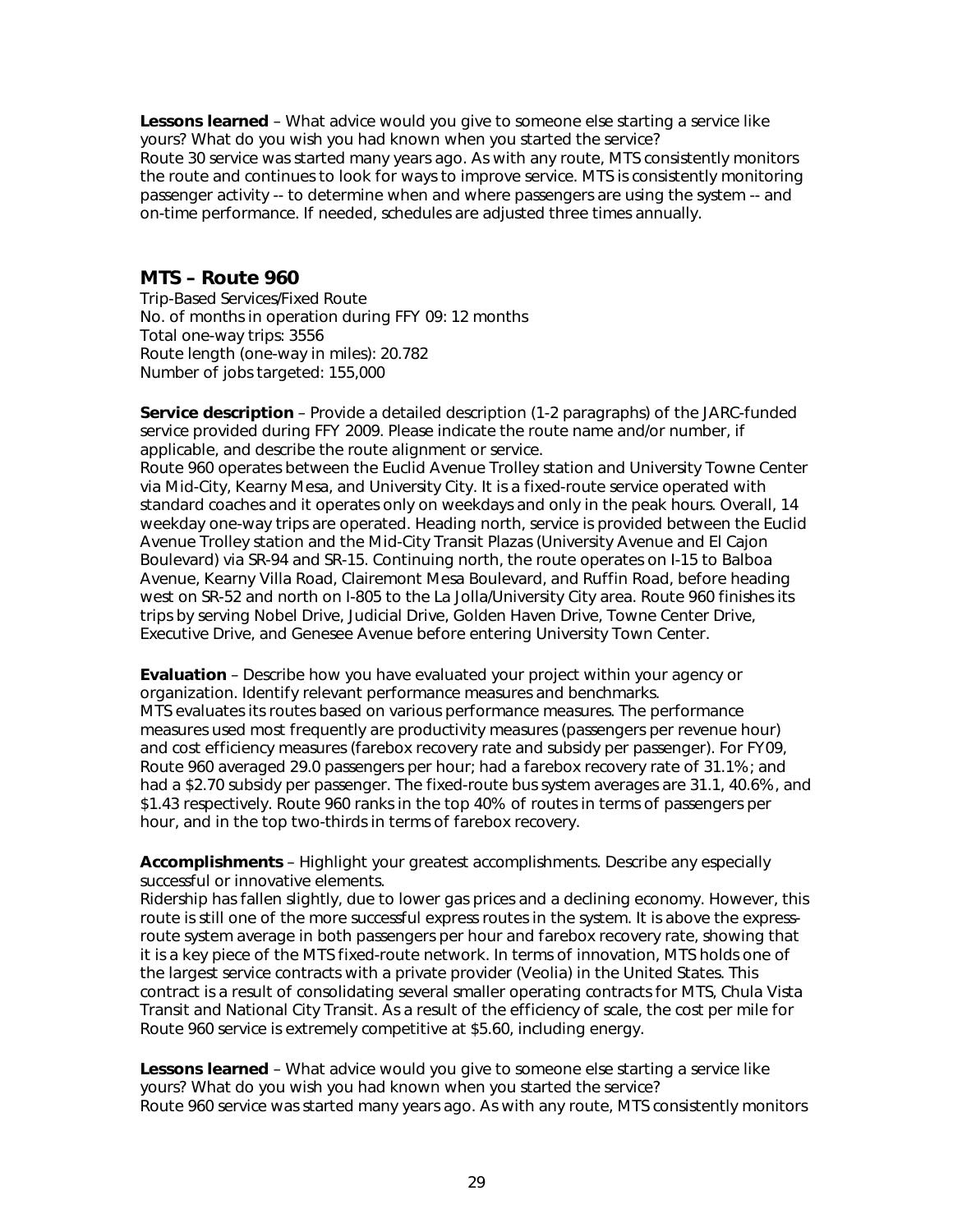**Lessons learned** – What advice would you give to someone else starting a service like yours? What do you wish you had known when you started the service?
Route 30 service was started many years ago. As with any route, MTS consistently monitors the route and continues to look for ways to improve service. MTS is consistently monitoring passenger activity -- to determine when and where passengers are using the system -- and on-time performance. If needed, schedules are adjusted three times annually.

## MTS – Route 960

Trip-Based Services/Fixed Route
No. of months in operation during FFY 09: 12 months
Total one-way trips: 3556
Route length (one-way in miles): 20.782
Number of jobs targeted: 155,000

**Service description** – Provide a detailed description (1-2 paragraphs) of the JARC-funded service provided during FFY 2009. Please indicate the route name and/or number, if applicable, and describe the route alignment or service.
Route 960 operates between the Euclid Avenue Trolley station and University Towne Center via Mid-City, Kearny Mesa, and University City. It is a fixed-route service operated with standard coaches and it operates only on weekdays and only in the peak hours. Overall, 14 weekday one-way trips are operated. Heading north, service is provided between the Euclid Avenue Trolley station and the Mid-City Transit Plazas (University Avenue and El Cajon Boulevard) via SR-94 and SR-15. Continuing north, the route operates on I-15 to Balboa Avenue, Kearny Villa Road, Clairemont Mesa Boulevard, and Ruffin Road, before heading west on SR-52 and north on I-805 to the La Jolla/University City area. Route 960 finishes its trips by serving Nobel Drive, Judicial Drive, Golden Haven Drive, Towne Center Drive, Executive Drive, and Genesee Avenue before entering University Town Center.

**Evaluation** – Describe how you have evaluated your project within your agency or organization. Identify relevant performance measures and benchmarks.
MTS evaluates its routes based on various performance measures. The performance measures used most frequently are productivity measures (passengers per revenue hour) and cost efficiency measures (farebox recovery rate and subsidy per passenger). For FY09, Route 960 averaged 29.0 passengers per hour; had a farebox recovery rate of 31.1%; and had a $2.70 subsidy per passenger. The fixed-route bus system averages are 31.1, 40.6%, and $1.43 respectively. Route 960 ranks in the top 40% of routes in terms of passengers per hour, and in the top two-thirds in terms of farebox recovery.

**Accomplishments** – Highlight your greatest accomplishments. Describe any especially successful or innovative elements.
Ridership has fallen slightly, due to lower gas prices and a declining economy. However, this route is still one of the more successful express routes in the system. It is above the express-route system average in both passengers per hour and farebox recovery rate, showing that it is a key piece of the MTS fixed-route network. In terms of innovation, MTS holds one of the largest service contracts with a private provider (Veolia) in the United States. This contract is a result of consolidating several smaller operating contracts for MTS, Chula Vista Transit and National City Transit. As a result of the efficiency of scale, the cost per mile for Route 960 service is extremely competitive at $5.60, including energy.

**Lessons learned** – What advice would you give to someone else starting a service like yours? What do you wish you had known when you started the service?
Route 960 service was started many years ago. As with any route, MTS consistently monitors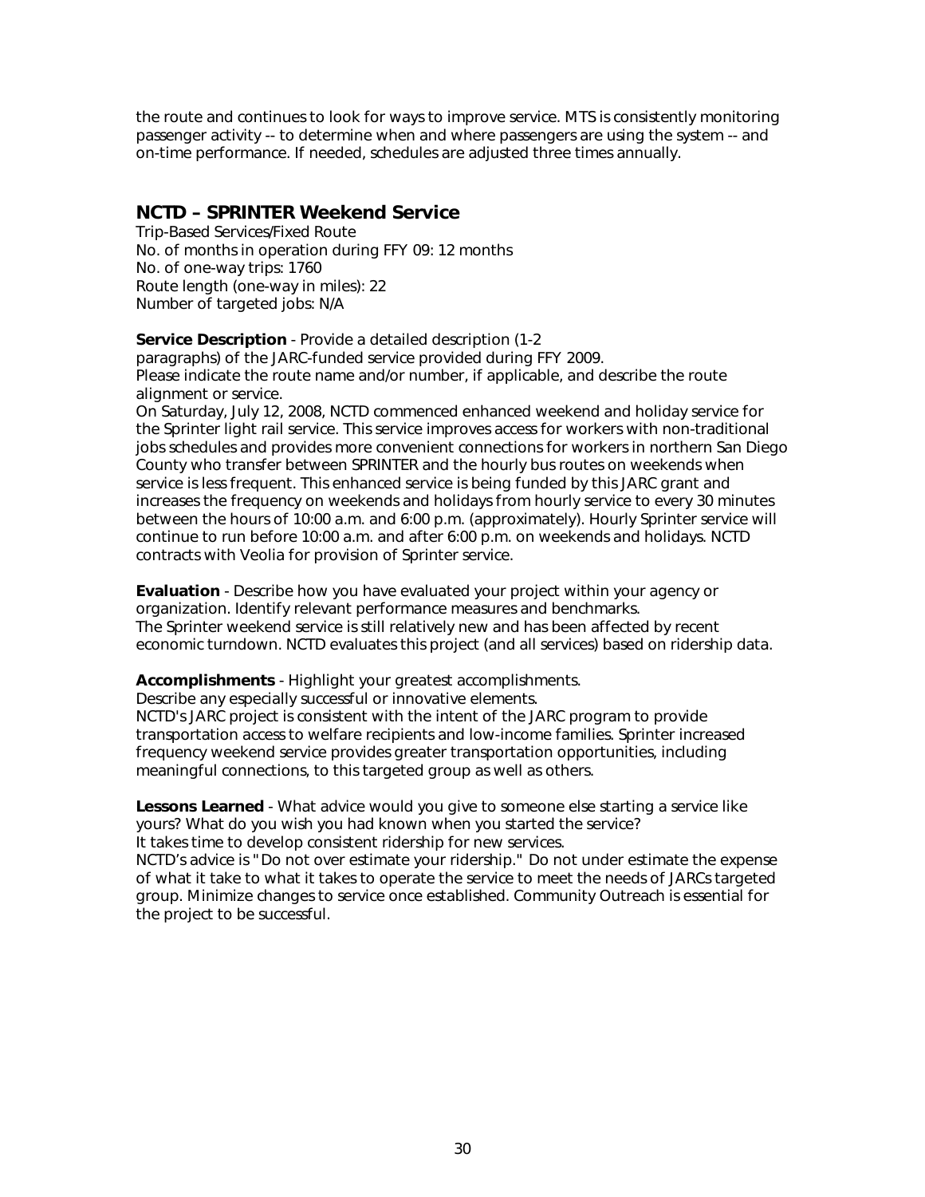the route and continues to look for ways to improve service. MTS is consistently monitoring passenger activity -- to determine when and where passengers are using the system -- and on-time performance. If needed, schedules are adjusted three times annually.

## NCTD – SPRINTER Weekend Service

Trip-Based Services/Fixed Route
No. of months in operation during FFY 09: 12 months
No. of one-way trips: 1760
Route length (one-way in miles): 22
Number of targeted jobs: N/A

**Service Description** - Provide a detailed description (1-2 paragraphs) of the JARC-funded service provided during FFY 2009.
Please indicate the route name and/or number, if applicable, and describe the route alignment or service.
On Saturday, July 12, 2008, NCTD commenced enhanced weekend and holiday service for the Sprinter light rail service. This service improves access for workers with non-traditional jobs schedules and provides more convenient connections for workers in northern San Diego County who transfer between SPRINTER and the hourly bus routes on weekends when service is less frequent. This enhanced service is being funded by this JARC grant and increases the frequency on weekends and holidays from hourly service to every 30 minutes between the hours of 10:00 a.m. and 6:00 p.m. (approximately). Hourly Sprinter service will continue to run before 10:00 a.m. and after 6:00 p.m. on weekends and holidays. NCTD contracts with Veolia for provision of Sprinter service.

**Evaluation** - Describe how you have evaluated your project within your agency or organization. Identify relevant performance measures and benchmarks.
The Sprinter weekend service is still relatively new and has been affected by recent economic turndown. NCTD evaluates this project (and all services) based on ridership data.

**Accomplishments** - Highlight your greatest accomplishments.
Describe any especially successful or innovative elements.
NCTD's JARC project is consistent with the intent of the JARC program to provide transportation access to welfare recipients and low-income families. Sprinter increased frequency weekend service provides greater transportation opportunities, including meaningful connections, to this targeted group as well as others.

**Lessons Learned** - What advice would you give to someone else starting a service like yours? What do you wish you had known when you started the service?
It takes time to develop consistent ridership for new services.
NCTD's advice is "Do not over estimate your ridership." Do not under estimate the expense of what it take to what it takes to operate the service to meet the needs of JARCs targeted group. Minimize changes to service once established. Community Outreach is essential for the project to be successful.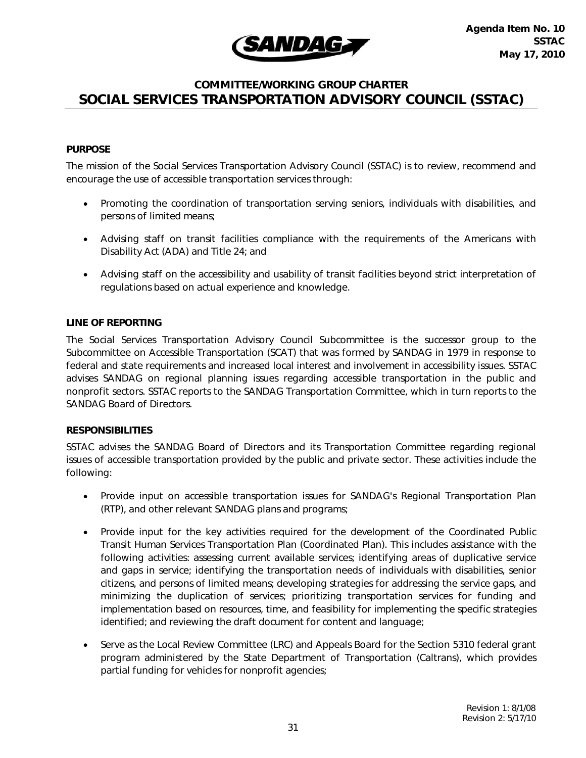Agenda Item No. 10
SSTAC
May 17, 2010

## COMMITTEE/WORKING GROUP CHARTER
# SOCIAL SERVICES TRANSPORTATION ADVISORY COUNCIL (SSTAC)

### PURPOSE

The mission of the Social Services Transportation Advisory Council (SSTAC) is to review, recommend and encourage the use of accessible transportation services through:

- Promoting the coordination of transportation serving seniors, individuals with disabilities, and persons of limited means;
- Advising staff on transit facilities compliance with the requirements of the Americans with Disability Act (ADA) and Title 24; and
- Advising staff on the accessibility and usability of transit facilities beyond strict interpretation of regulations based on actual experience and knowledge.

### LINE OF REPORTING

The Social Services Transportation Advisory Council Subcommittee is the successor group to the Subcommittee on Accessible Transportation (SCAT) that was formed by SANDAG in 1979 in response to federal and state requirements and increased local interest and involvement in accessibility issues. SSTAC advises SANDAG on regional planning issues regarding accessible transportation in the public and nonprofit sectors. SSTAC reports to the SANDAG Transportation Committee, which in turn reports to the SANDAG Board of Directors.

### RESPONSIBILITIES

SSTAC advises the SANDAG Board of Directors and its Transportation Committee regarding regional issues of accessible transportation provided by the public and private sector. These activities include the following:

- Provide input on accessible transportation issues for SANDAG's Regional Transportation Plan (RTP), and other relevant SANDAG plans and programs;
- Provide input for the key activities required for the development of the Coordinated Public Transit Human Services Transportation Plan (Coordinated Plan). This includes assistance with the following activities: assessing current available services; identifying areas of duplicative service and gaps in service; identifying the transportation needs of individuals with disabilities, senior citizens, and persons of limited means; developing strategies for addressing the service gaps, and minimizing the duplication of services; prioritizing transportation services for funding and implementation based on resources, time, and feasibility for implementing the specific strategies identified; and reviewing the draft document for content and language;
- Serve as the Local Review Committee (LRC) and Appeals Board for the Section 5310 federal grant program administered by the State Department of Transportation (Caltrans), which provides partial funding for vehicles for nonprofit agencies;

Revision 1: 8/1/08
Revision 2: 5/17/10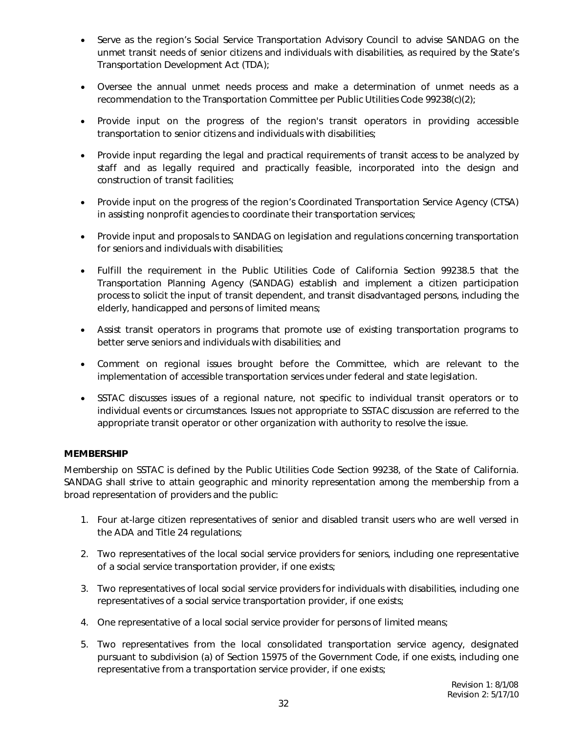- Serve as the region's Social Service Transportation Advisory Council to advise SANDAG on the unmet transit needs of senior citizens and individuals with disabilities, as required by the State's Transportation Development Act (TDA);

- Oversee the annual unmet needs process and make a determination of unmet needs as a recommendation to the Transportation Committee per Public Utilities Code 99238(c)(2);

- Provide input on the progress of the region's transit operators in providing accessible transportation to senior citizens and individuals with disabilities;

- Provide input regarding the legal and practical requirements of transit access to be analyzed by staff and as legally required and practically feasible, incorporated into the design and construction of transit facilities;

- Provide input on the progress of the region's Coordinated Transportation Service Agency (CTSA) in assisting nonprofit agencies to coordinate their transportation services;

- Provide input and proposals to SANDAG on legislation and regulations concerning transportation for seniors and individuals with disabilities;

- Fulfill the requirement in the Public Utilities Code of California Section 99238.5 that the Transportation Planning Agency (SANDAG) establish and implement a citizen participation process to solicit the input of transit dependent, and transit disadvantaged persons, including the elderly, handicapped and persons of limited means;

- Assist transit operators in programs that promote use of existing transportation programs to better serve seniors and individuals with disabilities; and

- Comment on regional issues brought before the Committee, which are relevant to the implementation of accessible transportation services under federal and state legislation.

- SSTAC discusses issues of a regional nature, not specific to individual transit operators or to individual events or circumstances. Issues not appropriate to SSTAC discussion are referred to the appropriate transit operator or other organization with authority to resolve the issue.

**MEMBERSHIP**

Membership on SSTAC is defined by the Public Utilities Code Section 99238, of the State of California. SANDAG shall strive to attain geographic and minority representation among the membership from a broad representation of providers and the public:

1. Four at-large citizen representatives of senior and disabled transit users who are well versed in the ADA and Title 24 regulations;

2. Two representatives of the local social service providers for seniors, including one representative of a social service transportation provider, if one exists;

3. Two representatives of local social service providers for individuals with disabilities, including one representatives of a social service transportation provider, if one exists;

4. One representative of a local social service provider for persons of limited means;

5. Two representatives from the local consolidated transportation service agency, designated pursuant to subdivision (a) of Section 15975 of the Government Code, if one exists, including one representative from a transportation service provider, if one exists;

Revision 1: 8/1/08
Revision 2: 5/17/10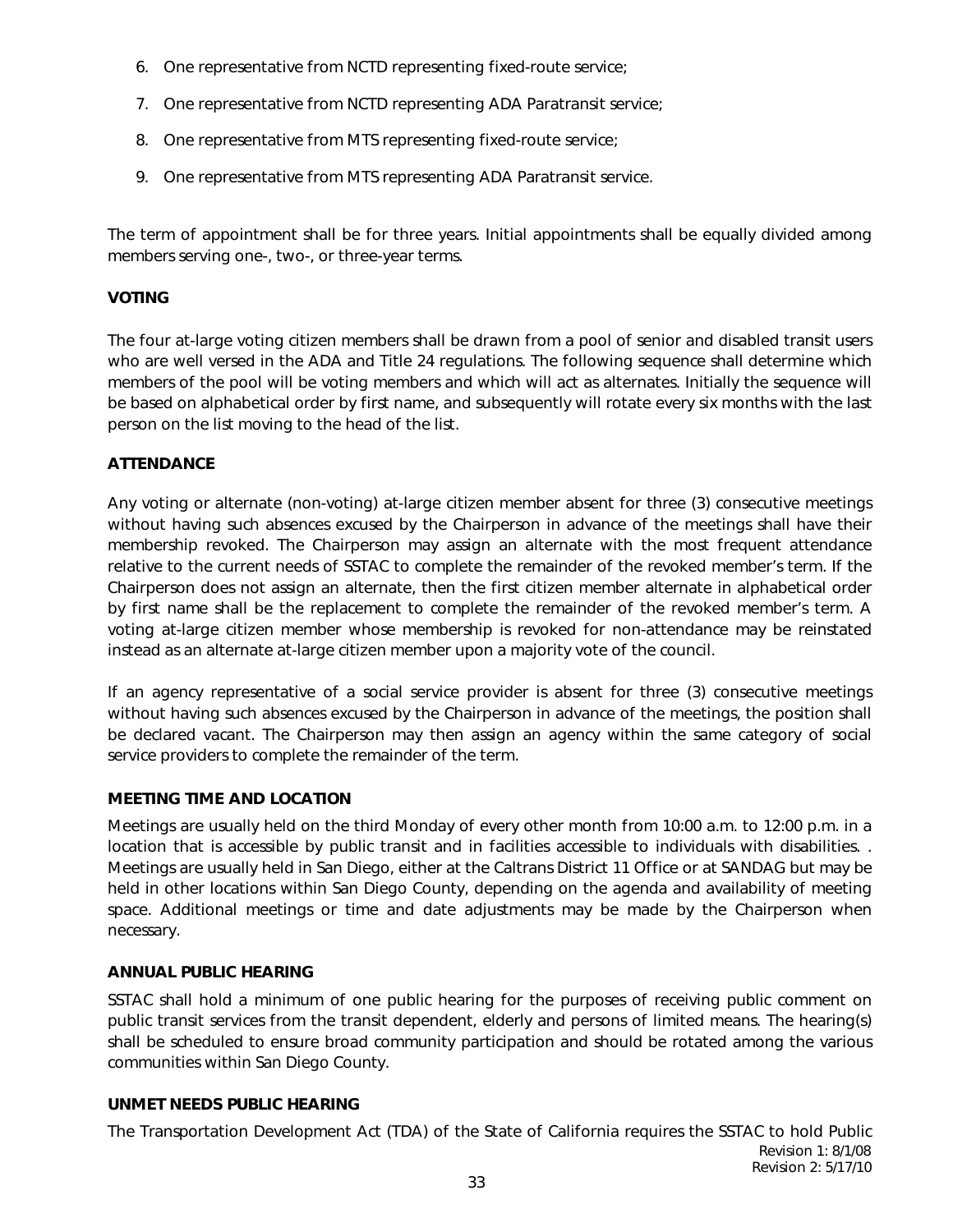6. One representative from NCTD representing fixed-route service;
7. One representative from NCTD representing ADA Paratransit service;
8. One representative from MTS representing fixed-route service;
9. One representative from MTS representing ADA Paratransit service.

The term of appointment shall be for three years. Initial appointments shall be equally divided among members serving one-, two-, or three-year terms.

**VOTING**

The four at-large voting citizen members shall be drawn from a pool of senior and disabled transit users who are well versed in the ADA and Title 24 regulations. The following sequence shall determine which members of the pool will be voting members and which will act as alternates. Initially the sequence will be based on alphabetical order by first name, and subsequently will rotate every six months with the last person on the list moving to the head of the list.

**ATTENDANCE**

Any voting or alternate (non-voting) at-large citizen member absent for three (3) consecutive meetings without having such absences excused by the Chairperson in advance of the meetings shall have their membership revoked. The Chairperson may assign an alternate with the most frequent attendance relative to the current needs of SSTAC to complete the remainder of the revoked member's term. If the Chairperson does not assign an alternate, then the first citizen member alternate in alphabetical order by first name shall be the replacement to complete the remainder of the revoked member's term. A voting at-large citizen member whose membership is revoked for non-attendance may be reinstated instead as an alternate at-large citizen member upon a majority vote of the council.

If an agency representative of a social service provider is absent for three (3) consecutive meetings without having such absences excused by the Chairperson in advance of the meetings, the position shall be declared vacant. The Chairperson may then assign an agency within the same category of social service providers to complete the remainder of the term.

**MEETING TIME AND LOCATION**

Meetings are usually held on the third Monday of every other month from 10:00 a.m. to 12:00 p.m. in a location that is accessible by public transit and in facilities accessible to individuals with disabilities. . Meetings are usually held in San Diego, either at the Caltrans District 11 Office or at SANDAG but may be held in other locations within San Diego County, depending on the agenda and availability of meeting space. Additional meetings or time and date adjustments may be made by the Chairperson when necessary.

**ANNUAL PUBLIC HEARING**

SSTAC shall hold a minimum of one public hearing for the purposes of receiving public comment on public transit services from the transit dependent, elderly and persons of limited means. The hearing(s) shall be scheduled to ensure broad community participation and should be rotated among the various communities within San Diego County.

**UNMET NEEDS PUBLIC HEARING**

The Transportation Development Act (TDA) of the State of California requires the SSTAC to hold Public

Revision 1: 8/1/08
Revision 2: 5/17/10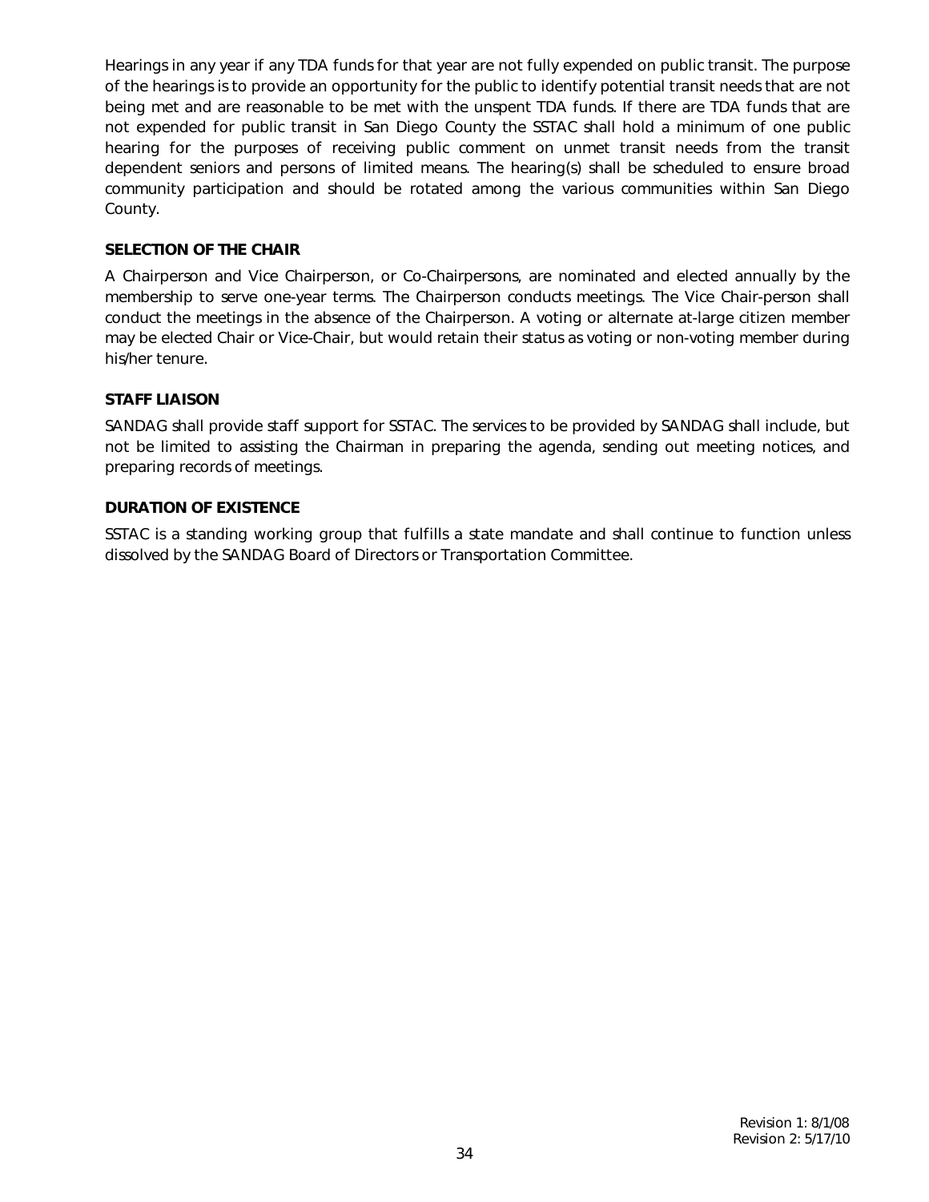Hearings in any year if any TDA funds for that year are not fully expended on public transit. The purpose of the hearings is to provide an opportunity for the public to identify potential transit needs that are not being met and are reasonable to be met with the unspent TDA funds. If there are TDA funds that are not expended for public transit in San Diego County the SSTAC shall hold a minimum of one public hearing for the purposes of receiving public comment on unmet transit needs from the transit dependent seniors and persons of limited means. The hearing(s) shall be scheduled to ensure broad community participation and should be rotated among the various communities within San Diego County.

**SELECTION OF THE CHAIR**

A Chairperson and Vice Chairperson, or Co-Chairpersons, are nominated and elected annually by the membership to serve one-year terms. The Chairperson conducts meetings. The Vice Chair-person shall conduct the meetings in the absence of the Chairperson. A voting or alternate at-large citizen member may be elected Chair or Vice-Chair, but would retain their status as voting or non-voting member during his/her tenure.

**STAFF LIAISON**

SANDAG shall provide staff support for SSTAC. The services to be provided by SANDAG shall include, but not be limited to assisting the Chairman in preparing the agenda, sending out meeting notices, and preparing records of meetings.

**DURATION OF EXISTENCE**

SSTAC is a standing working group that fulfills a state mandate and shall continue to function unless dissolved by the SANDAG Board of Directors or Transportation Committee.

Revision 1: 8/1/08
Revision 2: 5/17/10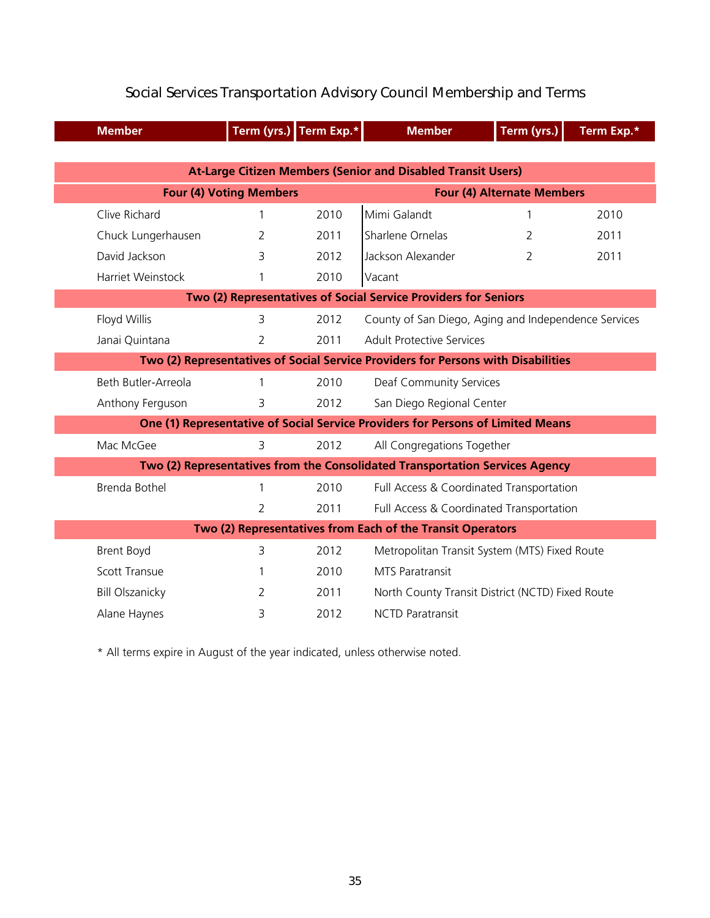## Social Services Transportation Advisory Council Membership and Terms

| Member | Term (yrs.) | Term Exp.* | Member | Term (yrs.) | Term Exp.* |
|---|---|---|---|---|---|
| **At-Large Citizen Members (Senior and Disabled Transit Users)** | | | | | |
| **Four (4) Voting Members** | | | **Four (4) Alternate Members** | | |
| Clive Richard | 1 | 2010 | Mimi Galandt | 1 | 2010 |
| Chuck Lungerhausen | 2 | 2011 | Sharlene Ornelas | 2 | 2011 |
| David Jackson | 3 | 2012 | Jackson Alexander | 2 | 2011 |
| Harriet Weinstock | 1 | 2010 | Vacant | | |
| **Two (2) Representatives of Social Service Providers for Seniors** | | | | | |
| Floyd Willis | 3 | 2012 | County of San Diego, Aging and Independence Services | | |
| Janai Quintana | 2 | 2011 | Adult Protective Services | | |
| **Two (2) Representatives of Social Service Providers for Persons with Disabilities** | | | | | |
| Beth Butler-Arreola | 1 | 2010 | Deaf Community Services | | |
| Anthony Ferguson | 3 | 2012 | San Diego Regional Center | | |
| **One (1) Representative of Social Service Providers for Persons of Limited Means** | | | | | |
| Mac McGee | 3 | 2012 | All Congregations Together | | |
| **Two (2) Representatives from the Consolidated Transportation Services Agency** | | | | | |
| Brenda Bothel | 1 | 2010 | Full Access & Coordinated Transportation | | |
| | 2 | 2011 | Full Access & Coordinated Transportation | | |
| **Two (2) Representatives from Each of the Transit Operators** | | | | | |
| Brent Boyd | 3 | 2012 | Metropolitan Transit System (MTS) Fixed Route | | |
| Scott Transue | 1 | 2010 | MTS Paratransit | | |
| Bill Olszanicky | 2 | 2011 | North County Transit District (NCTD) Fixed Route | | |
| Alane Haynes | 3 | 2012 | NCTD Paratransit | | |

* All terms expire in August of the year indicated, unless otherwise noted.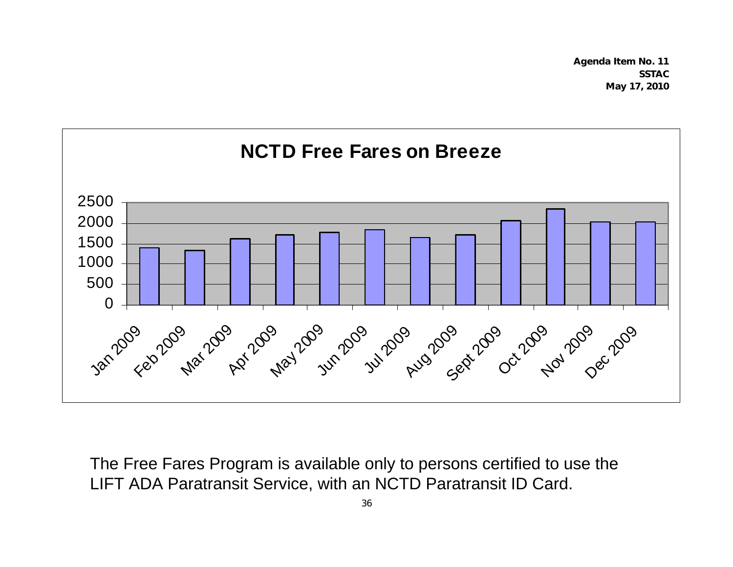Agenda Item No. 11
SSTAC
May 17, 2010

**NCTD Free Fares on Breeze**

The Free Fares Program is available only to persons certified to use the LIFT ADA Paratransit Service, with an NCTD Paratransit ID Card.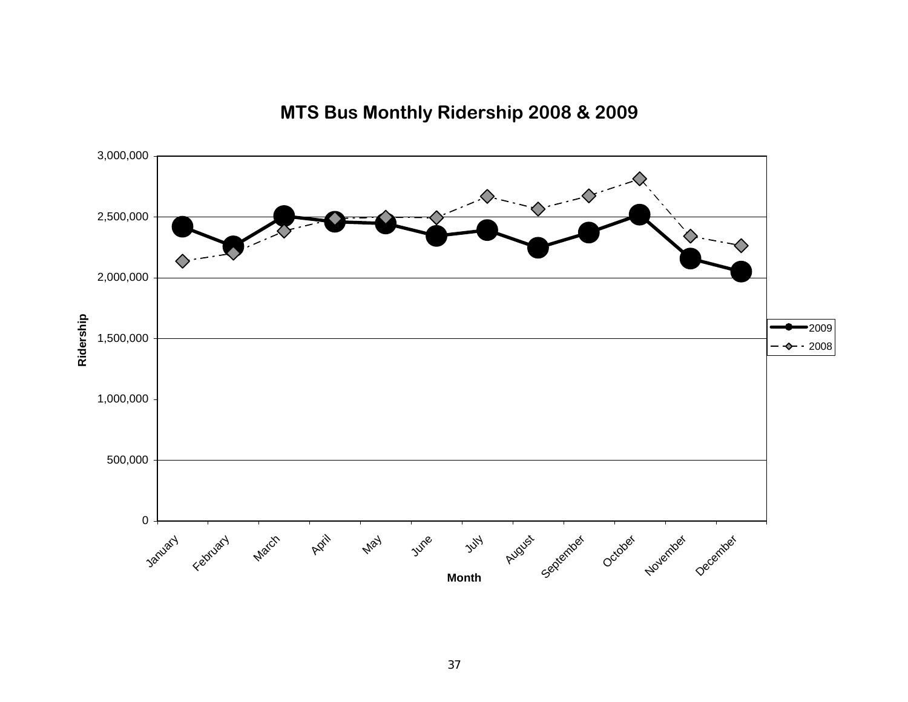## MTS Bus Monthly Ridership 2008 & 2009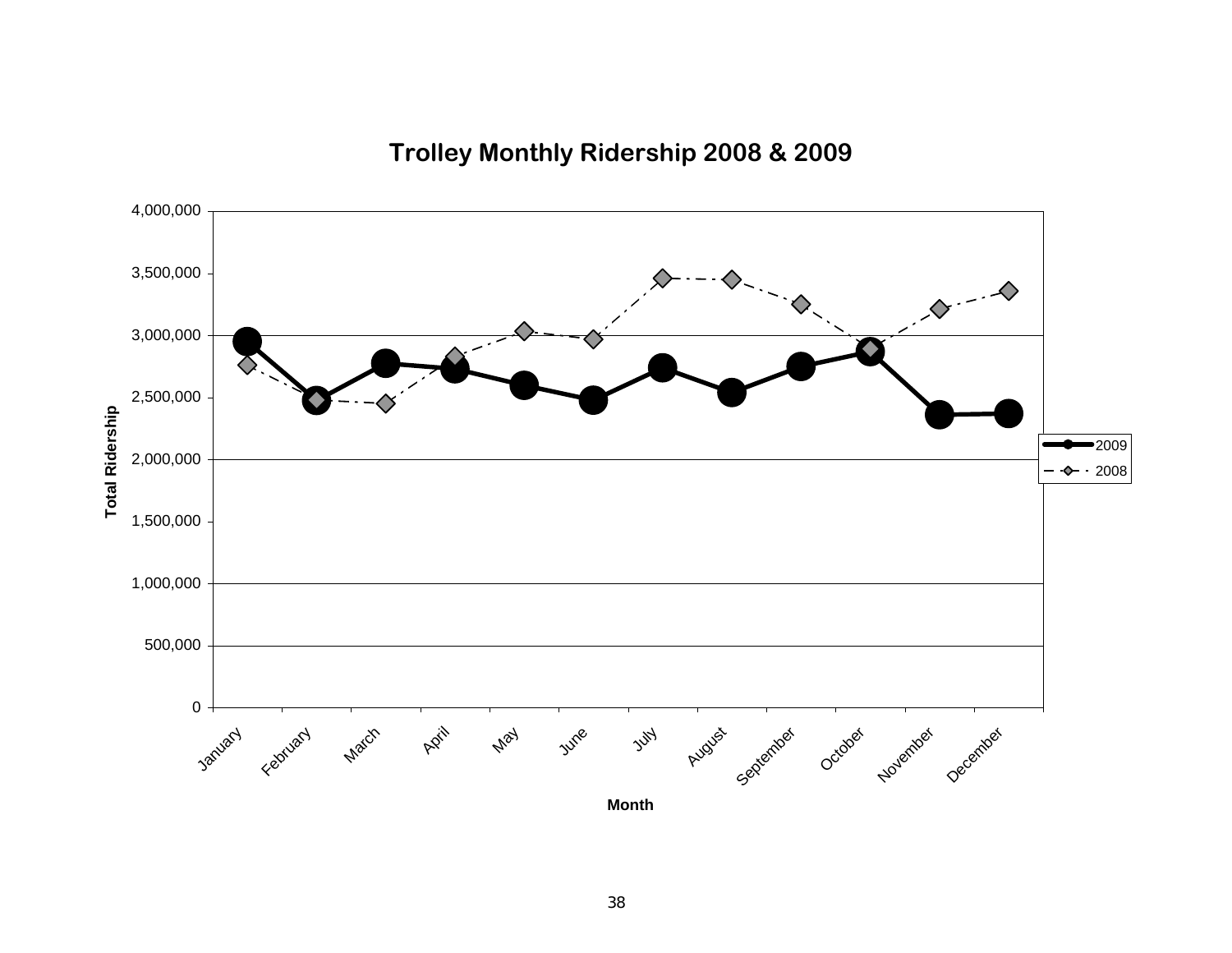## Trolley Monthly Ridership 2008 & 2009

| Month | 2009 | 2008 |
|---|---|---|
| January | 2,950,000 | 2,760,000 |
| February | 2,480,000 | 2,480,000 |
| March | 2,780,000 | 2,450,000 |
| April | 2,730,000 | 2,830,000 |
| May | 2,600,000 | 3,040,000 |
| June | 2,480,000 | 2,970,000 |
| July | 2,740,000 | 3,460,000 |
| August | 2,540,000 | 3,450,000 |
| September | 2,750,000 | 3,250,000 |
| October | 2,870,000 | 2,890,000 |
| November | 2,360,000 | 3,210,000 |
| December | 2,370,000 | 3,360,000 |

*Approximate values read from line chart. Y-axis: Total Ridership (0 to 4,000,000); X-axis: Month.*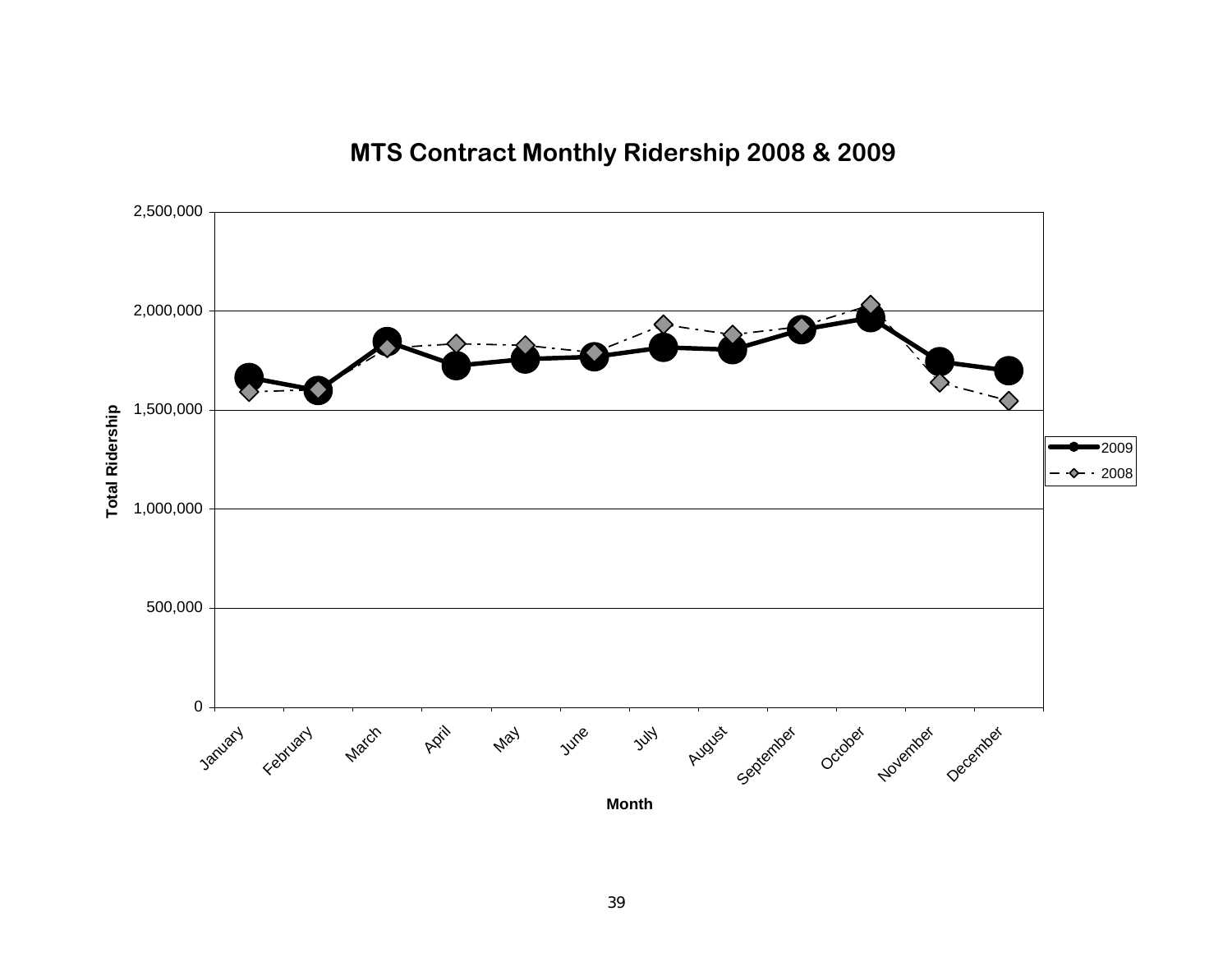# MTS Contract Monthly Ridership 2008 & 2009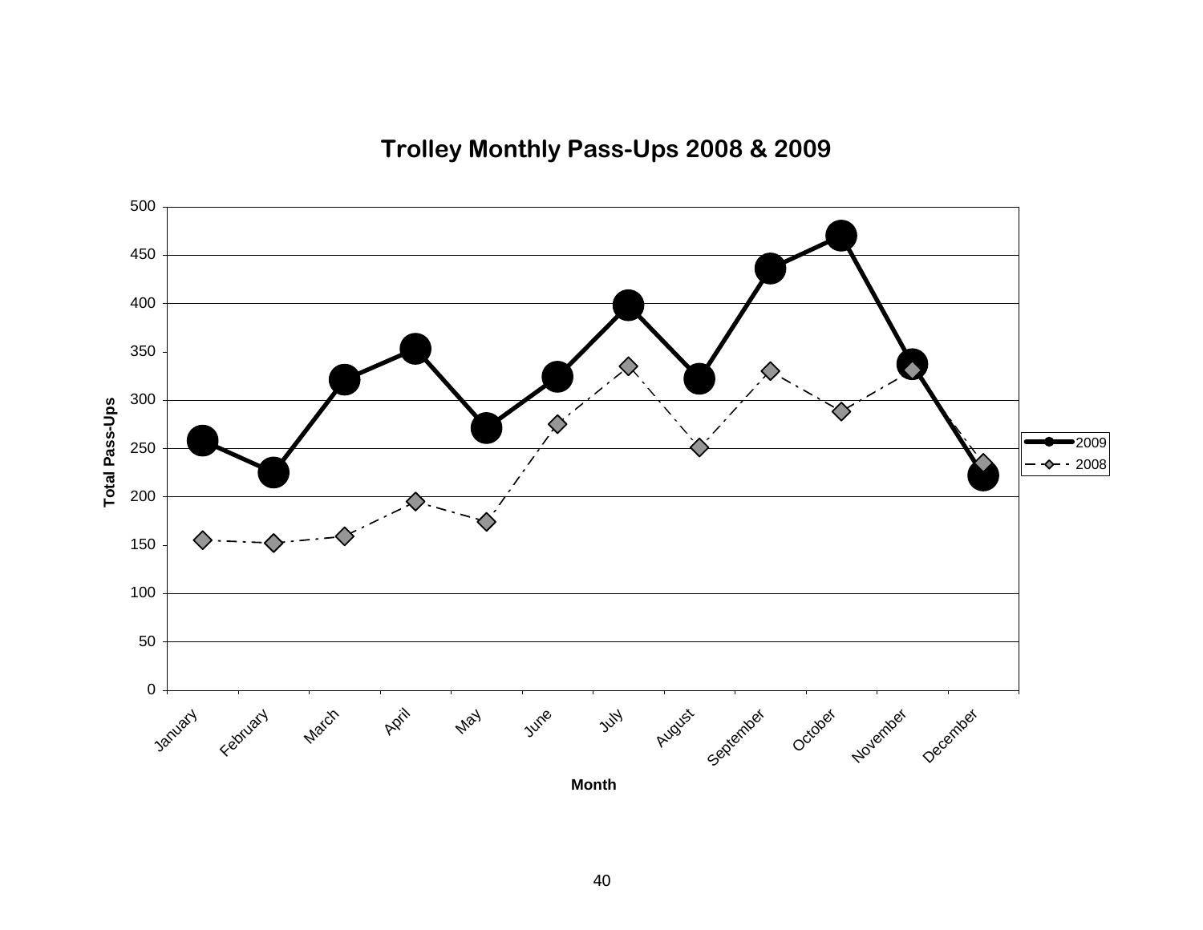## Trolley Monthly Pass-Ups 2008 & 2009

| Month | 2009 | 2008 |
|---|---|---|
| January | 258 | 155 |
| February | 225 | 152 |
| March | 321 | 159 |
| April | 353 | 195 |
| May | 271 | 174 |
| June | 324 | 275 |
| July | 398 | 335 |
| August | 322 | 251 |
| September | 436 | 330 |
| October | 470 | 288 |
| November | 337 | 330 |
| December | 222 | 235 |

Total Pass-Ups

Month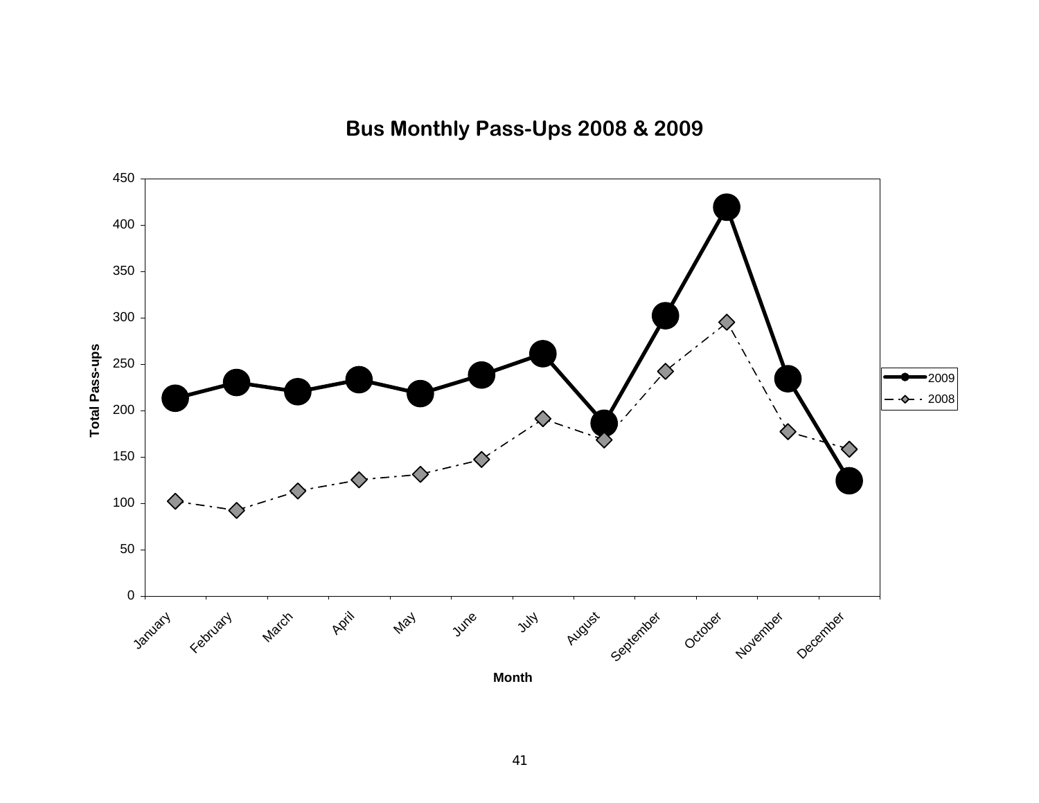## Bus Monthly Pass-Ups 2008 & 2009

Total Pass-ups

Month

January, February, March, April, May, June, July, August, September, October, November, December

2009

2008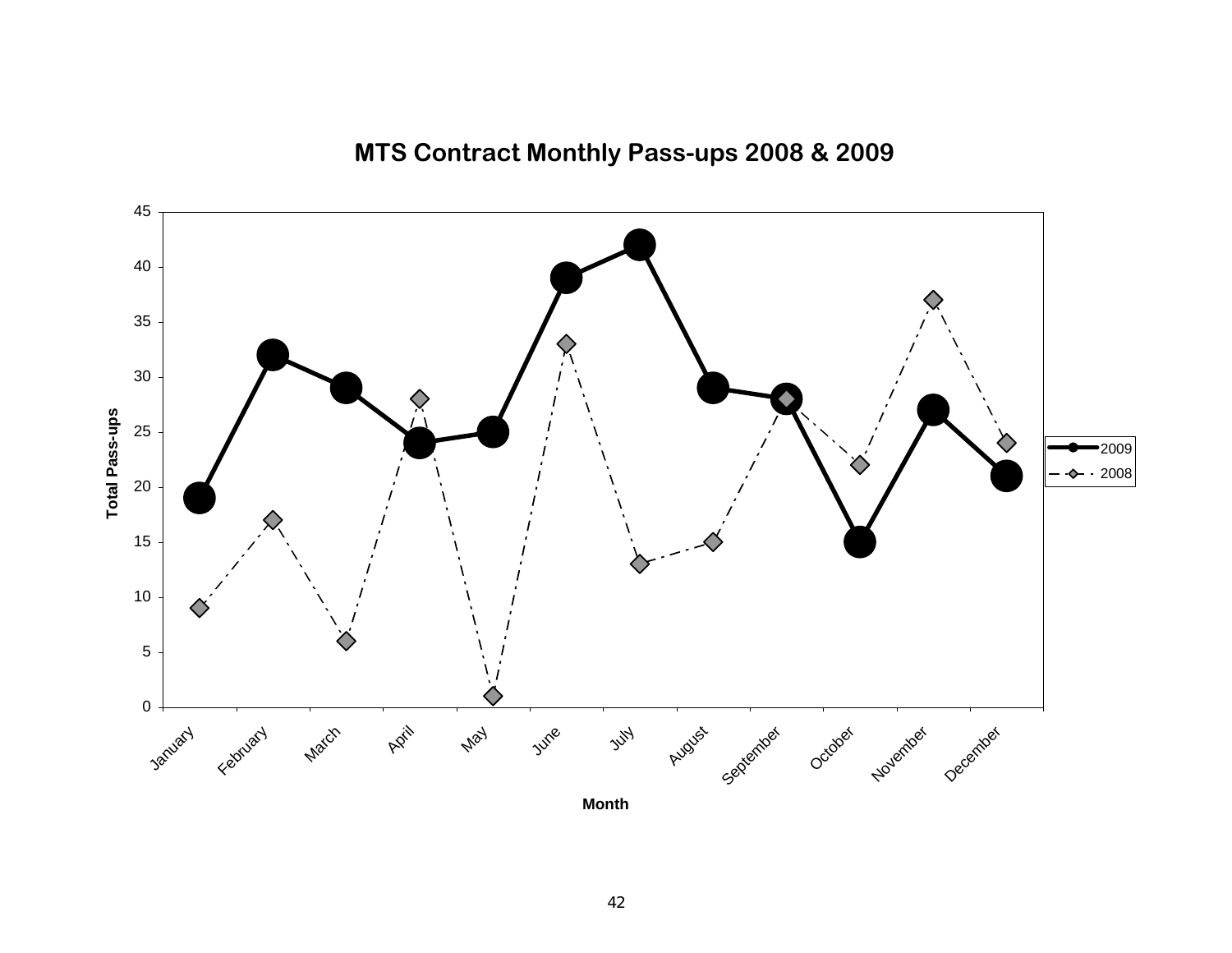## MTS Contract Monthly Pass-ups 2008 & 2009

| Month | 2009 | 2008 |
|---|---|---|
| January | 19 | 9 |
| February | 32 | 17 |
| March | 29 | 6 |
| April | 24 | 28 |
| May | 25 | 1 |
| June | 39 | 33 |
| July | 42 | 13 |
| August | 29 | 15 |
| September | 28 | 28 |
| October | 15 | 22 |
| November | 27 | 37 |
| December | 21 | 24 |

Total Pass-ups

Month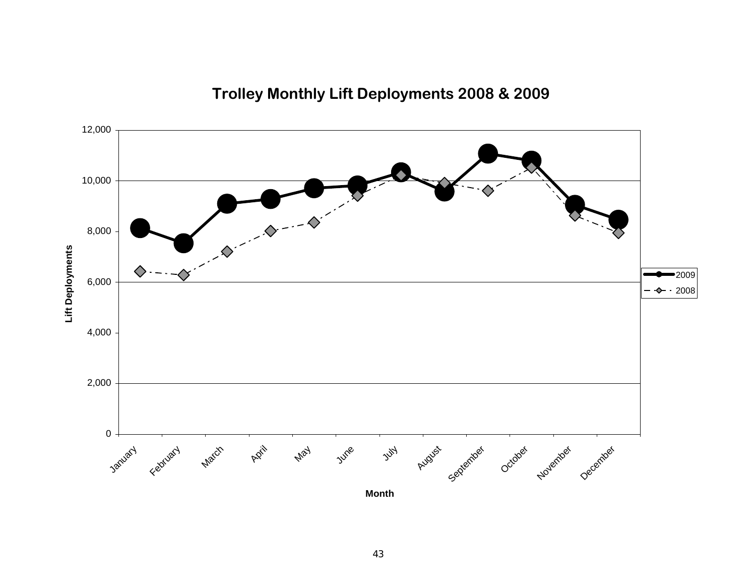## Trolley Monthly Lift Deployments 2008 & 2009

Lift Deployments

12,000
10,000
8,000
6,000
4,000
2,000
0

January February March April May June July August September October November December

Month

2009
2008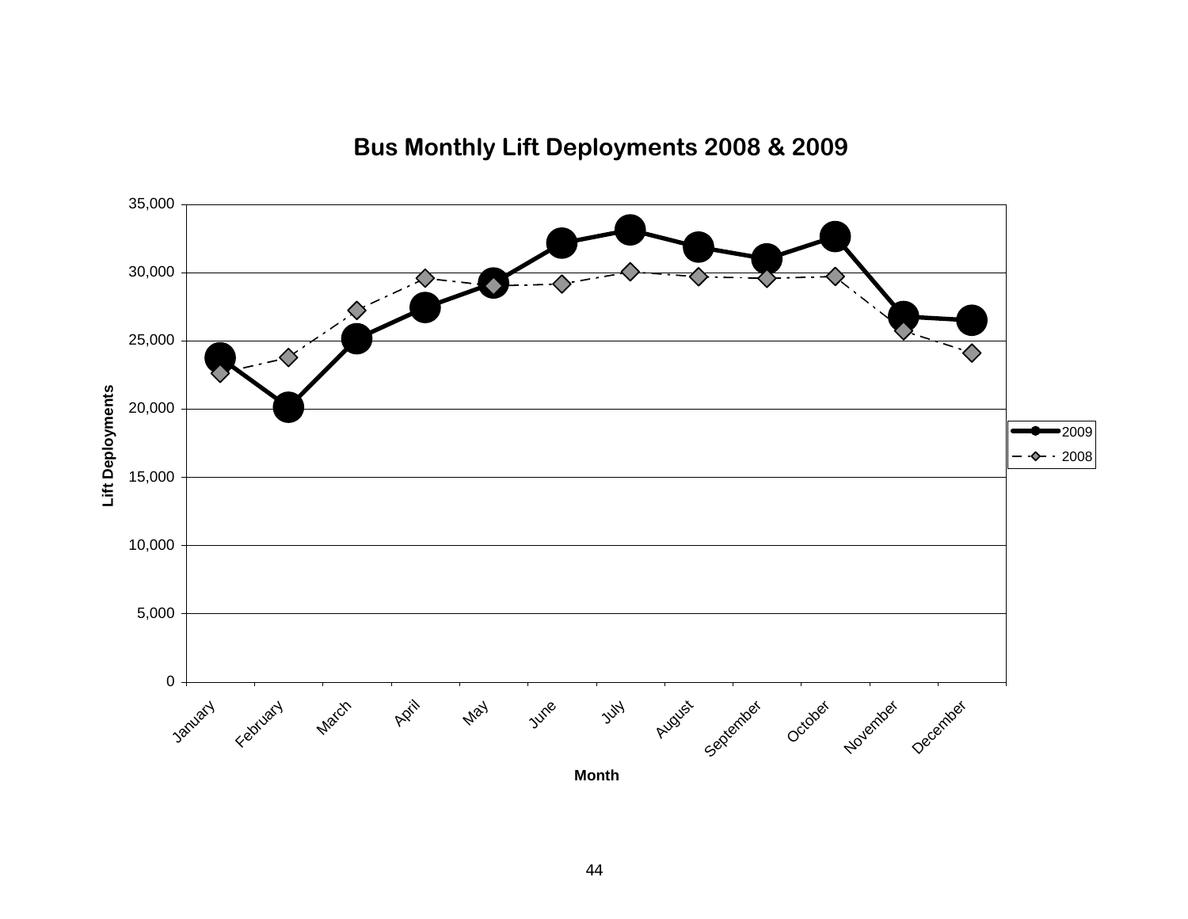## Bus Monthly Lift Deployments 2008 & 2009

Lift Deployments

35,000
30,000
25,000
20,000
15,000
10,000
5,000
0

January February March April May June July August September October November December

Month

2009
2008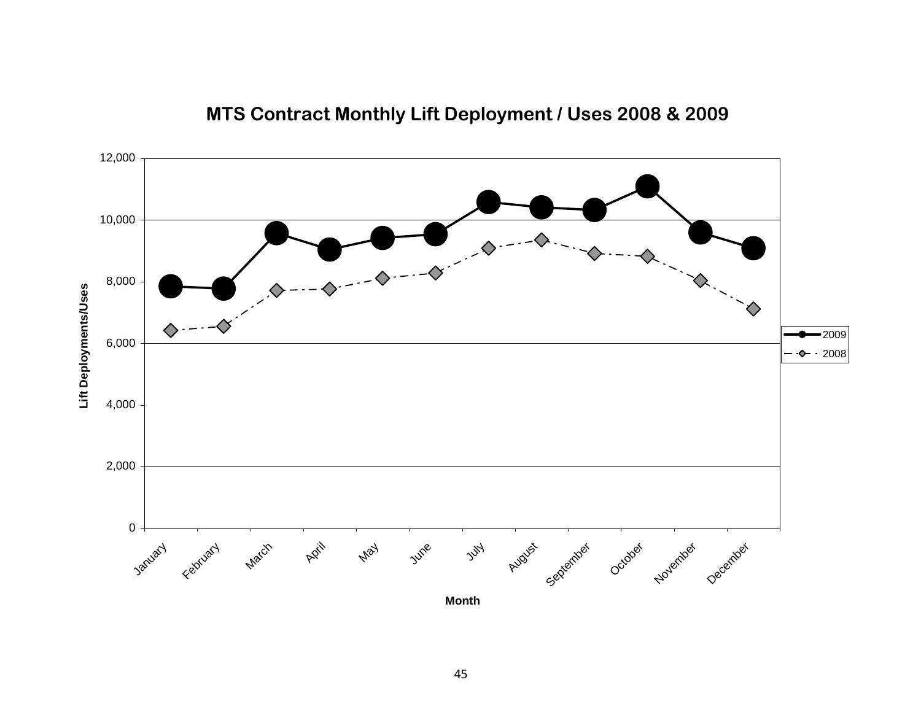## MTS Contract Monthly Lift Deployment / Uses 2008 & 2009

Lift Deployments/Uses

12,000
10,000
8,000
6,000
4,000
2,000
0

January February March April May June July August September October November December

Month

2009
2008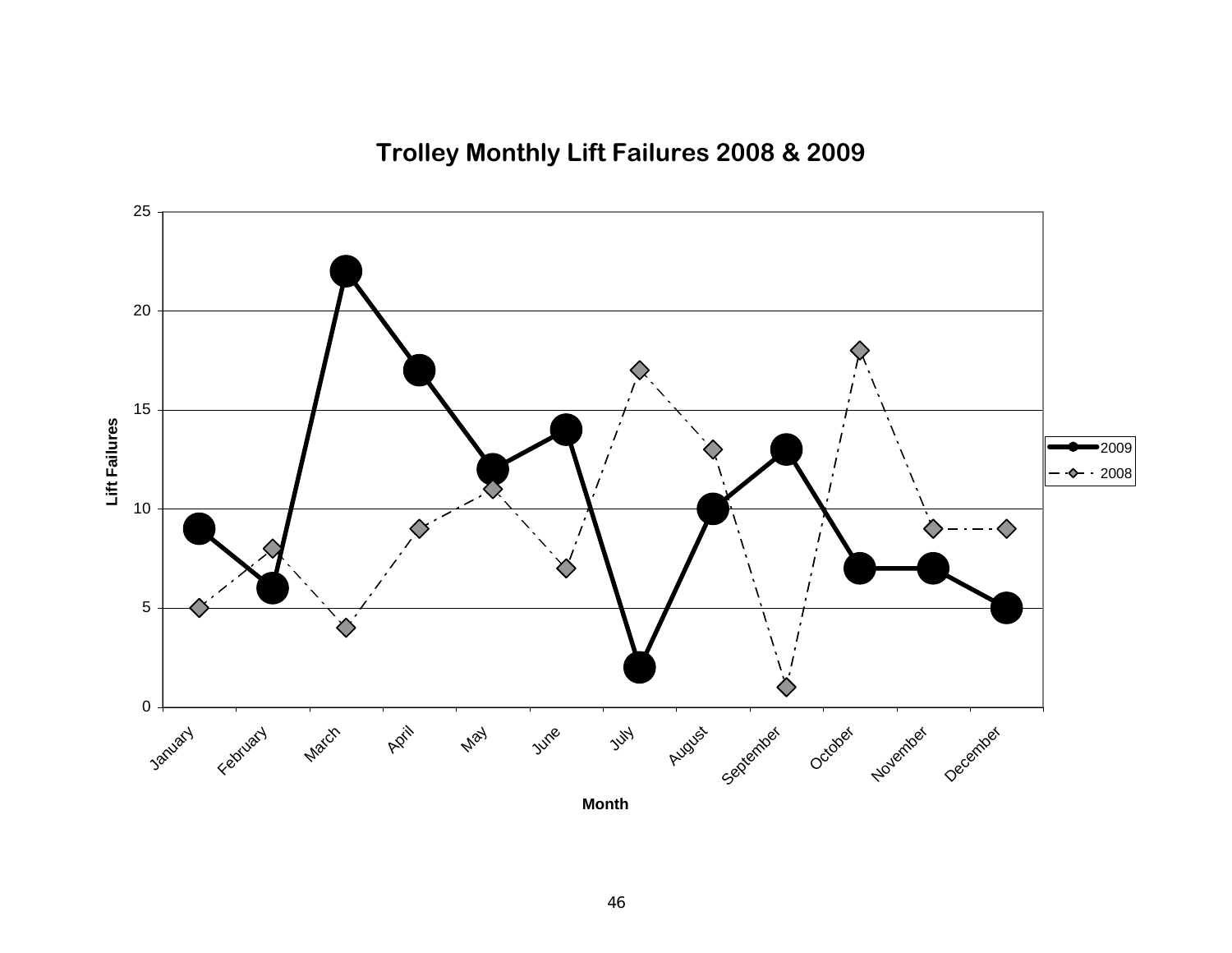## Trolley Monthly Lift Failures 2008 & 2009

| Month | 2009 | 2008 |
|---|---|---|
| January | 9 | 5 |
| February | 6 | 8 |
| March | 22 | 4 |
| April | 17 | 9 |
| May | 12 | 11 |
| June | 14 | 7 |
| July | 2 | 17 |
| August | 10 | 13 |
| September | 13 | 1 |
| October | 7 | 18 |
| November | 7 | 9 |
| December | 5 | 9 |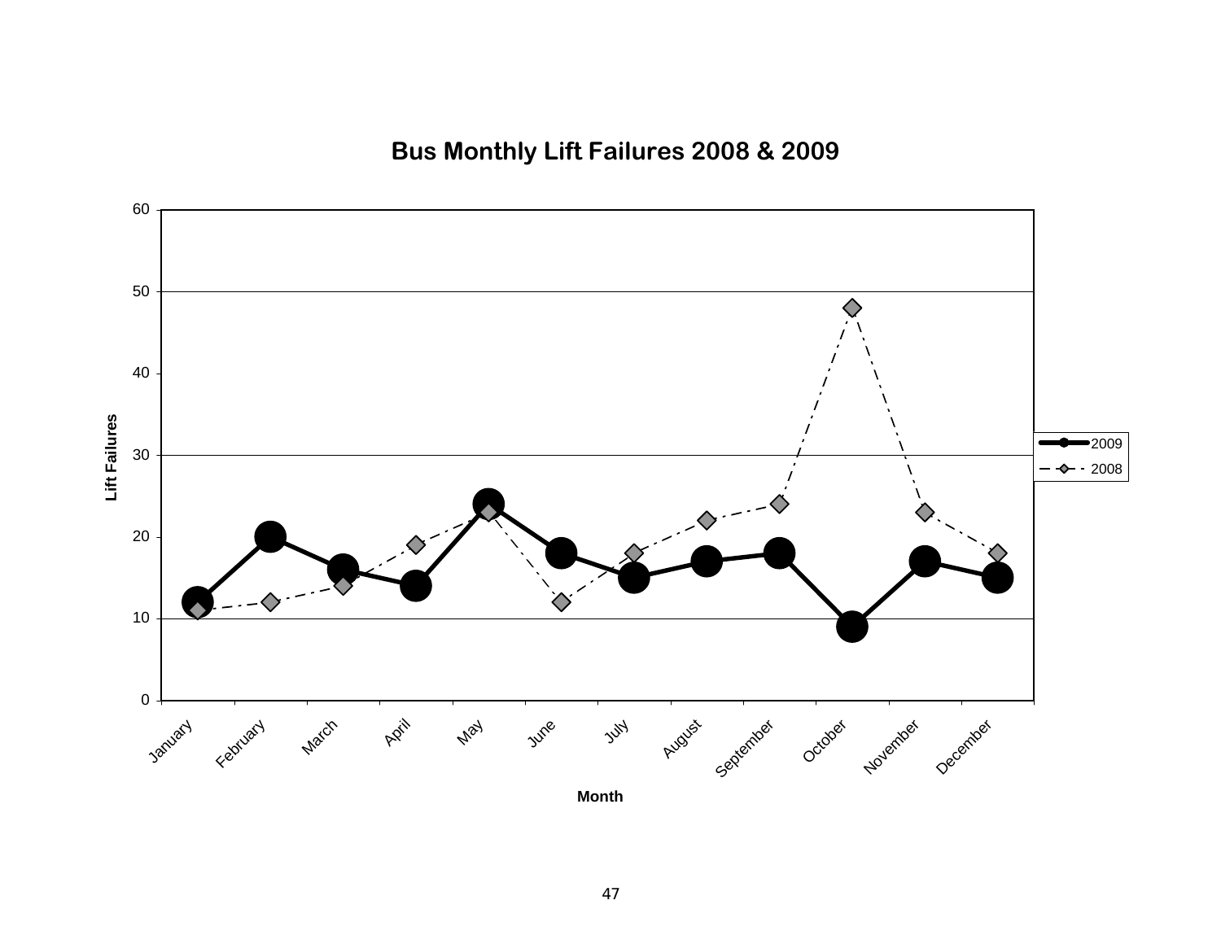## Bus Monthly Lift Failures 2008 & 2009

| Month | 2009 | 2008 |
|---|---|---|
| January | 12 | 11 |
| February | 20 | 12 |
| March | 16 | 14 |
| April | 14 | 19 |
| May | 24 | 23 |
| June | 18 | 12 |
| July | 15 | 18 |
| August | 17 | 22 |
| September | 18 | 24 |
| October | 9 | 48 |
| November | 17 | 23 |
| December | 15 | 18 |

Lift Failures

Month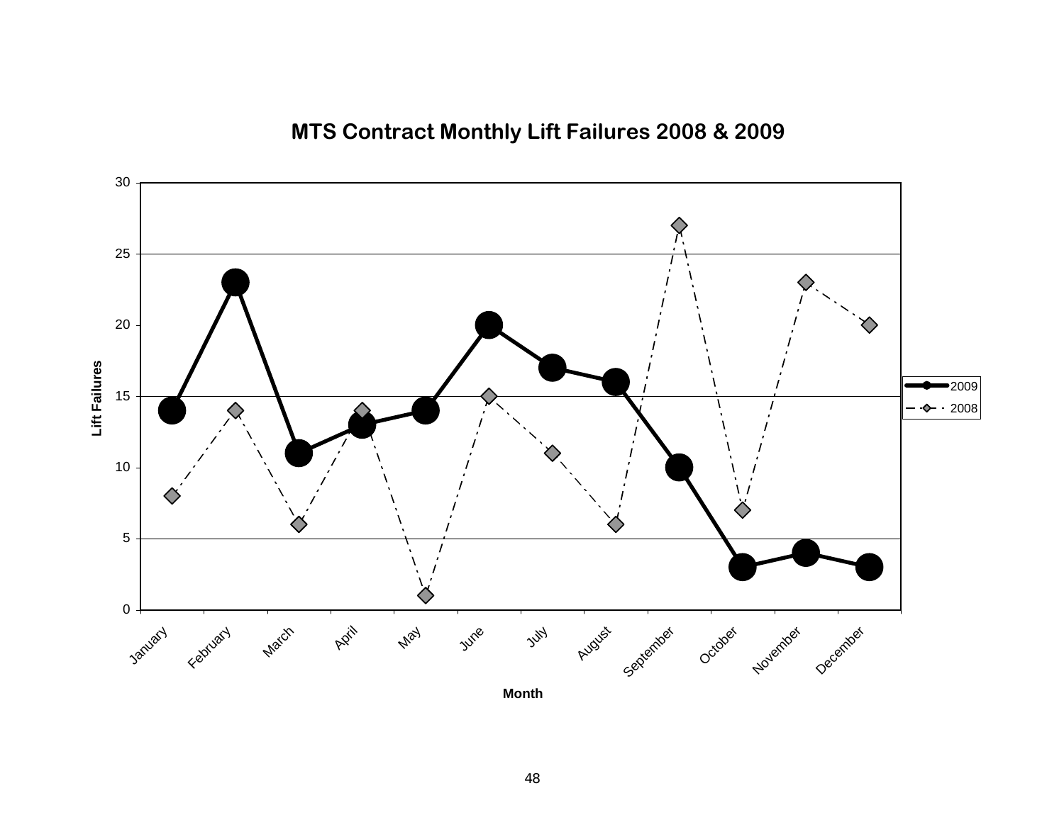# MTS Contract Monthly Lift Failures 2008 & 2009

| Month | 2009 | 2008 |
|---|---|---|
| January | 14 | 8 |
| February | 23 | 14 |
| March | 11 | 6 |
| April | 13 | 14 |
| May | 14 | 1 |
| June | 20 | 15 |
| July | 17 | 11 |
| August | 16 | 6 |
| September | 10 | 27 |
| October | 3 | 7 |
| November | 4 | 23 |
| December | 3 | 20 |

Lift Failures

Month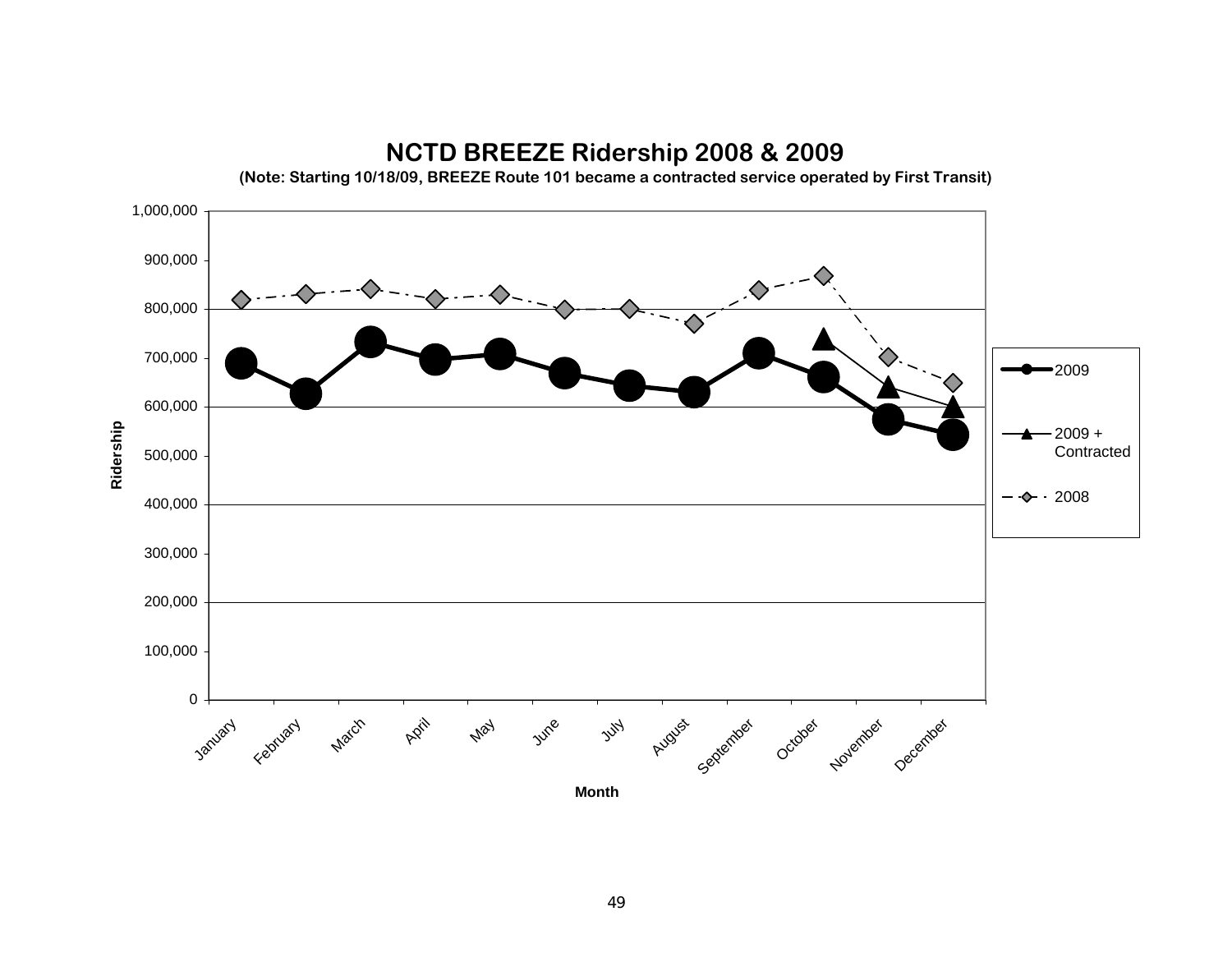# NCTD BREEZE Ridership 2008 & 2009

**(Note: Starting 10/18/09, BREEZE Route 101 became a contracted service operated by First Transit)**

Ridership

1,000,000
900,000
800,000
700,000
600,000
500,000
400,000
300,000
200,000
100,000
0

January February March April May June July August September October November December

Month

2009
2009 + Contracted
2008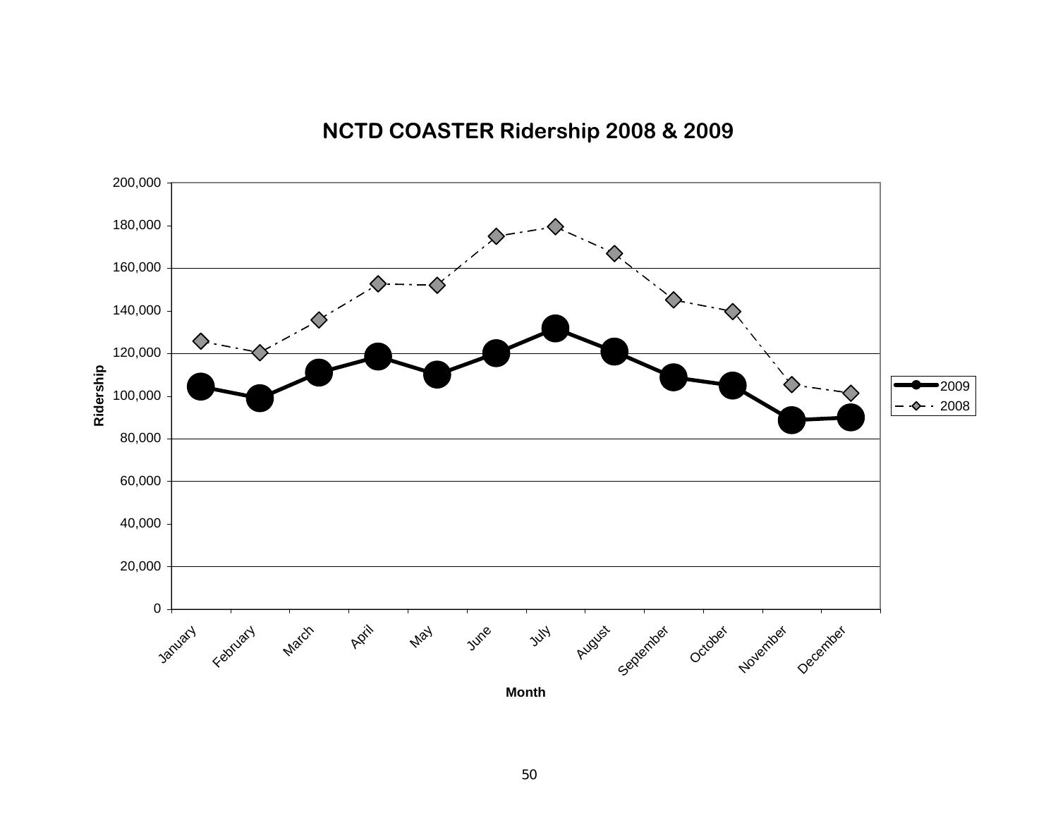## NCTD COASTER Ridership 2008 & 2009

Ridership

200,000
180,000
160,000
140,000
120,000
100,000
80,000
60,000
40,000
20,000
0

January February March April May June July August September October November December

Month

2009
2008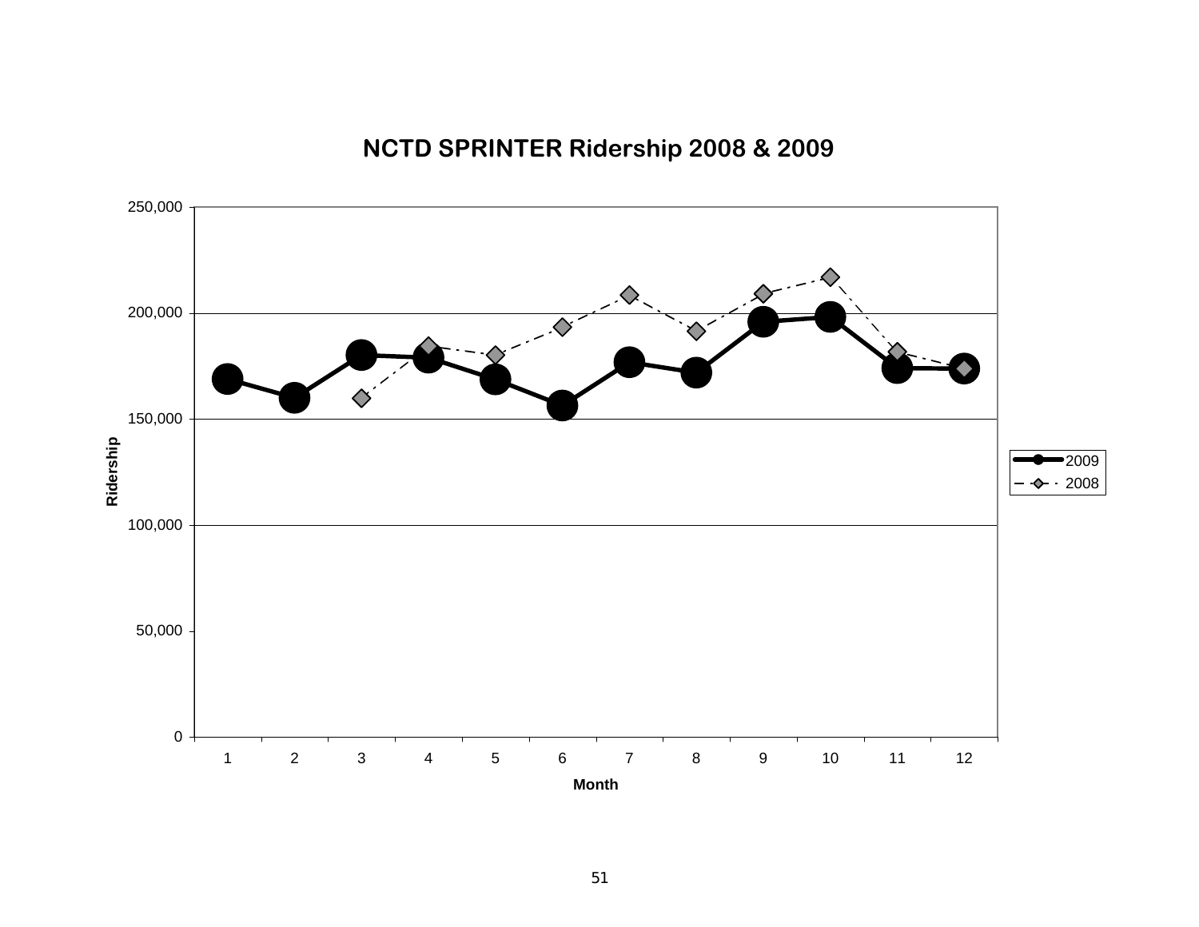**NCTD SPRINTER Ridership 2008 & 2009**

250,000
200,000
150,000
100,000
50,000
0

Ridership

1 2 3 4 5 6 7 8 9 10 11 12

Month

2009
2008